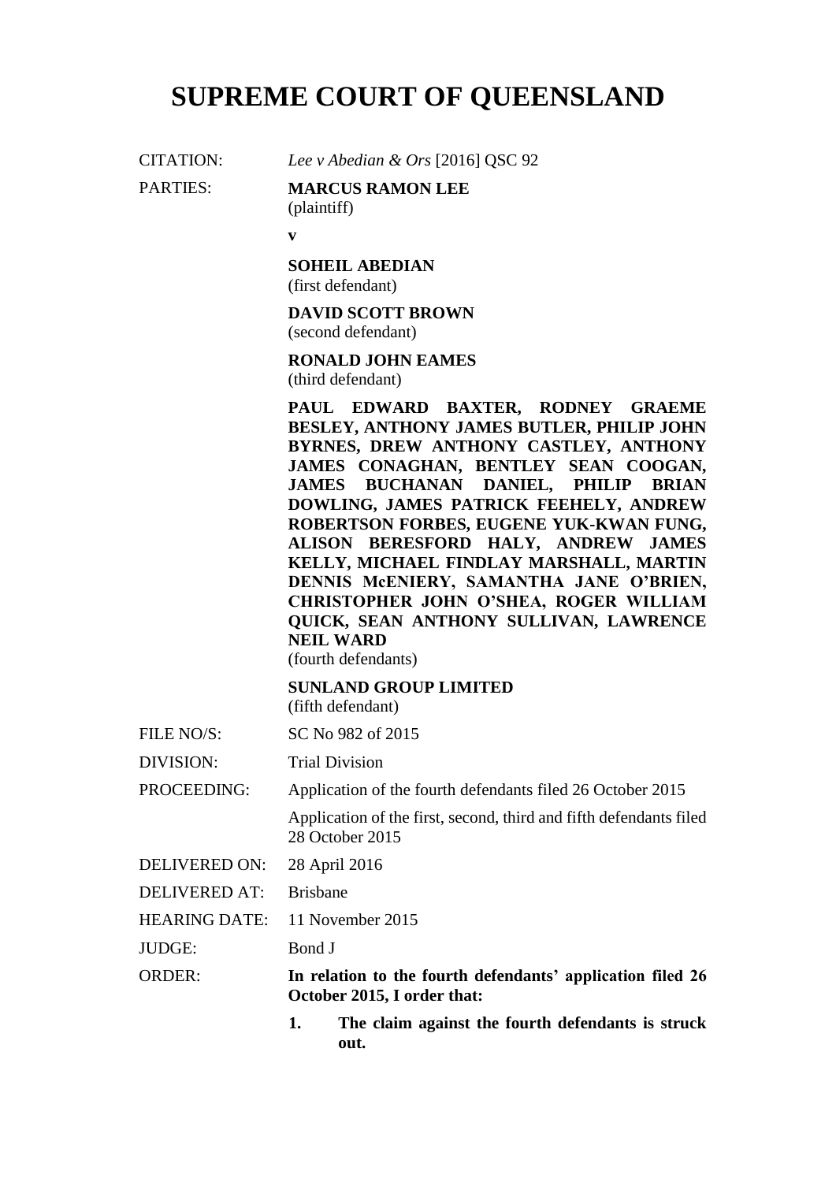# SUPREME COURT OF QUEENSLAND

| | |
|---|---|
| CITATION: | *Lee v Abedian & Ors* [2016] QSC 92 |
| PARTIES: | **MARCUS RAMON LEE**<br>(plaintiff)<br>**v**<br>**SOHEIL ABEDIAN**<br>(first defendant)<br>**DAVID SCOTT BROWN**<br>(second defendant)<br>**RONALD JOHN EAMES**<br>(third defendant)<br>**PAUL EDWARD BAXTER, RODNEY GRAEME BESLEY, ANTHONY JAMES BUTLER, PHILIP JOHN BYRNES, DREW ANTHONY CASTLEY, ANTHONY JAMES CONAGHAN, BENTLEY SEAN COOGAN, JAMES BUCHANAN DANIEL, PHILIP BRIAN DOWLING, JAMES PATRICK FEEHELY, ANDREW ROBERTSON FORBES, EUGENE YUK-KWAN FUNG, ALISON BERESFORD HALY, ANDREW JAMES KELLY, MICHAEL FINDLAY MARSHALL, MARTIN DENNIS McENIERY, SAMANTHA JANE O'BRIEN, CHRISTOPHER JOHN O'SHEA, ROGER WILLIAM QUICK, SEAN ANTHONY SULLIVAN, LAWRENCE NEIL WARD**<br>(fourth defendants)<br>**SUNLAND GROUP LIMITED**<br>(fifth defendant) |
| FILE NO/S: | SC No 982 of 2015 |
| DIVISION: | Trial Division |
| PROCEEDING: | Application of the fourth defendants filed 26 October 2015<br>Application of the first, second, third and fifth defendants filed 28 October 2015 |
| DELIVERED ON: | 28 April 2016 |
| DELIVERED AT: | Brisbane |
| HEARING DATE: | 11 November 2015 |
| JUDGE: | Bond J |
| ORDER: | **In relation to the fourth defendants' application filed 26 October 2015, I order that:**<br>**1. The claim against the fourth defendants is struck out.** |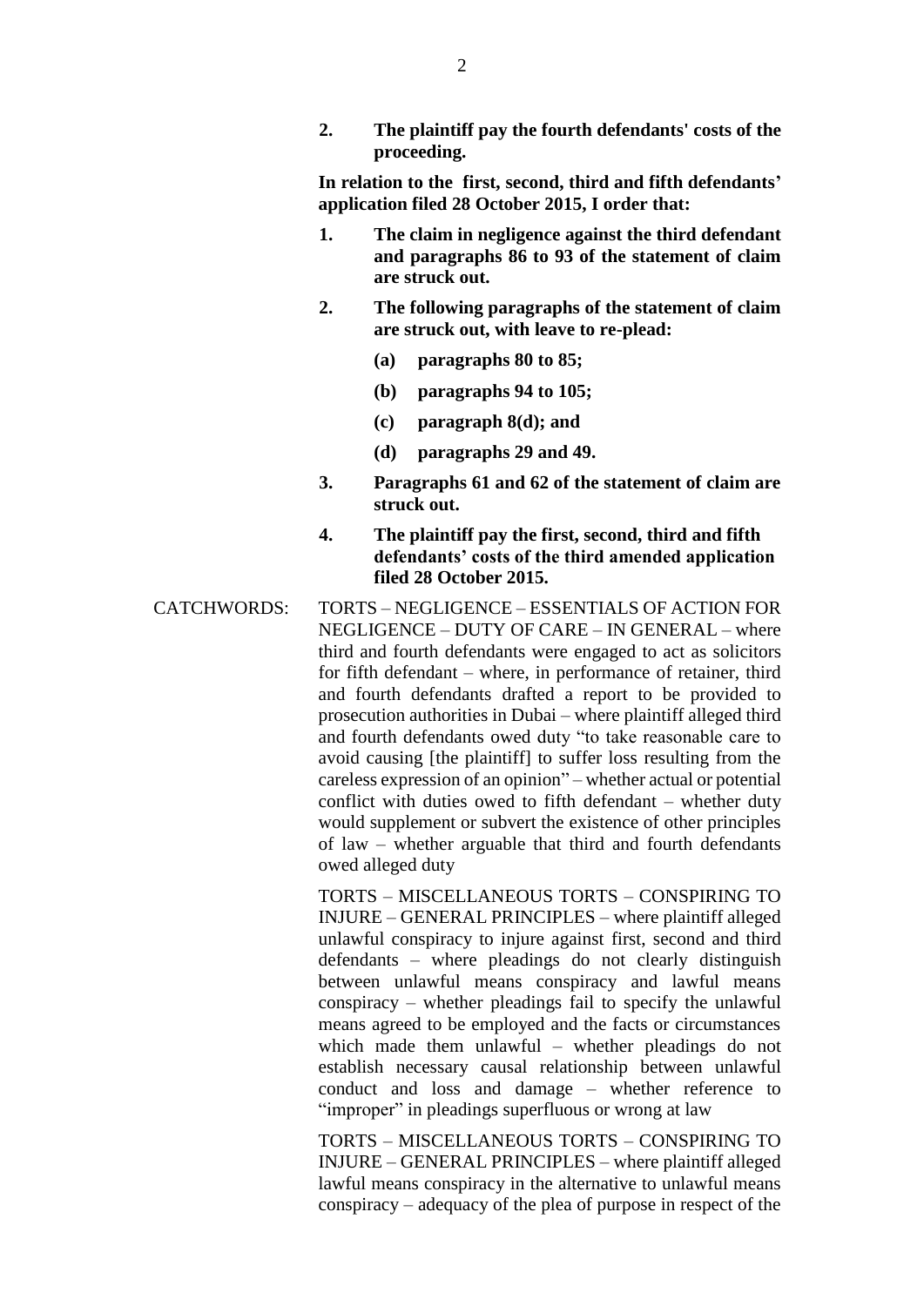**2. The plaintiff pay the fourth defendants' costs of the proceeding.**

**In relation to the first, second, third and fifth defendants' application filed 28 October 2015, I order that:**

**1. The claim in negligence against the third defendant and paragraphs 86 to 93 of the statement of claim are struck out.**

**2. The following paragraphs of the statement of claim are struck out, with leave to re-plead:**

**(a) paragraphs 80 to 85;**

**(b) paragraphs 94 to 105;**

**(c) paragraph 8(d); and**

**(d) paragraphs 29 and 49.**

**3. Paragraphs 61 and 62 of the statement of claim are struck out.**

**4. The plaintiff pay the first, second, third and fifth defendants' costs of the third amended application filed 28 October 2015.**

CATCHWORDS: TORTS – NEGLIGENCE – ESSENTIALS OF ACTION FOR NEGLIGENCE – DUTY OF CARE – IN GENERAL – where third and fourth defendants were engaged to act as solicitors for fifth defendant – where, in performance of retainer, third and fourth defendants drafted a report to be provided to prosecution authorities in Dubai – where plaintiff alleged third and fourth defendants owed duty "to take reasonable care to avoid causing [the plaintiff] to suffer loss resulting from the careless expression of an opinion" – whether actual or potential conflict with duties owed to fifth defendant – whether duty would supplement or subvert the existence of other principles of law – whether arguable that third and fourth defendants owed alleged duty

TORTS – MISCELLANEOUS TORTS – CONSPIRING TO INJURE – GENERAL PRINCIPLES – where plaintiff alleged unlawful conspiracy to injure against first, second and third defendants – where pleadings do not clearly distinguish between unlawful means conspiracy and lawful means conspiracy – whether pleadings fail to specify the unlawful means agreed to be employed and the facts or circumstances which made them unlawful – whether pleadings do not establish necessary causal relationship between unlawful conduct and loss and damage – whether reference to "improper" in pleadings superfluous or wrong at law

TORTS – MISCELLANEOUS TORTS – CONSPIRING TO INJURE – GENERAL PRINCIPLES – where plaintiff alleged lawful means conspiracy in the alternative to unlawful means conspiracy – adequacy of the plea of purpose in respect of the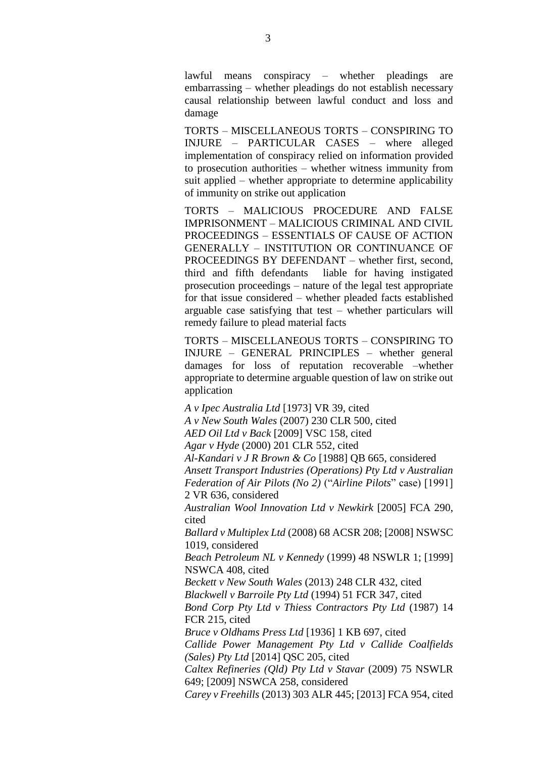lawful means conspiracy – whether pleadings are embarrassing – whether pleadings do not establish necessary causal relationship between lawful conduct and loss and damage

TORTS – MISCELLANEOUS TORTS – CONSPIRING TO INJURE – PARTICULAR CASES – where alleged implementation of conspiracy relied on information provided to prosecution authorities – whether witness immunity from suit applied – whether appropriate to determine applicability of immunity on strike out application

TORTS – MALICIOUS PROCEDURE AND FALSE IMPRISONMENT – MALICIOUS CRIMINAL AND CIVIL PROCEEDINGS – ESSENTIALS OF CAUSE OF ACTION GENERALLY – INSTITUTION OR CONTINUANCE OF PROCEEDINGS BY DEFENDANT – whether first, second, third and fifth defendants liable for having instigated prosecution proceedings – nature of the legal test appropriate for that issue considered – whether pleaded facts established arguable case satisfying that test – whether particulars will remedy failure to plead material facts

TORTS – MISCELLANEOUS TORTS – CONSPIRING TO INJURE – GENERAL PRINCIPLES – whether general damages for loss of reputation recoverable –whether appropriate to determine arguable question of law on strike out application

*A v Ipec Australia Ltd* [1973] VR 39, cited
*A v New South Wales* (2007) 230 CLR 500, cited
*AED Oil Ltd v Back* [2009] VSC 158, cited
*Agar v Hyde* (2000) 201 CLR 552, cited
*Al-Kandari v J R Brown & Co* [1988] QB 665, considered
*Ansett Transport Industries (Operations) Pty Ltd v Australian Federation of Air Pilots (No 2)* ("*Airline Pilots*" case) [1991] 2 VR 636, considered
*Australian Wool Innovation Ltd v Newkirk* [2005] FCA 290, cited
*Ballard v Multiplex Ltd* (2008) 68 ACSR 208; [2008] NSWSC 1019, considered
*Beach Petroleum NL v Kennedy* (1999) 48 NSWLR 1; [1999] NSWCA 408, cited
*Beckett v New South Wales* (2013) 248 CLR 432, cited
*Blackwell v Barroile Pty Ltd* (1994) 51 FCR 347, cited
*Bond Corp Pty Ltd v Thiess Contractors Pty Ltd* (1987) 14 FCR 215, cited
*Bruce v Oldhams Press Ltd* [1936] 1 KB 697, cited
*Callide Power Management Pty Ltd v Callide Coalfields (Sales) Pty Ltd* [2014] QSC 205, cited
*Caltex Refineries (Qld) Pty Ltd v Stavar* (2009) 75 NSWLR 649; [2009] NSWCA 258, considered
*Carey v Freehills* (2013) 303 ALR 445; [2013] FCA 954, cited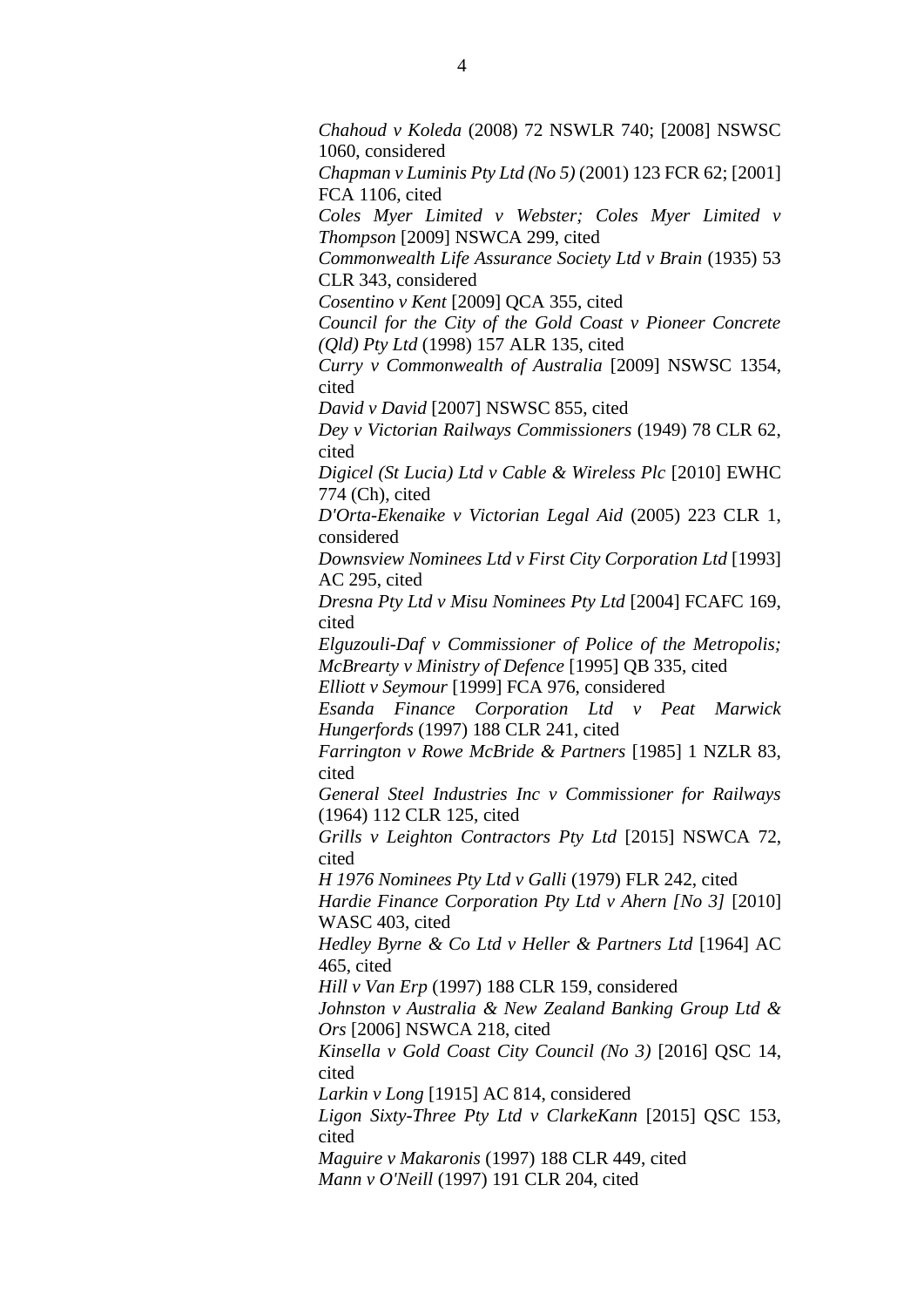*Chahoud v Koleda* (2008) 72 NSWLR 740; [2008] NSWSC 1060, considered
*Chapman v Luminis Pty Ltd (No 5)* (2001) 123 FCR 62; [2001] FCA 1106, cited
*Coles Myer Limited v Webster; Coles Myer Limited v Thompson* [2009] NSWCA 299, cited
*Commonwealth Life Assurance Society Ltd v Brain* (1935) 53 CLR 343, considered
*Cosentino v Kent* [2009] QCA 355, cited
*Council for the City of the Gold Coast v Pioneer Concrete (Qld) Pty Ltd* (1998) 157 ALR 135, cited
*Curry v Commonwealth of Australia* [2009] NSWSC 1354, cited
*David v David* [2007] NSWSC 855, cited
*Dey v Victorian Railways Commissioners* (1949) 78 CLR 62, cited
*Digicel (St Lucia) Ltd v Cable & Wireless Plc* [2010] EWHC 774 (Ch), cited
*D'Orta-Ekenaike v Victorian Legal Aid* (2005) 223 CLR 1, considered
*Downsview Nominees Ltd v First City Corporation Ltd* [1993] AC 295, cited
*Dresna Pty Ltd v Misu Nominees Pty Ltd* [2004] FCAFC 169, cited
*Elguzouli-Daf v Commissioner of Police of the Metropolis; McBrearty v Ministry of Defence* [1995] QB 335, cited
*Elliott v Seymour* [1999] FCA 976, considered
*Esanda Finance Corporation Ltd v Peat Marwick Hungerfords* (1997) 188 CLR 241, cited
*Farrington v Rowe McBride & Partners* [1985] 1 NZLR 83, cited
*General Steel Industries Inc v Commissioner for Railways* (1964) 112 CLR 125, cited
*Grills v Leighton Contractors Pty Ltd* [2015] NSWCA 72, cited
*H 1976 Nominees Pty Ltd v Galli* (1979) FLR 242, cited
*Hardie Finance Corporation Pty Ltd v Ahern [No 3]* [2010] WASC 403, cited
*Hedley Byrne & Co Ltd v Heller & Partners Ltd* [1964] AC 465, cited
*Hill v Van Erp* (1997) 188 CLR 159, considered
*Johnston v Australia & New Zealand Banking Group Ltd & Ors* [2006] NSWCA 218, cited
*Kinsella v Gold Coast City Council (No 3)* [2016] QSC 14, cited
*Larkin v Long* [1915] AC 814, considered
*Ligon Sixty-Three Pty Ltd v ClarkeKann* [2015] QSC 153, cited
*Maguire v Makaronis* (1997) 188 CLR 449, cited
*Mann v O'Neill* (1997) 191 CLR 204, cited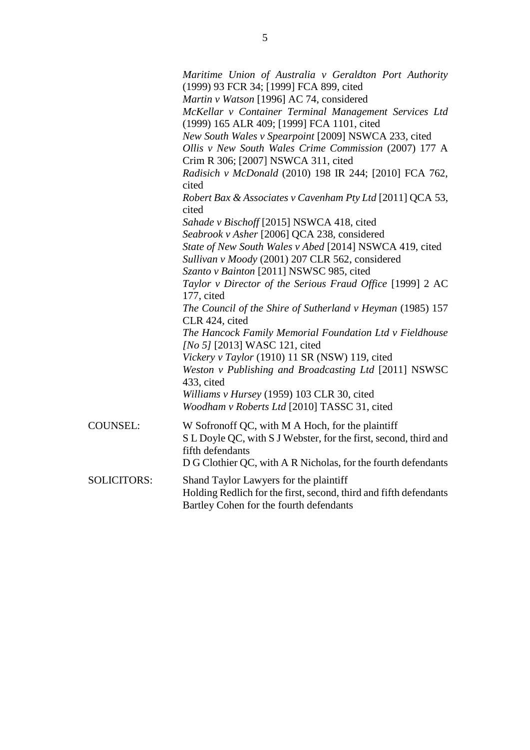*Maritime Union of Australia v Geraldton Port Authority* (1999) 93 FCR 34; [1999] FCA 899, cited
*Martin v Watson* [1996] AC 74, considered
*McKellar v Container Terminal Management Services Ltd* (1999) 165 ALR 409; [1999] FCA 1101, cited
*New South Wales v Spearpoint* [2009] NSWCA 233, cited
*Ollis v New South Wales Crime Commission* (2007) 177 A Crim R 306; [2007] NSWCA 311, cited
*Radisich v McDonald* (2010) 198 IR 244; [2010] FCA 762, cited
*Robert Bax & Associates v Cavenham Pty Ltd* [2011] QCA 53, cited
*Sahade v Bischoff* [2015] NSWCA 418, cited
*Seabrook v Asher* [2006] QCA 238, considered
*State of New South Wales v Abed* [2014] NSWCA 419, cited
*Sullivan v Moody* (2001) 207 CLR 562, considered
*Szanto v Bainton* [2011] NSWSC 985, cited
*Taylor v Director of the Serious Fraud Office* [1999] 2 AC 177, cited
*The Council of the Shire of Sutherland v Heyman* (1985) 157 CLR 424, cited
*The Hancock Family Memorial Foundation Ltd v Fieldhouse [No 5]* [2013] WASC 121, cited
*Vickery v Taylor* (1910) 11 SR (NSW) 119, cited
*Weston v Publishing and Broadcasting Ltd* [2011] NSWSC 433, cited
*Williams v Hursey* (1959) 103 CLR 30, cited
*Woodham v Roberts Ltd* [2010] TASSC 31, cited

COUNSEL: W Sofronoff QC, with M A Hoch, for the plaintiff
S L Doyle QC, with S J Webster, for the first, second, third and fifth defendants
D G Clothier QC, with A R Nicholas, for the fourth defendants

SOLICITORS: Shand Taylor Lawyers for the plaintiff
Holding Redlich for the first, second, third and fifth defendants
Bartley Cohen for the fourth defendants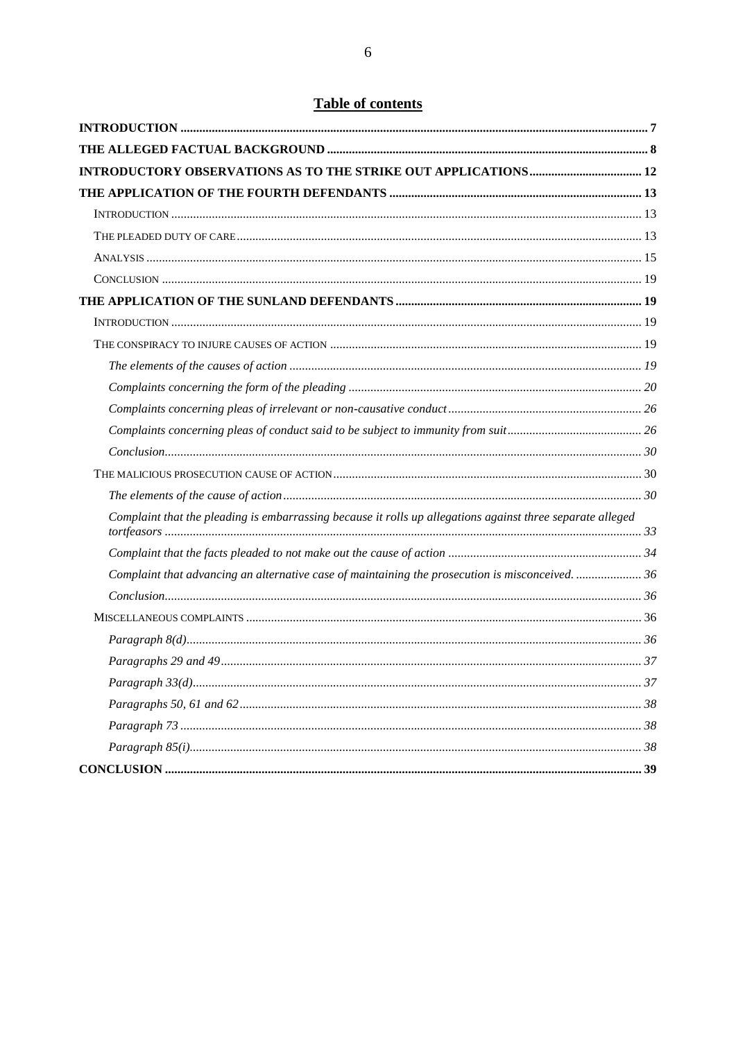## Table of contents

| | |
|---|---|
| **INTRODUCTION** | **7** |
| **THE ALLEGED FACTUAL BACKGROUND** | **8** |
| **INTRODUCTORY OBSERVATIONS AS TO THE STRIKE OUT APPLICATIONS** | **12** |
| **THE APPLICATION OF THE FOURTH DEFENDANTS** | **13** |
| INTRODUCTION | 13 |
| THE PLEADED DUTY OF CARE | 13 |
| ANALYSIS | 15 |
| CONCLUSION | 19 |
| **THE APPLICATION OF THE SUNLAND DEFENDANTS** | **19** |
| INTRODUCTION | 19 |
| THE CONSPIRACY TO INJURE CAUSES OF ACTION | 19 |
| *The elements of the causes of action* | *19* |
| *Complaints concerning the form of the pleading* | *20* |
| *Complaints concerning pleas of irrelevant or non-causative conduct* | *26* |
| *Complaints concerning pleas of conduct said to be subject to immunity from suit* | *26* |
| *Conclusion* | *30* |
| THE MALICIOUS PROSECUTION CAUSE OF ACTION | 30 |
| *The elements of the cause of action* | *30* |
| *Complaint that the pleading is embarrassing because it rolls up allegations against three separate alleged tortfeasors* | *33* |
| *Complaint that the facts pleaded to not make out the cause of action* | *34* |
| *Complaint that advancing an alternative case of maintaining the prosecution is misconceived.* | *36* |
| *Conclusion* | *36* |
| MISCELLANEOUS COMPLAINTS | 36 |
| *Paragraph 8(d)* | *36* |
| *Paragraphs 29 and 49* | *37* |
| *Paragraph 33(d)* | *37* |
| *Paragraphs 50, 61 and 62* | *38* |
| *Paragraph 73* | *38* |
| *Paragraph 85(i)* | *38* |
| **CONCLUSION** | **39** |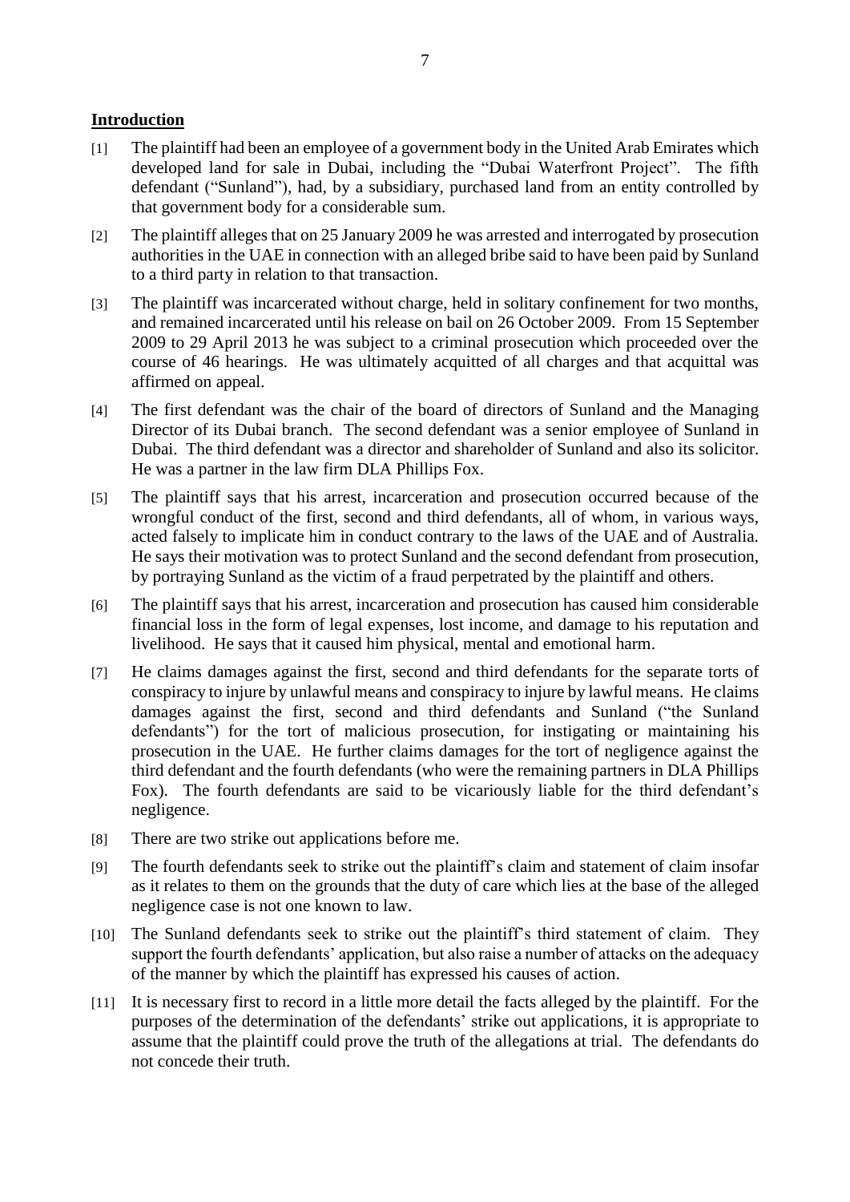## **Introduction**

[1] The plaintiff had been an employee of a government body in the United Arab Emirates which developed land for sale in Dubai, including the "Dubai Waterfront Project". The fifth defendant ("Sunland"), had, by a subsidiary, purchased land from an entity controlled by that government body for a considerable sum.

[2] The plaintiff alleges that on 25 January 2009 he was arrested and interrogated by prosecution authorities in the UAE in connection with an alleged bribe said to have been paid by Sunland to a third party in relation to that transaction.

[3] The plaintiff was incarcerated without charge, held in solitary confinement for two months, and remained incarcerated until his release on bail on 26 October 2009. From 15 September 2009 to 29 April 2013 he was subject to a criminal prosecution which proceeded over the course of 46 hearings. He was ultimately acquitted of all charges and that acquittal was affirmed on appeal.

[4] The first defendant was the chair of the board of directors of Sunland and the Managing Director of its Dubai branch. The second defendant was a senior employee of Sunland in Dubai. The third defendant was a director and shareholder of Sunland and also its solicitor. He was a partner in the law firm DLA Phillips Fox.

[5] The plaintiff says that his arrest, incarceration and prosecution occurred because of the wrongful conduct of the first, second and third defendants, all of whom, in various ways, acted falsely to implicate him in conduct contrary to the laws of the UAE and of Australia. He says their motivation was to protect Sunland and the second defendant from prosecution, by portraying Sunland as the victim of a fraud perpetrated by the plaintiff and others.

[6] The plaintiff says that his arrest, incarceration and prosecution has caused him considerable financial loss in the form of legal expenses, lost income, and damage to his reputation and livelihood. He says that it caused him physical, mental and emotional harm.

[7] He claims damages against the first, second and third defendants for the separate torts of conspiracy to injure by unlawful means and conspiracy to injure by lawful means. He claims damages against the first, second and third defendants and Sunland ("the Sunland defendants") for the tort of malicious prosecution, for instigating or maintaining his prosecution in the UAE. He further claims damages for the tort of negligence against the third defendant and the fourth defendants (who were the remaining partners in DLA Phillips Fox). The fourth defendants are said to be vicariously liable for the third defendant's negligence.

[8] There are two strike out applications before me.

[9] The fourth defendants seek to strike out the plaintiff's claim and statement of claim insofar as it relates to them on the grounds that the duty of care which lies at the base of the alleged negligence case is not one known to law.

[10] The Sunland defendants seek to strike out the plaintiff's third statement of claim. They support the fourth defendants' application, but also raise a number of attacks on the adequacy of the manner by which the plaintiff has expressed his causes of action.

[11] It is necessary first to record in a little more detail the facts alleged by the plaintiff. For the purposes of the determination of the defendants' strike out applications, it is appropriate to assume that the plaintiff could prove the truth of the allegations at trial. The defendants do not concede their truth.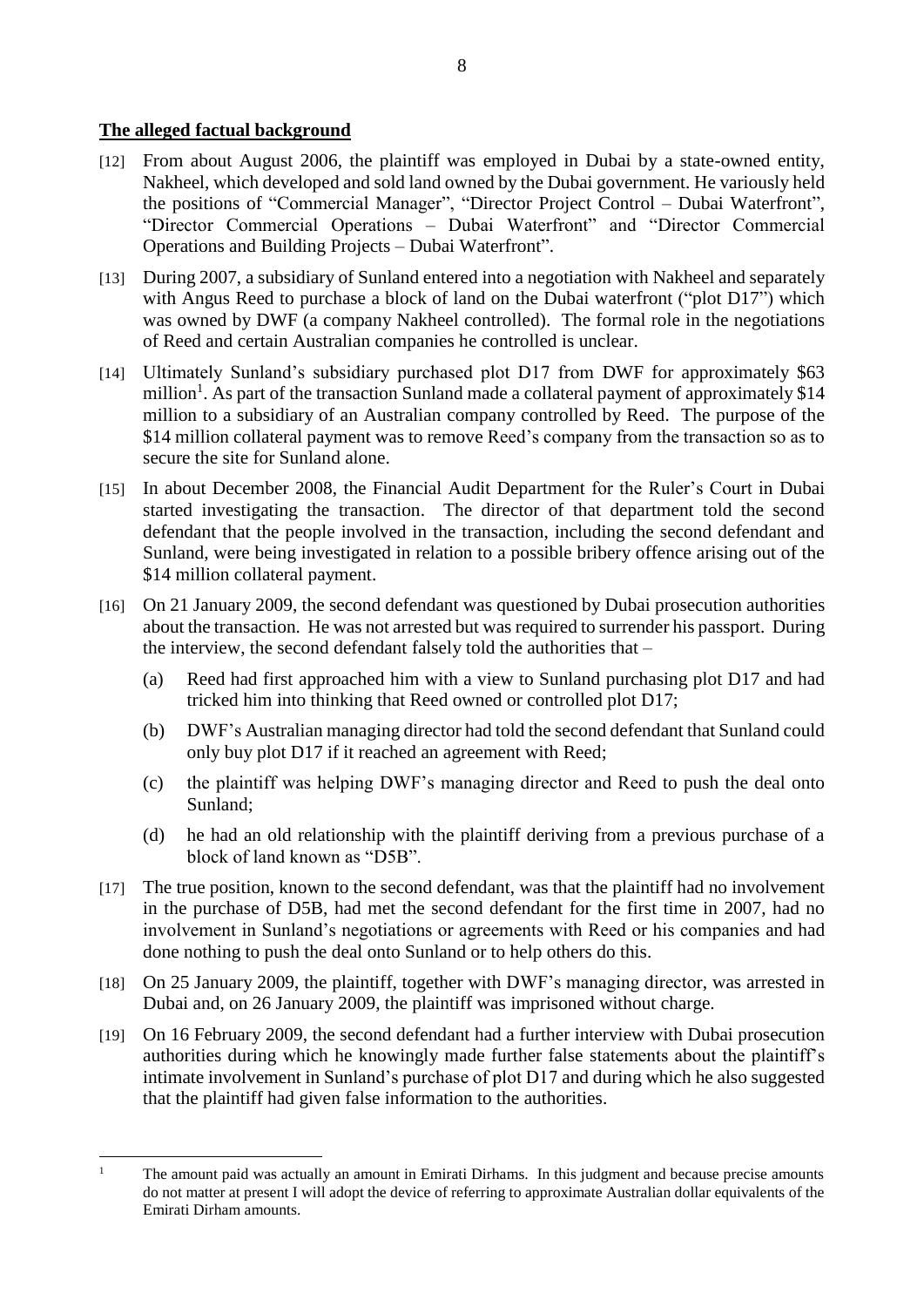**The alleged factual background**

[12] From about August 2006, the plaintiff was employed in Dubai by a state-owned entity, Nakheel, which developed and sold land owned by the Dubai government. He variously held the positions of "Commercial Manager", "Director Project Control – Dubai Waterfront", "Director Commercial Operations – Dubai Waterfront" and "Director Commercial Operations and Building Projects – Dubai Waterfront".

[13] During 2007, a subsidiary of Sunland entered into a negotiation with Nakheel and separately with Angus Reed to purchase a block of land on the Dubai waterfront ("plot D17") which was owned by DWF (a company Nakheel controlled). The formal role in the negotiations of Reed and certain Australian companies he controlled is unclear.

[14] Ultimately Sunland's subsidiary purchased plot D17 from DWF for approximately $63 million[1]. As part of the transaction Sunland made a collateral payment of approximately $14 million to a subsidiary of an Australian company controlled by Reed. The purpose of the $14 million collateral payment was to remove Reed's company from the transaction so as to secure the site for Sunland alone.

[15] In about December 2008, the Financial Audit Department for the Ruler's Court in Dubai started investigating the transaction. The director of that department told the second defendant that the people involved in the transaction, including the second defendant and Sunland, were being investigated in relation to a possible bribery offence arising out of the $14 million collateral payment.

[16] On 21 January 2009, the second defendant was questioned by Dubai prosecution authorities about the transaction. He was not arrested but was required to surrender his passport. During the interview, the second defendant falsely told the authorities that –

(a) Reed had first approached him with a view to Sunland purchasing plot D17 and had tricked him into thinking that Reed owned or controlled plot D17;

(b) DWF's Australian managing director had told the second defendant that Sunland could only buy plot D17 if it reached an agreement with Reed;

(c) the plaintiff was helping DWF's managing director and Reed to push the deal onto Sunland;

(d) he had an old relationship with the plaintiff deriving from a previous purchase of a block of land known as "D5B".

[17] The true position, known to the second defendant, was that the plaintiff had no involvement in the purchase of D5B, had met the second defendant for the first time in 2007, had no involvement in Sunland's negotiations or agreements with Reed or his companies and had done nothing to push the deal onto Sunland or to help others do this.

[18] On 25 January 2009, the plaintiff, together with DWF's managing director, was arrested in Dubai and, on 26 January 2009, the plaintiff was imprisoned without charge.

[19] On 16 February 2009, the second defendant had a further interview with Dubai prosecution authorities during which he knowingly made further false statements about the plaintiff's intimate involvement in Sunland's purchase of plot D17 and during which he also suggested that the plaintiff had given false information to the authorities.

---

[1] The amount paid was actually an amount in Emirati Dirhams. In this judgment and because precise amounts do not matter at present I will adopt the device of referring to approximate Australian dollar equivalents of the Emirati Dirham amounts.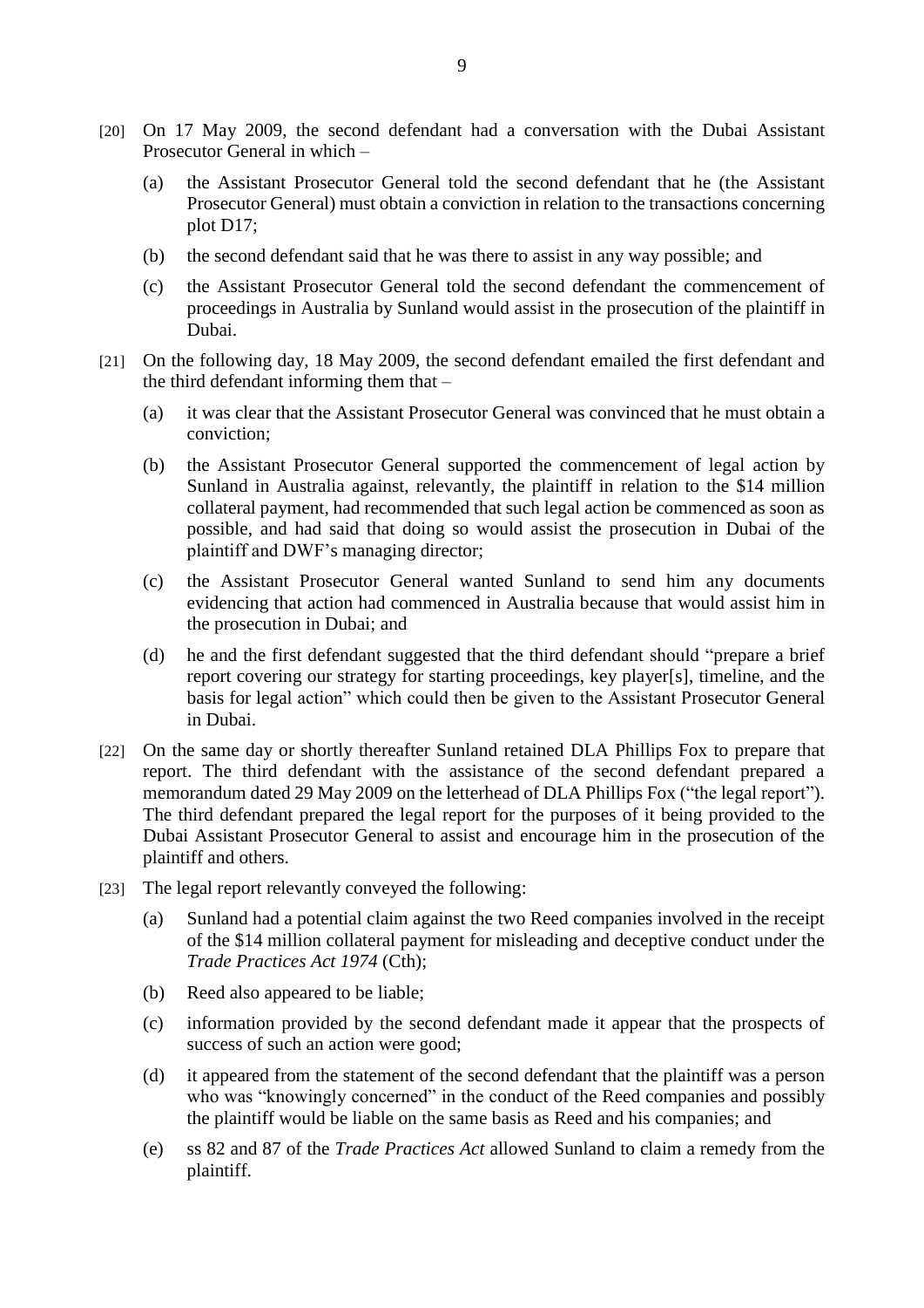[20] On 17 May 2009, the second defendant had a conversation with the Dubai Assistant Prosecutor General in which –

   (a) the Assistant Prosecutor General told the second defendant that he (the Assistant Prosecutor General) must obtain a conviction in relation to the transactions concerning plot D17;

   (b) the second defendant said that he was there to assist in any way possible; and

   (c) the Assistant Prosecutor General told the second defendant the commencement of proceedings in Australia by Sunland would assist in the prosecution of the plaintiff in Dubai.

[21] On the following day, 18 May 2009, the second defendant emailed the first defendant and the third defendant informing them that –

   (a) it was clear that the Assistant Prosecutor General was convinced that he must obtain a conviction;

   (b) the Assistant Prosecutor General supported the commencement of legal action by Sunland in Australia against, relevantly, the plaintiff in relation to the $14 million collateral payment, had recommended that such legal action be commenced as soon as possible, and had said that doing so would assist the prosecution in Dubai of the plaintiff and DWF's managing director;

   (c) the Assistant Prosecutor General wanted Sunland to send him any documents evidencing that action had commenced in Australia because that would assist him in the prosecution in Dubai; and

   (d) he and the first defendant suggested that the third defendant should "prepare a brief report covering our strategy for starting proceedings, key player[s], timeline, and the basis for legal action" which could then be given to the Assistant Prosecutor General in Dubai.

[22] On the same day or shortly thereafter Sunland retained DLA Phillips Fox to prepare that report. The third defendant with the assistance of the second defendant prepared a memorandum dated 29 May 2009 on the letterhead of DLA Phillips Fox ("the legal report"). The third defendant prepared the legal report for the purposes of it being provided to the Dubai Assistant Prosecutor General to assist and encourage him in the prosecution of the plaintiff and others.

[23] The legal report relevantly conveyed the following:

   (a) Sunland had a potential claim against the two Reed companies involved in the receipt of the $14 million collateral payment for misleading and deceptive conduct under the *Trade Practices Act 1974* (Cth);

   (b) Reed also appeared to be liable;

   (c) information provided by the second defendant made it appear that the prospects of success of such an action were good;

   (d) it appeared from the statement of the second defendant that the plaintiff was a person who was "knowingly concerned" in the conduct of the Reed companies and possibly the plaintiff would be liable on the same basis as Reed and his companies; and

   (e) ss 82 and 87 of the *Trade Practices Act* allowed Sunland to claim a remedy from the plaintiff.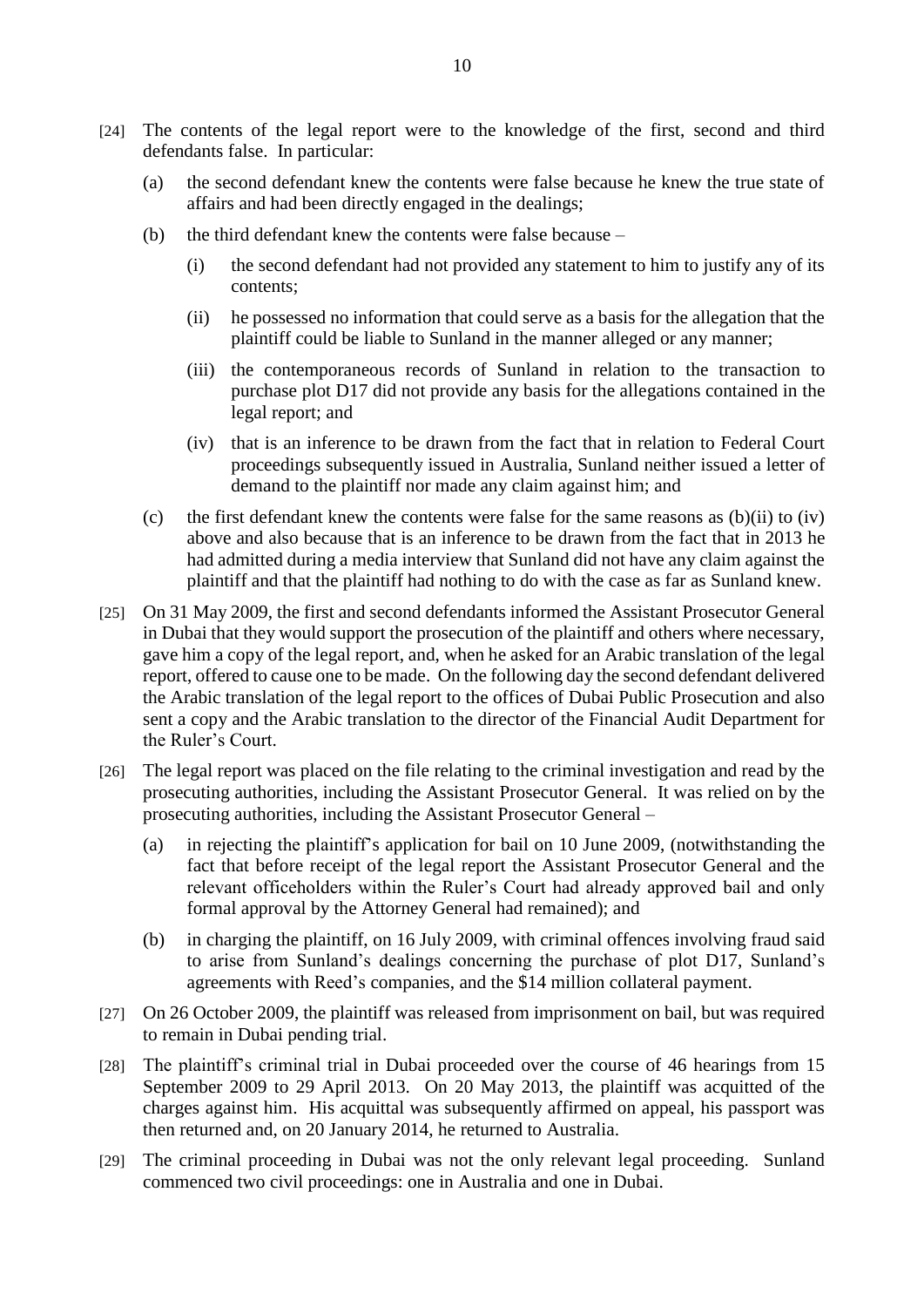[24] The contents of the legal report were to the knowledge of the first, second and third defendants false. In particular:

(a) the second defendant knew the contents were false because he knew the true state of affairs and had been directly engaged in the dealings;

(b) the third defendant knew the contents were false because –

(i) the second defendant had not provided any statement to him to justify any of its contents;

(ii) he possessed no information that could serve as a basis for the allegation that the plaintiff could be liable to Sunland in the manner alleged or any manner;

(iii) the contemporaneous records of Sunland in relation to the transaction to purchase plot D17 did not provide any basis for the allegations contained in the legal report; and

(iv) that is an inference to be drawn from the fact that in relation to Federal Court proceedings subsequently issued in Australia, Sunland neither issued a letter of demand to the plaintiff nor made any claim against him; and

(c) the first defendant knew the contents were false for the same reasons as (b)(ii) to (iv) above and also because that is an inference to be drawn from the fact that in 2013 he had admitted during a media interview that Sunland did not have any claim against the plaintiff and that the plaintiff had nothing to do with the case as far as Sunland knew.

[25] On 31 May 2009, the first and second defendants informed the Assistant Prosecutor General in Dubai that they would support the prosecution of the plaintiff and others where necessary, gave him a copy of the legal report, and, when he asked for an Arabic translation of the legal report, offered to cause one to be made. On the following day the second defendant delivered the Arabic translation of the legal report to the offices of Dubai Public Prosecution and also sent a copy and the Arabic translation to the director of the Financial Audit Department for the Ruler's Court.

[26] The legal report was placed on the file relating to the criminal investigation and read by the prosecuting authorities, including the Assistant Prosecutor General. It was relied on by the prosecuting authorities, including the Assistant Prosecutor General –

(a) in rejecting the plaintiff's application for bail on 10 June 2009, (notwithstanding the fact that before receipt of the legal report the Assistant Prosecutor General and the relevant officeholders within the Ruler's Court had already approved bail and only formal approval by the Attorney General had remained); and

(b) in charging the plaintiff, on 16 July 2009, with criminal offences involving fraud said to arise from Sunland's dealings concerning the purchase of plot D17, Sunland's agreements with Reed's companies, and the $14 million collateral payment.

[27] On 26 October 2009, the plaintiff was released from imprisonment on bail, but was required to remain in Dubai pending trial.

[28] The plaintiff's criminal trial in Dubai proceeded over the course of 46 hearings from 15 September 2009 to 29 April 2013. On 20 May 2013, the plaintiff was acquitted of the charges against him. His acquittal was subsequently affirmed on appeal, his passport was then returned and, on 20 January 2014, he returned to Australia.

[29] The criminal proceeding in Dubai was not the only relevant legal proceeding. Sunland commenced two civil proceedings: one in Australia and one in Dubai.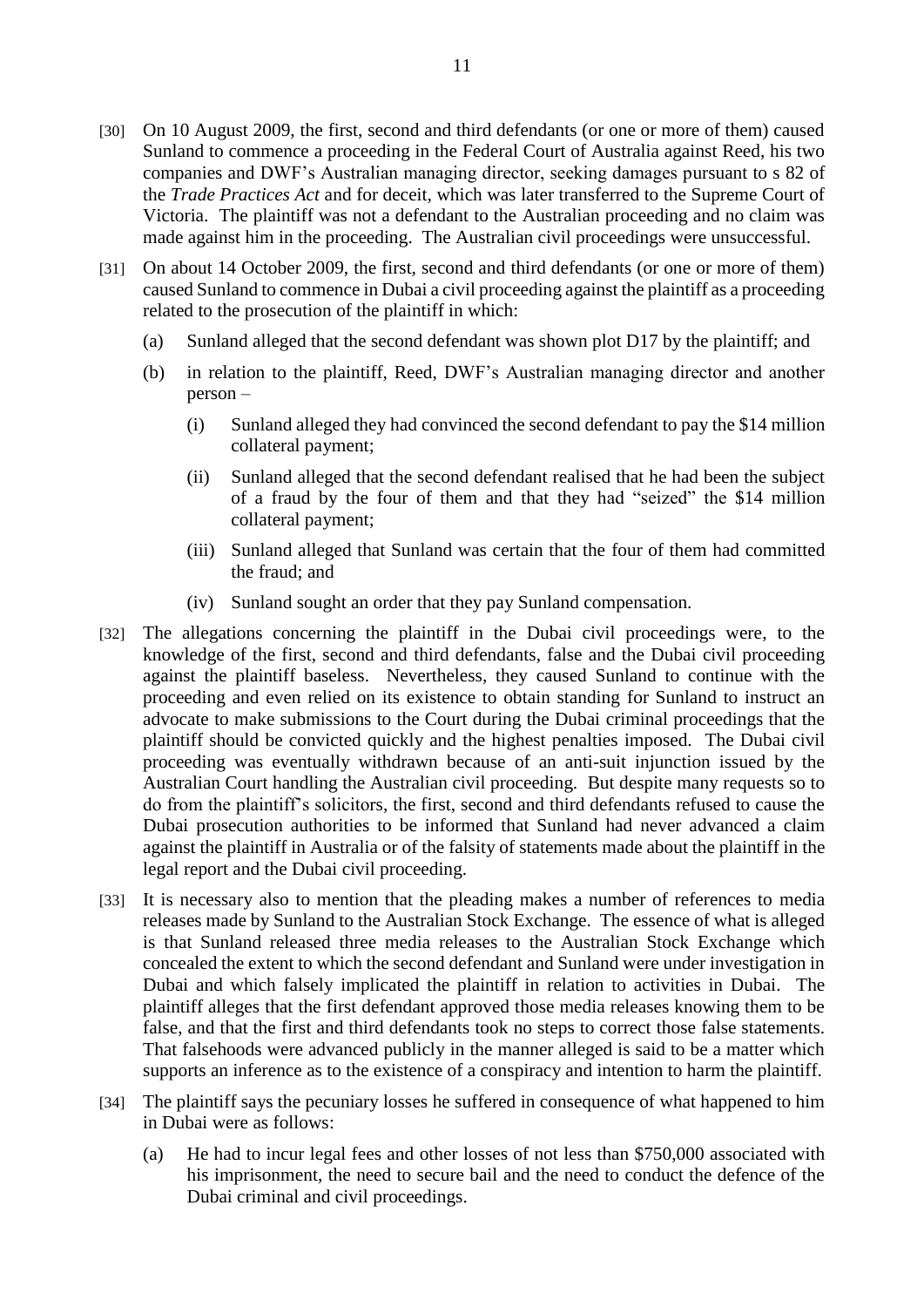[30] On 10 August 2009, the first, second and third defendants (or one or more of them) caused Sunland to commence a proceeding in the Federal Court of Australia against Reed, his two companies and DWF's Australian managing director, seeking damages pursuant to s 82 of the *Trade Practices Act* and for deceit, which was later transferred to the Supreme Court of Victoria. The plaintiff was not a defendant to the Australian proceeding and no claim was made against him in the proceeding. The Australian civil proceedings were unsuccessful.

[31] On about 14 October 2009, the first, second and third defendants (or one or more of them) caused Sunland to commence in Dubai a civil proceeding against the plaintiff as a proceeding related to the prosecution of the plaintiff in which:

(a) Sunland alleged that the second defendant was shown plot D17 by the plaintiff; and

(b) in relation to the plaintiff, Reed, DWF's Australian managing director and another person –

   (i) Sunland alleged they had convinced the second defendant to pay the $14 million collateral payment;

   (ii) Sunland alleged that the second defendant realised that he had been the subject of a fraud by the four of them and that they had "seized" the $14 million collateral payment;

   (iii) Sunland alleged that Sunland was certain that the four of them had committed the fraud; and

   (iv) Sunland sought an order that they pay Sunland compensation.

[32] The allegations concerning the plaintiff in the Dubai civil proceedings were, to the knowledge of the first, second and third defendants, false and the Dubai civil proceeding against the plaintiff baseless. Nevertheless, they caused Sunland to continue with the proceeding and even relied on its existence to obtain standing for Sunland to instruct an advocate to make submissions to the Court during the Dubai criminal proceedings that the plaintiff should be convicted quickly and the highest penalties imposed. The Dubai civil proceeding was eventually withdrawn because of an anti-suit injunction issued by the Australian Court handling the Australian civil proceeding. But despite many requests so to do from the plaintiff's solicitors, the first, second and third defendants refused to cause the Dubai prosecution authorities to be informed that Sunland had never advanced a claim against the plaintiff in Australia or of the falsity of statements made about the plaintiff in the legal report and the Dubai civil proceeding.

[33] It is necessary also to mention that the pleading makes a number of references to media releases made by Sunland to the Australian Stock Exchange. The essence of what is alleged is that Sunland released three media releases to the Australian Stock Exchange which concealed the extent to which the second defendant and Sunland were under investigation in Dubai and which falsely implicated the plaintiff in relation to activities in Dubai. The plaintiff alleges that the first defendant approved those media releases knowing them to be false, and that the first and third defendants took no steps to correct those false statements. That falsehoods were advanced publicly in the manner alleged is said to be a matter which supports an inference as to the existence of a conspiracy and intention to harm the plaintiff.

[34] The plaintiff says the pecuniary losses he suffered in consequence of what happened to him in Dubai were as follows:

(a) He had to incur legal fees and other losses of not less than $750,000 associated with his imprisonment, the need to secure bail and the need to conduct the defence of the Dubai criminal and civil proceedings.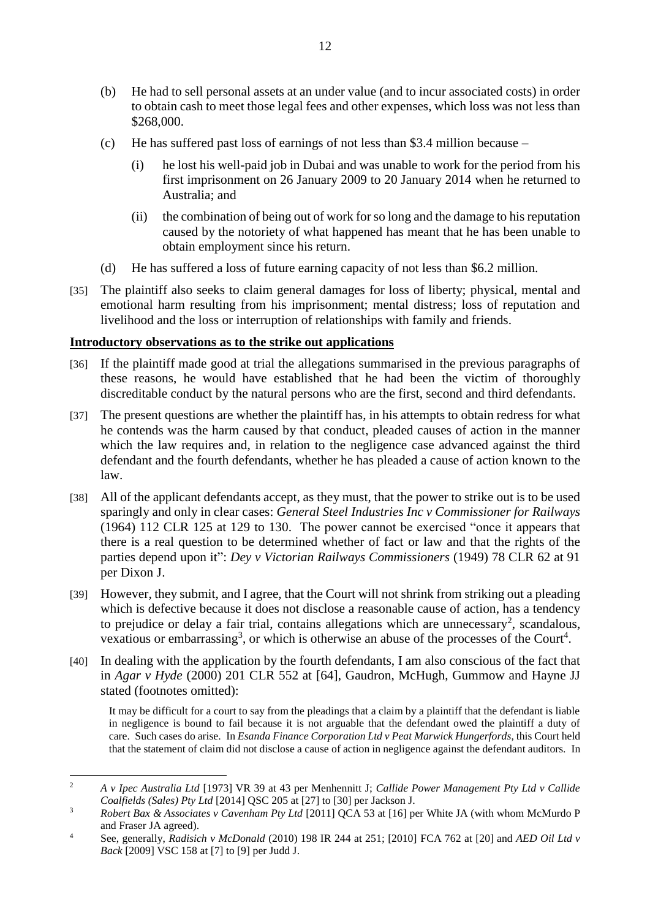(b) He had to sell personal assets at an under value (and to incur associated costs) in order to obtain cash to meet those legal fees and other expenses, which loss was not less than $268,000.

(c) He has suffered past loss of earnings of not less than $3.4 million because –

  (i) he lost his well-paid job in Dubai and was unable to work for the period from his first imprisonment on 26 January 2009 to 20 January 2014 when he returned to Australia; and

  (ii) the combination of being out of work for so long and the damage to his reputation caused by the notoriety of what happened has meant that he has been unable to obtain employment since his return.

(d) He has suffered a loss of future earning capacity of not less than $6.2 million.

[35] The plaintiff also seeks to claim general damages for loss of liberty; physical, mental and emotional harm resulting from his imprisonment; mental distress; loss of reputation and livelihood and the loss or interruption of relationships with family and friends.

**Introductory observations as to the strike out applications**

[36] If the plaintiff made good at trial the allegations summarised in the previous paragraphs of these reasons, he would have established that he had been the victim of thoroughly discreditable conduct by the natural persons who are the first, second and third defendants.

[37] The present questions are whether the plaintiff has, in his attempts to obtain redress for what he contends was the harm caused by that conduct, pleaded causes of action in the manner which the law requires and, in relation to the negligence case advanced against the third defendant and the fourth defendants, whether he has pleaded a cause of action known to the law.

[38] All of the applicant defendants accept, as they must, that the power to strike out is to be used sparingly and only in clear cases: *General Steel Industries Inc v Commissioner for Railways* (1964) 112 CLR 125 at 129 to 130. The power cannot be exercised "once it appears that there is a real question to be determined whether of fact or law and that the rights of the parties depend upon it": *Dey v Victorian Railways Commissioners* (1949) 78 CLR 62 at 91 per Dixon J.

[39] However, they submit, and I agree, that the Court will not shrink from striking out a pleading which is defective because it does not disclose a reasonable cause of action, has a tendency to prejudice or delay a fair trial, contains allegations which are unnecessary[2], scandalous, vexatious or embarrassing[3], or which is otherwise an abuse of the processes of the Court[4].

[40] In dealing with the application by the fourth defendants, I am also conscious of the fact that in *Agar v Hyde* (2000) 201 CLR 552 at [64], Gaudron, McHugh, Gummow and Hayne JJ stated (footnotes omitted):

> It may be difficult for a court to say from the pleadings that a claim by a plaintiff that the defendant is liable in negligence is bound to fail because it is not arguable that the defendant owed the plaintiff a duty of care. Such cases do arise. In *Esanda Finance Corporation Ltd v Peat Marwick Hungerfords*, this Court held that the statement of claim did not disclose a cause of action in negligence against the defendant auditors. In

---

[2] *A v Ipec Australia Ltd* [1973] VR 39 at 43 per Menhennitt J; *Callide Power Management Pty Ltd v Callide Coalfields (Sales) Pty Ltd* [2014] QSC 205 at [27] to [30] per Jackson J.

[3] *Robert Bax & Associates v Cavenham Pty Ltd* [2011] QCA 53 at [16] per White JA (with whom McMurdo P and Fraser JA agreed).

[4] See, generally, *Radisich v McDonald* (2010) 198 IR 244 at 251; [2010] FCA 762 at [20] and *AED Oil Ltd v Back* [2009] VSC 158 at [7] to [9] per Judd J.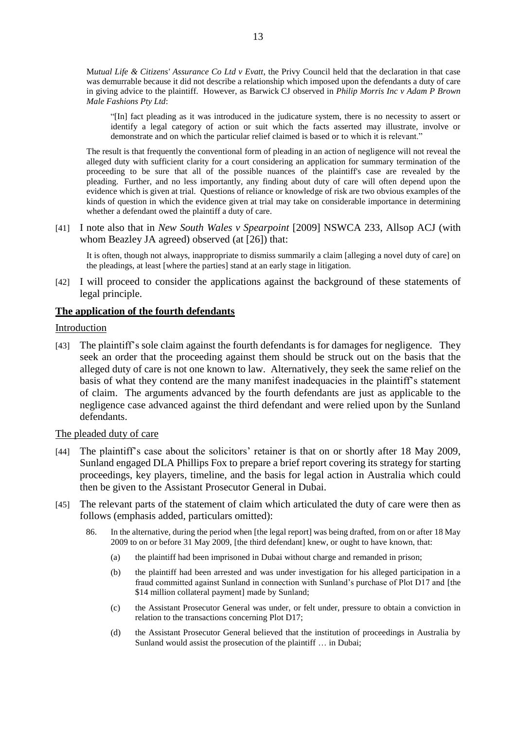M*utual Life & Citizens' Assurance Co Ltd v Evatt*, the Privy Council held that the declaration in that case was demurrable because it did not describe a relationship which imposed upon the defendants a duty of care in giving advice to the plaintiff. However, as Barwick CJ observed in *Philip Morris Inc v Adam P Brown Male Fashions Pty Ltd*:

> "[In] fact pleading as it was introduced in the judicature system, there is no necessity to assert or identify a legal category of action or suit which the facts asserted may illustrate, involve or demonstrate and on which the particular relief claimed is based or to which it is relevant."

The result is that frequently the conventional form of pleading in an action of negligence will not reveal the alleged duty with sufficient clarity for a court considering an application for summary termination of the proceeding to be sure that all of the possible nuances of the plaintiff's case are revealed by the pleading. Further, and no less importantly, any finding about duty of care will often depend upon the evidence which is given at trial. Questions of reliance or knowledge of risk are two obvious examples of the kinds of question in which the evidence given at trial may take on considerable importance in determining whether a defendant owed the plaintiff a duty of care.

[41] I note also that in *New South Wales v Spearpoint* [2009] NSWCA 233, Allsop ACJ (with whom Beazley JA agreed) observed (at [26]) that:

> It is often, though not always, inappropriate to dismiss summarily a claim [alleging a novel duty of care] on the pleadings, at least [where the parties] stand at an early stage in litigation.

[42] I will proceed to consider the applications against the background of these statements of legal principle.

## **The application of the fourth defendants**

### Introduction

[43] The plaintiff's sole claim against the fourth defendants is for damages for negligence. They seek an order that the proceeding against them should be struck out on the basis that the alleged duty of care is not one known to law. Alternatively, they seek the same relief on the basis of what they contend are the many manifest inadequacies in the plaintiff's statement of claim. The arguments advanced by the fourth defendants are just as applicable to the negligence case advanced against the third defendant and were relied upon by the Sunland defendants.

### The pleaded duty of care

[44] The plaintiff's case about the solicitors' retainer is that on or shortly after 18 May 2009, Sunland engaged DLA Phillips Fox to prepare a brief report covering its strategy for starting proceedings, key players, timeline, and the basis for legal action in Australia which could then be given to the Assistant Prosecutor General in Dubai.

[45] The relevant parts of the statement of claim which articulated the duty of care were then as follows (emphasis added, particulars omitted):

> 86. In the alternative, during the period when [the legal report] was being drafted, from on or after 18 May 2009 to on or before 31 May 2009, [the third defendant] knew, or ought to have known, that:
>
> (a) the plaintiff had been imprisoned in Dubai without charge and remanded in prison;
>
> (b) the plaintiff had been arrested and was under investigation for his alleged participation in a fraud committed against Sunland in connection with Sunland's purchase of Plot D17 and [the $14 million collateral payment] made by Sunland;
>
> (c) the Assistant Prosecutor General was under, or felt under, pressure to obtain a conviction in relation to the transactions concerning Plot D17;
>
> (d) the Assistant Prosecutor General believed that the institution of proceedings in Australia by Sunland would assist the prosecution of the plaintiff … in Dubai;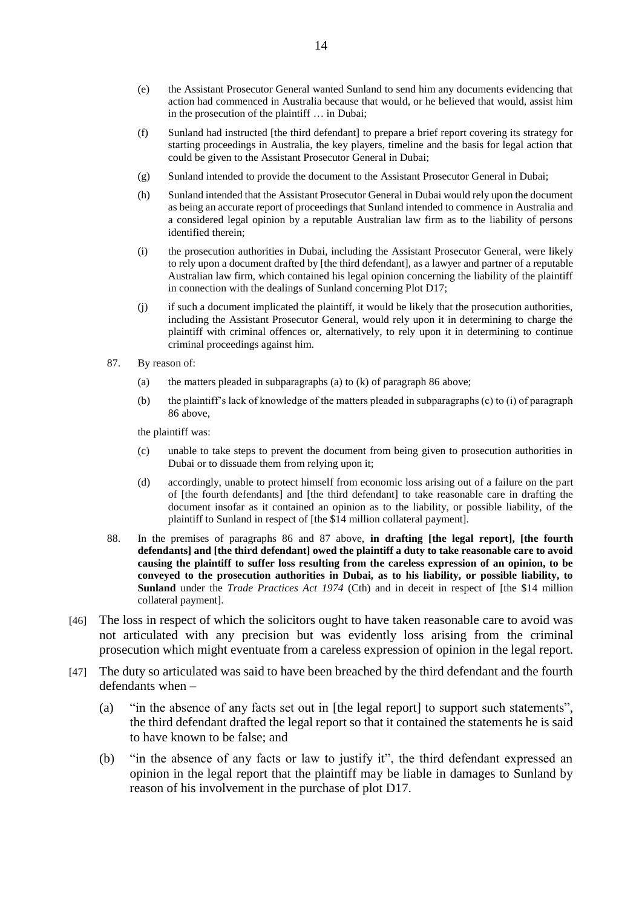(e) the Assistant Prosecutor General wanted Sunland to send him any documents evidencing that action had commenced in Australia because that would, or he believed that would, assist him in the prosecution of the plaintiff … in Dubai;

(f) Sunland had instructed [the third defendant] to prepare a brief report covering its strategy for starting proceedings in Australia, the key players, timeline and the basis for legal action that could be given to the Assistant Prosecutor General in Dubai;

(g) Sunland intended to provide the document to the Assistant Prosecutor General in Dubai;

(h) Sunland intended that the Assistant Prosecutor General in Dubai would rely upon the document as being an accurate report of proceedings that Sunland intended to commence in Australia and a considered legal opinion by a reputable Australian law firm as to the liability of persons identified therein;

(i) the prosecution authorities in Dubai, including the Assistant Prosecutor General, were likely to rely upon a document drafted by [the third defendant], as a lawyer and partner of a reputable Australian law firm, which contained his legal opinion concerning the liability of the plaintiff in connection with the dealings of Sunland concerning Plot D17;

(j) if such a document implicated the plaintiff, it would be likely that the prosecution authorities, including the Assistant Prosecutor General, would rely upon it in determining to charge the plaintiff with criminal offences or, alternatively, to rely upon it in determining to continue criminal proceedings against him.

87. By reason of:

(a) the matters pleaded in subparagraphs (a) to (k) of paragraph 86 above;

(b) the plaintiff's lack of knowledge of the matters pleaded in subparagraphs (c) to (i) of paragraph 86 above,

the plaintiff was:

(c) unable to take steps to prevent the document from being given to prosecution authorities in Dubai or to dissuade them from relying upon it;

(d) accordingly, unable to protect himself from economic loss arising out of a failure on the part of [the fourth defendants] and [the third defendant] to take reasonable care in drafting the document insofar as it contained an opinion as to the liability, or possible liability, of the plaintiff to Sunland in respect of [the $14 million collateral payment].

88. In the premises of paragraphs 86 and 87 above, **in drafting [the legal report], [the fourth defendants] and [the third defendant] owed the plaintiff a duty to take reasonable care to avoid causing the plaintiff to suffer loss resulting from the careless expression of an opinion, to be conveyed to the prosecution authorities in Dubai, as to his liability, or possible liability, to Sunland** under the *Trade Practices Act 1974* (Cth) and in deceit in respect of [the $14 million collateral payment].

[46] The loss in respect of which the solicitors ought to have taken reasonable care to avoid was not articulated with any precision but was evidently loss arising from the criminal prosecution which might eventuate from a careless expression of opinion in the legal report.

[47] The duty so articulated was said to have been breached by the third defendant and the fourth defendants when –

(a) "in the absence of any facts set out in [the legal report] to support such statements", the third defendant drafted the legal report so that it contained the statements he is said to have known to be false; and

(b) "in the absence of any facts or law to justify it", the third defendant expressed an opinion in the legal report that the plaintiff may be liable in damages to Sunland by reason of his involvement in the purchase of plot D17.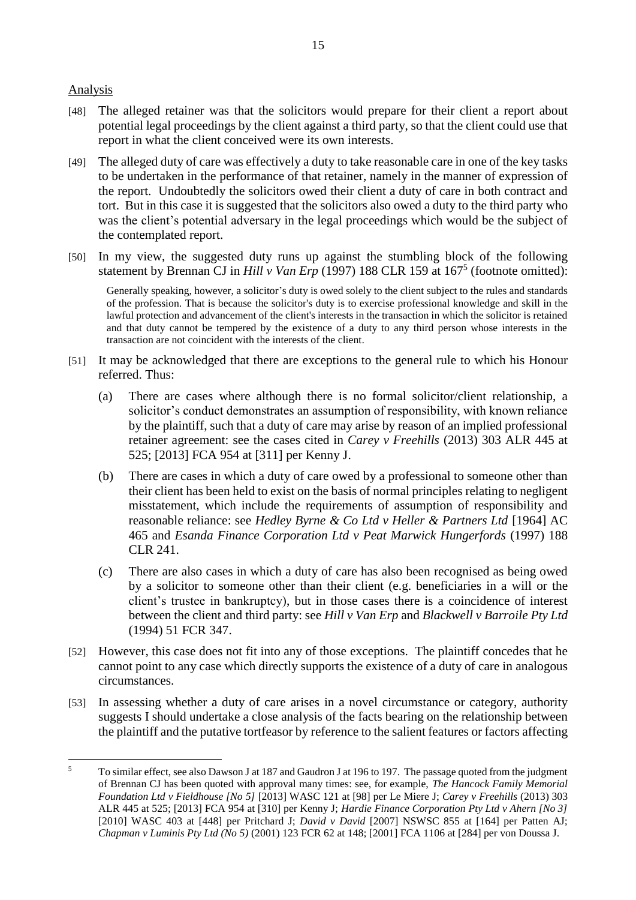Analysis

[48] The alleged retainer was that the solicitors would prepare for their client a report about potential legal proceedings by the client against a third party, so that the client could use that report in what the client conceived were its own interests.

[49] The alleged duty of care was effectively a duty to take reasonable care in one of the key tasks to be undertaken in the performance of that retainer, namely in the manner of expression of the report. Undoubtedly the solicitors owed their client a duty of care in both contract and tort. But in this case it is suggested that the solicitors also owed a duty to the third party who was the client's potential adversary in the legal proceedings which would be the subject of the contemplated report.

[50] In my view, the suggested duty runs up against the stumbling block of the following statement by Brennan CJ in *Hill v Van Erp* (1997) 188 CLR 159 at 167[5] (footnote omitted):

> Generally speaking, however, a solicitor's duty is owed solely to the client subject to the rules and standards of the profession. That is because the solicitor's duty is to exercise professional knowledge and skill in the lawful protection and advancement of the client's interests in the transaction in which the solicitor is retained and that duty cannot be tempered by the existence of a duty to any third person whose interests in the transaction are not coincident with the interests of the client.

[51] It may be acknowledged that there are exceptions to the general rule to which his Honour referred. Thus:

(a) There are cases where although there is no formal solicitor/client relationship, a solicitor's conduct demonstrates an assumption of responsibility, with known reliance by the plaintiff, such that a duty of care may arise by reason of an implied professional retainer agreement: see the cases cited in *Carey v Freehills* (2013) 303 ALR 445 at 525; [2013] FCA 954 at [311] per Kenny J.

(b) There are cases in which a duty of care owed by a professional to someone other than their client has been held to exist on the basis of normal principles relating to negligent misstatement, which include the requirements of assumption of responsibility and reasonable reliance: see *Hedley Byrne & Co Ltd v Heller & Partners Ltd* [1964] AC 465 and *Esanda Finance Corporation Ltd v Peat Marwick Hungerfords* (1997) 188 CLR 241.

(c) There are also cases in which a duty of care has also been recognised as being owed by a solicitor to someone other than their client (e.g. beneficiaries in a will or the client's trustee in bankruptcy), but in those cases there is a coincidence of interest between the client and third party: see *Hill v Van Erp* and *Blackwell v Barroile Pty Ltd* (1994) 51 FCR 347.

[52] However, this case does not fit into any of those exceptions. The plaintiff concedes that he cannot point to any case which directly supports the existence of a duty of care in analogous circumstances.

[53] In assessing whether a duty of care arises in a novel circumstance or category, authority suggests I should undertake a close analysis of the facts bearing on the relationship between the plaintiff and the putative tortfeasor by reference to the salient features or factors affecting

---

[5] To similar effect, see also Dawson J at 187 and Gaudron J at 196 to 197. The passage quoted from the judgment of Brennan CJ has been quoted with approval many times: see, for example, *The Hancock Family Memorial Foundation Ltd v Fieldhouse [No 5]* [2013] WASC 121 at [98] per Le Miere J; *Carey v Freehills* (2013) 303 ALR 445 at 525; [2013] FCA 954 at [310] per Kenny J; *Hardie Finance Corporation Pty Ltd v Ahern [No 3]* [2010] WASC 403 at [448] per Pritchard J; *David v David* [2007] NSWSC 855 at [164] per Patten AJ; *Chapman v Luminis Pty Ltd (No 5)* (2001) 123 FCR 62 at 148; [2001] FCA 1106 at [284] per von Doussa J.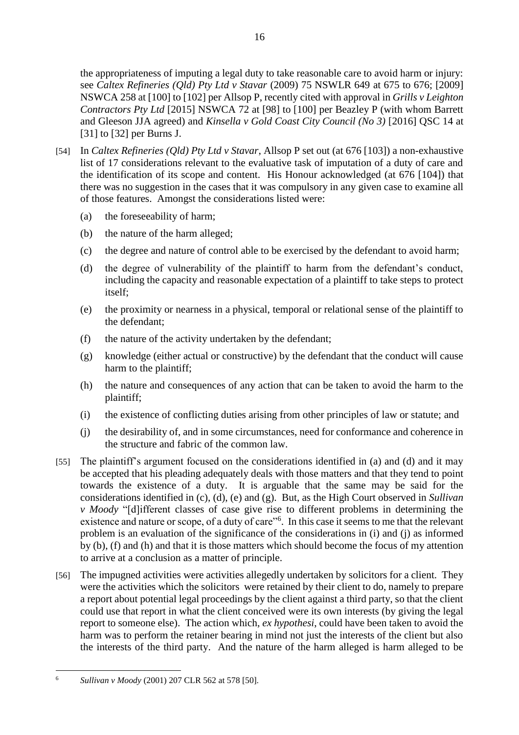the appropriateness of imputing a legal duty to take reasonable care to avoid harm or injury: see *Caltex Refineries (Qld) Pty Ltd v Stavar* (2009) 75 NSWLR 649 at 675 to 676; [2009] NSWCA 258 at [100] to [102] per Allsop P, recently cited with approval in *Grills v Leighton Contractors Pty Ltd* [2015] NSWCA 72 at [98] to [100] per Beazley P (with whom Barrett and Gleeson JJA agreed) and *Kinsella v Gold Coast City Council (No 3)* [2016] QSC 14 at [31] to [32] per Burns J.

[54] In *Caltex Refineries (Qld) Pty Ltd v Stavar*, Allsop P set out (at 676 [103]) a non-exhaustive list of 17 considerations relevant to the evaluative task of imputation of a duty of care and the identification of its scope and content. His Honour acknowledged (at 676 [104]) that there was no suggestion in the cases that it was compulsory in any given case to examine all of those features. Amongst the considerations listed were:

(a) the foreseeability of harm;

(b) the nature of the harm alleged;

(c) the degree and nature of control able to be exercised by the defendant to avoid harm;

(d) the degree of vulnerability of the plaintiff to harm from the defendant's conduct, including the capacity and reasonable expectation of a plaintiff to take steps to protect itself;

(e) the proximity or nearness in a physical, temporal or relational sense of the plaintiff to the defendant;

(f) the nature of the activity undertaken by the defendant;

(g) knowledge (either actual or constructive) by the defendant that the conduct will cause harm to the plaintiff;

(h) the nature and consequences of any action that can be taken to avoid the harm to the plaintiff;

(i) the existence of conflicting duties arising from other principles of law or statute; and

(j) the desirability of, and in some circumstances, need for conformance and coherence in the structure and fabric of the common law.

[55] The plaintiff's argument focused on the considerations identified in (a) and (d) and it may be accepted that his pleading adequately deals with those matters and that they tend to point towards the existence of a duty. It is arguable that the same may be said for the considerations identified in (c), (d), (e) and (g). But, as the High Court observed in *Sullivan v Moody* "[d]ifferent classes of case give rise to different problems in determining the existence and nature or scope, of a duty of care"[6]. In this case it seems to me that the relevant problem is an evaluation of the significance of the considerations in (i) and (j) as informed by (b), (f) and (h) and that it is those matters which should become the focus of my attention to arrive at a conclusion as a matter of principle.

[56] The impugned activities were activities allegedly undertaken by solicitors for a client. They were the activities which the solicitors were retained by their client to do, namely to prepare a report about potential legal proceedings by the client against a third party, so that the client could use that report in what the client conceived were its own interests (by giving the legal report to someone else). The action which, *ex hypothesi*, could have been taken to avoid the harm was to perform the retainer bearing in mind not just the interests of the client but also the interests of the third party. And the nature of the harm alleged is harm alleged to be

---

[6] *Sullivan v Moody* (2001) 207 CLR 562 at 578 [50].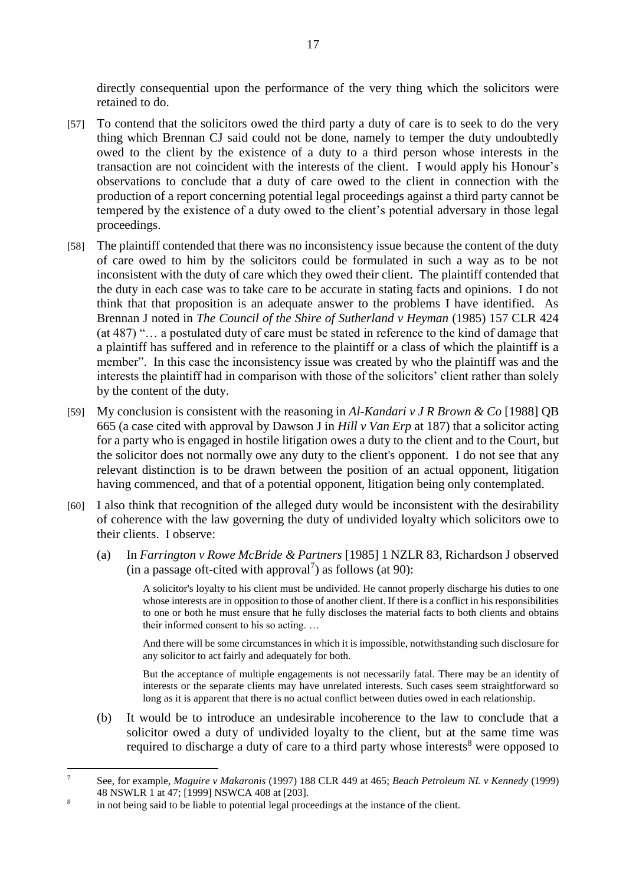directly consequential upon the performance of the very thing which the solicitors were retained to do.

[57] To contend that the solicitors owed the third party a duty of care is to seek to do the very thing which Brennan CJ said could not be done, namely to temper the duty undoubtedly owed to the client by the existence of a duty to a third person whose interests in the transaction are not coincident with the interests of the client. I would apply his Honour's observations to conclude that a duty of care owed to the client in connection with the production of a report concerning potential legal proceedings against a third party cannot be tempered by the existence of a duty owed to the client's potential adversary in those legal proceedings.

[58] The plaintiff contended that there was no inconsistency issue because the content of the duty of care owed to him by the solicitors could be formulated in such a way as to be not inconsistent with the duty of care which they owed their client. The plaintiff contended that the duty in each case was to take care to be accurate in stating facts and opinions. I do not think that that proposition is an adequate answer to the problems I have identified. As Brennan J noted in *The Council of the Shire of Sutherland v Heyman* (1985) 157 CLR 424 (at 487) "… a postulated duty of care must be stated in reference to the kind of damage that a plaintiff has suffered and in reference to the plaintiff or a class of which the plaintiff is a member". In this case the inconsistency issue was created by who the plaintiff was and the interests the plaintiff had in comparison with those of the solicitors' client rather than solely by the content of the duty.

[59] My conclusion is consistent with the reasoning in *Al-Kandari v J R Brown & Co* [1988] QB 665 (a case cited with approval by Dawson J in *Hill v Van Erp* at 187) that a solicitor acting for a party who is engaged in hostile litigation owes a duty to the client and to the Court, but the solicitor does not normally owe any duty to the client's opponent. I do not see that any relevant distinction is to be drawn between the position of an actual opponent, litigation having commenced, and that of a potential opponent, litigation being only contemplated.

[60] I also think that recognition of the alleged duty would be inconsistent with the desirability of coherence with the law governing the duty of undivided loyalty which solicitors owe to their clients. I observe:

(a) In *Farrington v Rowe McBride & Partners* [1985] 1 NZLR 83, Richardson J observed (in a passage oft-cited with approval[7]) as follows (at 90):

> A solicitor's loyalty to his client must be undivided. He cannot properly discharge his duties to one whose interests are in opposition to those of another client. If there is a conflict in his responsibilities to one or both he must ensure that he fully discloses the material facts to both clients and obtains their informed consent to his so acting. …
>
> And there will be some circumstances in which it is impossible, notwithstanding such disclosure for any solicitor to act fairly and adequately for both.
>
> But the acceptance of multiple engagements is not necessarily fatal. There may be an identity of interests or the separate clients may have unrelated interests. Such cases seem straightforward so long as it is apparent that there is no actual conflict between duties owed in each relationship.

(b) It would be to introduce an undesirable incoherence to the law to conclude that a solicitor owed a duty of undivided loyalty to the client, but at the same time was required to discharge a duty of care to a third party whose interests[8] were opposed to

---

[7] See, for example, *Maguire v Makaronis* (1997) 188 CLR 449 at 465; *Beach Petroleum NL v Kennedy* (1999) 48 NSWLR 1 at 47; [1999] NSWCA 408 at [203].

[8] in not being said to be liable to potential legal proceedings at the instance of the client.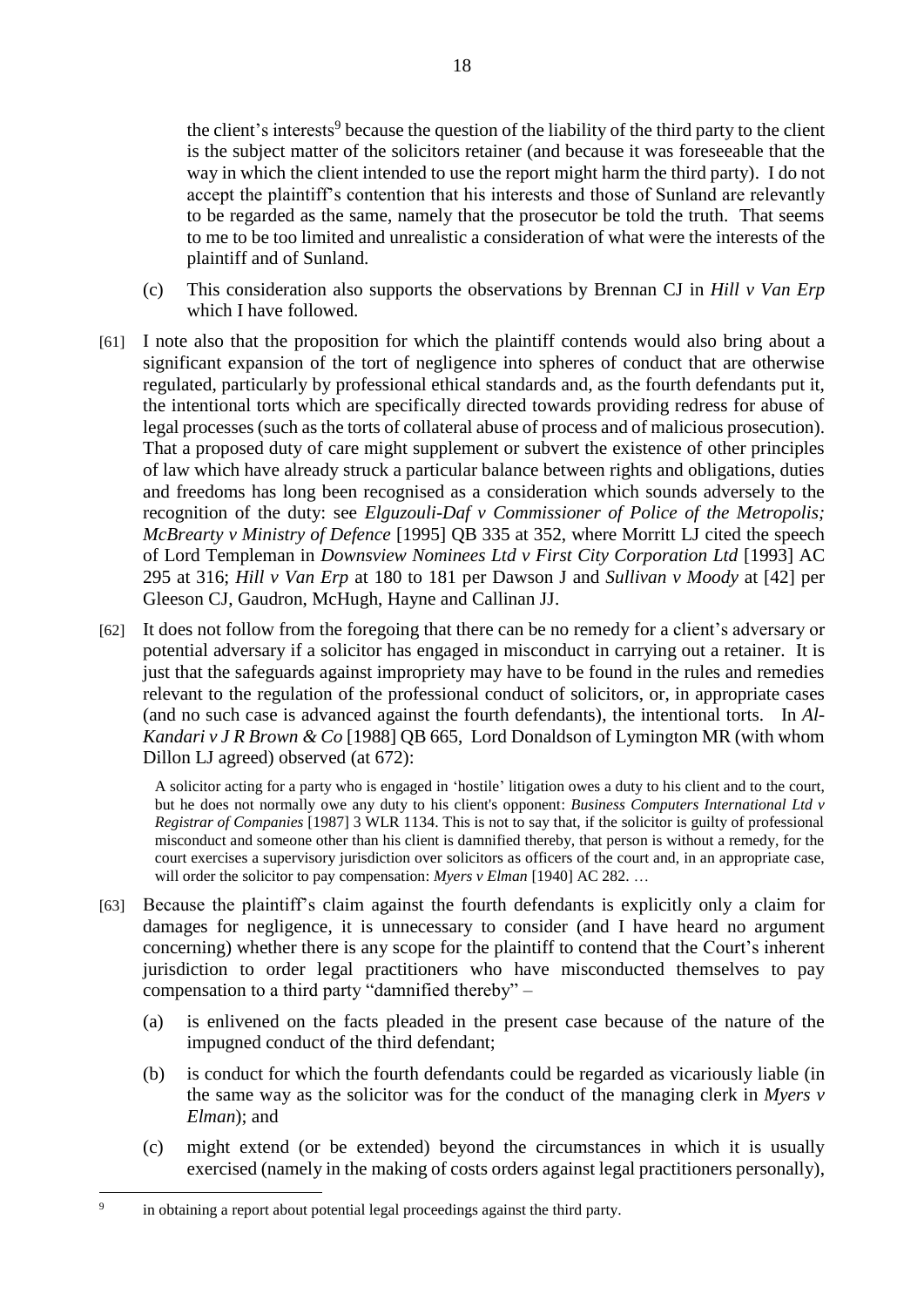the client's interests[9] because the question of the liability of the third party to the client is the subject matter of the solicitors retainer (and because it was foreseeable that the way in which the client intended to use the report might harm the third party). I do not accept the plaintiff's contention that his interests and those of Sunland are relevantly to be regarded as the same, namely that the prosecutor be told the truth. That seems to me to be too limited and unrealistic a consideration of what were the interests of the plaintiff and of Sunland.

(c) This consideration also supports the observations by Brennan CJ in *Hill v Van Erp* which I have followed.

[61] I note also that the proposition for which the plaintiff contends would also bring about a significant expansion of the tort of negligence into spheres of conduct that are otherwise regulated, particularly by professional ethical standards and, as the fourth defendants put it, the intentional torts which are specifically directed towards providing redress for abuse of legal processes (such as the torts of collateral abuse of process and of malicious prosecution). That a proposed duty of care might supplement or subvert the existence of other principles of law which have already struck a particular balance between rights and obligations, duties and freedoms has long been recognised as a consideration which sounds adversely to the recognition of the duty: see *Elguzouli-Daf v Commissioner of Police of the Metropolis; McBrearty v Ministry of Defence* [1995] QB 335 at 352, where Morritt LJ cited the speech of Lord Templeman in *Downsview Nominees Ltd v First City Corporation Ltd* [1993] AC 295 at 316; *Hill v Van Erp* at 180 to 181 per Dawson J and *Sullivan v Moody* at [42] per Gleeson CJ, Gaudron, McHugh, Hayne and Callinan JJ.

[62] It does not follow from the foregoing that there can be no remedy for a client's adversary or potential adversary if a solicitor has engaged in misconduct in carrying out a retainer. It is just that the safeguards against impropriety may have to be found in the rules and remedies relevant to the regulation of the professional conduct of solicitors, or, in appropriate cases (and no such case is advanced against the fourth defendants), the intentional torts. In *Al-Kandari v J R Brown & Co* [1988] QB 665, Lord Donaldson of Lymington MR (with whom Dillon LJ agreed) observed (at 672):

> A solicitor acting for a party who is engaged in 'hostile' litigation owes a duty to his client and to the court, but he does not normally owe any duty to his client's opponent: *Business Computers International Ltd v Registrar of Companies* [1987] 3 WLR 1134. This is not to say that, if the solicitor is guilty of professional misconduct and someone other than his client is damnified thereby, that person is without a remedy, for the court exercises a supervisory jurisdiction over solicitors as officers of the court and, in an appropriate case, will order the solicitor to pay compensation: *Myers v Elman* [1940] AC 282. …

[63] Because the plaintiff's claim against the fourth defendants is explicitly only a claim for damages for negligence, it is unnecessary to consider (and I have heard no argument concerning) whether there is any scope for the plaintiff to contend that the Court's inherent jurisdiction to order legal practitioners who have misconducted themselves to pay compensation to a third party "damnified thereby" –

(a) is enlivened on the facts pleaded in the present case because of the nature of the impugned conduct of the third defendant;

(b) is conduct for which the fourth defendants could be regarded as vicariously liable (in the same way as the solicitor was for the conduct of the managing clerk in *Myers v Elman*); and

(c) might extend (or be extended) beyond the circumstances in which it is usually exercised (namely in the making of costs orders against legal practitioners personally),

---

[9] in obtaining a report about potential legal proceedings against the third party.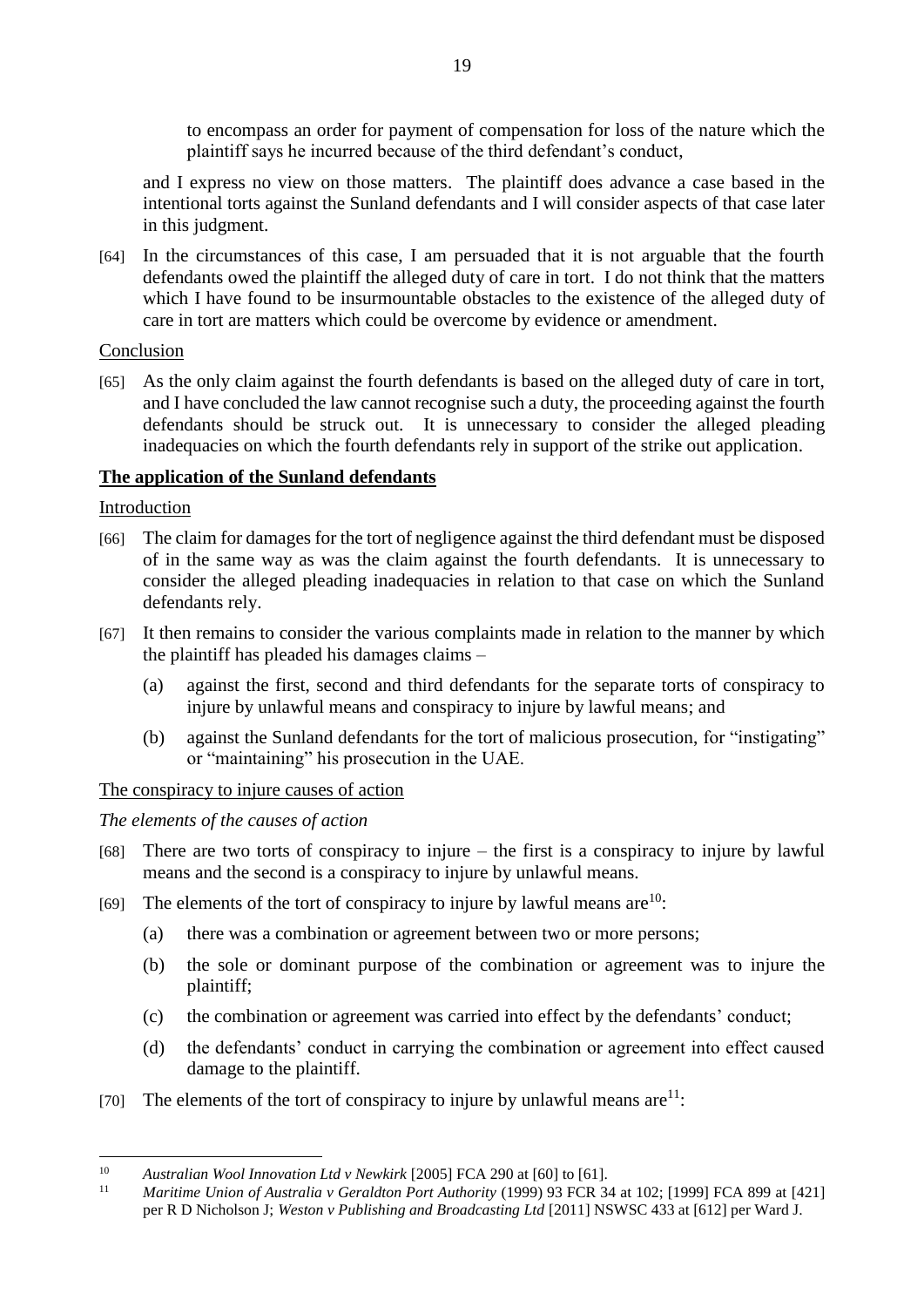to encompass an order for payment of compensation for loss of the nature which the plaintiff says he incurred because of the third defendant's conduct,

and I express no view on those matters. The plaintiff does advance a case based in the intentional torts against the Sunland defendants and I will consider aspects of that case later in this judgment.

[64] In the circumstances of this case, I am persuaded that it is not arguable that the fourth defendants owed the plaintiff the alleged duty of care in tort. I do not think that the matters which I have found to be insurmountable obstacles to the existence of the alleged duty of care in tort are matters which could be overcome by evidence or amendment.

Conclusion

[65] As the only claim against the fourth defendants is based on the alleged duty of care in tort, and I have concluded the law cannot recognise such a duty, the proceeding against the fourth defendants should be struck out. It is unnecessary to consider the alleged pleading inadequacies on which the fourth defendants rely in support of the strike out application.

**The application of the Sunland defendants**

Introduction

[66] The claim for damages for the tort of negligence against the third defendant must be disposed of in the same way as was the claim against the fourth defendants. It is unnecessary to consider the alleged pleading inadequacies in relation to that case on which the Sunland defendants rely.

[67] It then remains to consider the various complaints made in relation to the manner by which the plaintiff has pleaded his damages claims –

(a) against the first, second and third defendants for the separate torts of conspiracy to injure by unlawful means and conspiracy to injure by lawful means; and

(b) against the Sunland defendants for the tort of malicious prosecution, for "instigating" or "maintaining" his prosecution in the UAE.

The conspiracy to injure causes of action

*The elements of the causes of action*

[68] There are two torts of conspiracy to injure – the first is a conspiracy to injure by lawful means and the second is a conspiracy to injure by unlawful means.

[69] The elements of the tort of conspiracy to injure by lawful means are[10]:

(a) there was a combination or agreement between two or more persons;

(b) the sole or dominant purpose of the combination or agreement was to injure the plaintiff;

(c) the combination or agreement was carried into effect by the defendants' conduct;

(d) the defendants' conduct in carrying the combination or agreement into effect caused damage to the plaintiff.

[70] The elements of the tort of conspiracy to injure by unlawful means are[11]:

---

[10] *Australian Wool Innovation Ltd v Newkirk* [2005] FCA 290 at [60] to [61].

[11] *Maritime Union of Australia v Geraldton Port Authority* (1999) 93 FCR 34 at 102; [1999] FCA 899 at [421] per R D Nicholson J; *Weston v Publishing and Broadcasting Ltd* [2011] NSWSC 433 at [612] per Ward J.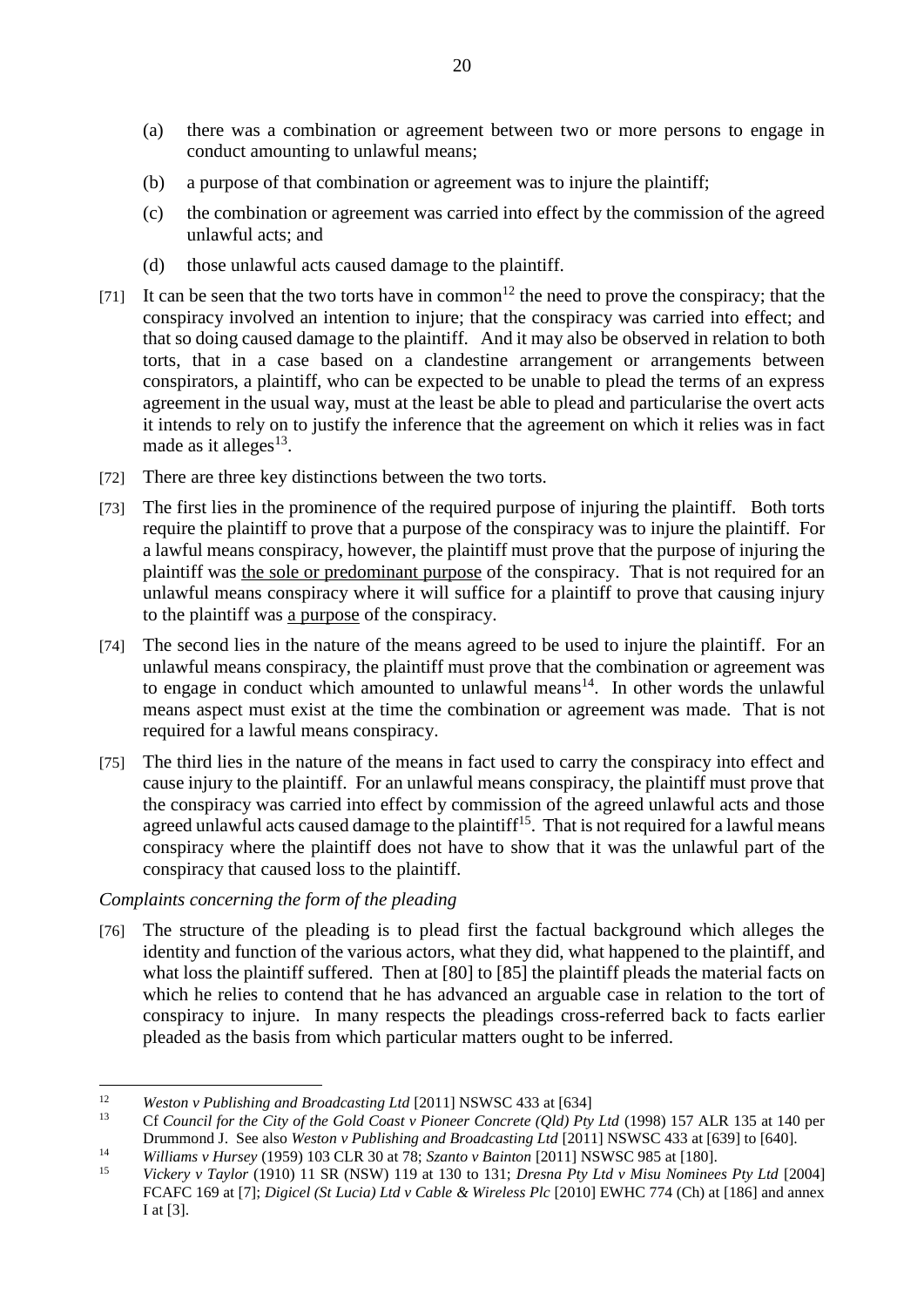(a) there was a combination or agreement between two or more persons to engage in conduct amounting to unlawful means;

(b) a purpose of that combination or agreement was to injure the plaintiff;

(c) the combination or agreement was carried into effect by the commission of the agreed unlawful acts; and

(d) those unlawful acts caused damage to the plaintiff.

[71] It can be seen that the two torts have in common[12] the need to prove the conspiracy; that the conspiracy involved an intention to injure; that the conspiracy was carried into effect; and that so doing caused damage to the plaintiff. And it may also be observed in relation to both torts, that in a case based on a clandestine arrangement or arrangements between conspirators, a plaintiff, who can be expected to be unable to plead the terms of an express agreement in the usual way, must at the least be able to plead and particularise the overt acts it intends to rely on to justify the inference that the agreement on which it relies was in fact made as it alleges[13].

[72] There are three key distinctions between the two torts.

[73] The first lies in the prominence of the required purpose of injuring the plaintiff. Both torts require the plaintiff to prove that a purpose of the conspiracy was to injure the plaintiff. For a lawful means conspiracy, however, the plaintiff must prove that the purpose of injuring the plaintiff was <u>the sole or predominant purpose</u> of the conspiracy. That is not required for an unlawful means conspiracy where it will suffice for a plaintiff to prove that causing injury to the plaintiff was <u>a purpose</u> of the conspiracy.

[74] The second lies in the nature of the means agreed to be used to injure the plaintiff. For an unlawful means conspiracy, the plaintiff must prove that the combination or agreement was to engage in conduct which amounted to unlawful means[14]. In other words the unlawful means aspect must exist at the time the combination or agreement was made. That is not required for a lawful means conspiracy.

[75] The third lies in the nature of the means in fact used to carry the conspiracy into effect and cause injury to the plaintiff. For an unlawful means conspiracy, the plaintiff must prove that the conspiracy was carried into effect by commission of the agreed unlawful acts and those agreed unlawful acts caused damage to the plaintiff[15]. That is not required for a lawful means conspiracy where the plaintiff does not have to show that it was the unlawful part of the conspiracy that caused loss to the plaintiff.

*Complaints concerning the form of the pleading*

[76] The structure of the pleading is to plead first the factual background which alleges the identity and function of the various actors, what they did, what happened to the plaintiff, and what loss the plaintiff suffered. Then at [80] to [85] the plaintiff pleads the material facts on which he relies to contend that he has advanced an arguable case in relation to the tort of conspiracy to injure. In many respects the pleadings cross-referred back to facts earlier pleaded as the basis from which particular matters ought to be inferred.

---

[12] *Weston v Publishing and Broadcasting Ltd* [2011] NSWSC 433 at [634]

[13] Cf *Council for the City of the Gold Coast v Pioneer Concrete (Qld) Pty Ltd* (1998) 157 ALR 135 at 140 per Drummond J. See also *Weston v Publishing and Broadcasting Ltd* [2011] NSWSC 433 at [639] to [640].

[14] *Williams v Hursey* (1959) 103 CLR 30 at 78; *Szanto v Bainton* [2011] NSWSC 985 at [180].

[15] *Vickery v Taylor* (1910) 11 SR (NSW) 119 at 130 to 131; *Dresna Pty Ltd v Misu Nominees Pty Ltd* [2004] FCAFC 169 at [7]; *Digicel (St Lucia) Ltd v Cable & Wireless Plc* [2010] EWHC 774 (Ch) at [186] and annex I at [3].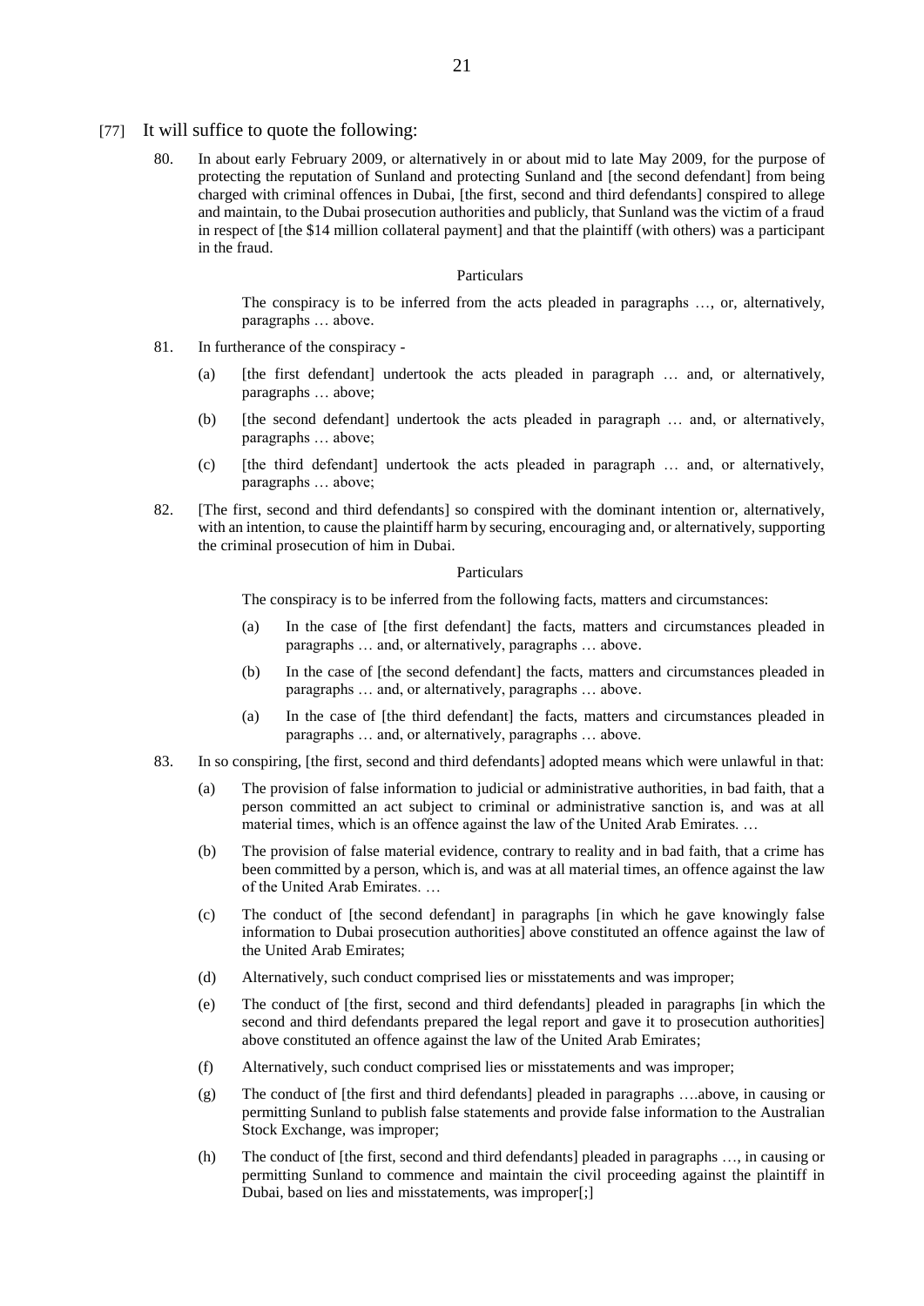[77] It will suffice to quote the following:

> 80. In about early February 2009, or alternatively in or about mid to late May 2009, for the purpose of protecting the reputation of Sunland and protecting Sunland and [the second defendant] from being charged with criminal offences in Dubai, [the first, second and third defendants] conspired to allege and maintain, to the Dubai prosecution authorities and publicly, that Sunland was the victim of a fraud in respect of [the $14 million collateral payment] and that the plaintiff (with others) was a participant in the fraud.
>
> Particulars
>
> The conspiracy is to be inferred from the acts pleaded in paragraphs …, or, alternatively, paragraphs … above.
>
> 81. In furtherance of the conspiracy -
>
> (a) [the first defendant] undertook the acts pleaded in paragraph … and, or alternatively, paragraphs … above;
>
> (b) [the second defendant] undertook the acts pleaded in paragraph … and, or alternatively, paragraphs … above;
>
> (c) [the third defendant] undertook the acts pleaded in paragraph … and, or alternatively, paragraphs … above;
>
> 82. [The first, second and third defendants] so conspired with the dominant intention or, alternatively, with an intention, to cause the plaintiff harm by securing, encouraging and, or alternatively, supporting the criminal prosecution of him in Dubai.
>
> Particulars
>
> The conspiracy is to be inferred from the following facts, matters and circumstances:
>
> (a) In the case of [the first defendant] the facts, matters and circumstances pleaded in paragraphs … and, or alternatively, paragraphs … above.
>
> (b) In the case of [the second defendant] the facts, matters and circumstances pleaded in paragraphs … and, or alternatively, paragraphs … above.
>
> (a) In the case of [the third defendant] the facts, matters and circumstances pleaded in paragraphs … and, or alternatively, paragraphs … above.
>
> 83. In so conspiring, [the first, second and third defendants] adopted means which were unlawful in that:
>
> (a) The provision of false information to judicial or administrative authorities, in bad faith, that a person committed an act subject to criminal or administrative sanction is, and was at all material times, which is an offence against the law of the United Arab Emirates. …
>
> (b) The provision of false material evidence, contrary to reality and in bad faith, that a crime has been committed by a person, which is, and was at all material times, an offence against the law of the United Arab Emirates. …
>
> (c) The conduct of [the second defendant] in paragraphs [in which he gave knowingly false information to Dubai prosecution authorities] above constituted an offence against the law of the United Arab Emirates;
>
> (d) Alternatively, such conduct comprised lies or misstatements and was improper;
>
> (e) The conduct of [the first, second and third defendants] pleaded in paragraphs [in which the second and third defendants prepared the legal report and gave it to prosecution authorities] above constituted an offence against the law of the United Arab Emirates;
>
> (f) Alternatively, such conduct comprised lies or misstatements and was improper;
>
> (g) The conduct of [the first and third defendants] pleaded in paragraphs ….above, in causing or permitting Sunland to publish false statements and provide false information to the Australian Stock Exchange, was improper;
>
> (h) The conduct of [the first, second and third defendants] pleaded in paragraphs …, in causing or permitting Sunland to commence and maintain the civil proceeding against the plaintiff in Dubai, based on lies and misstatements, was improper[;]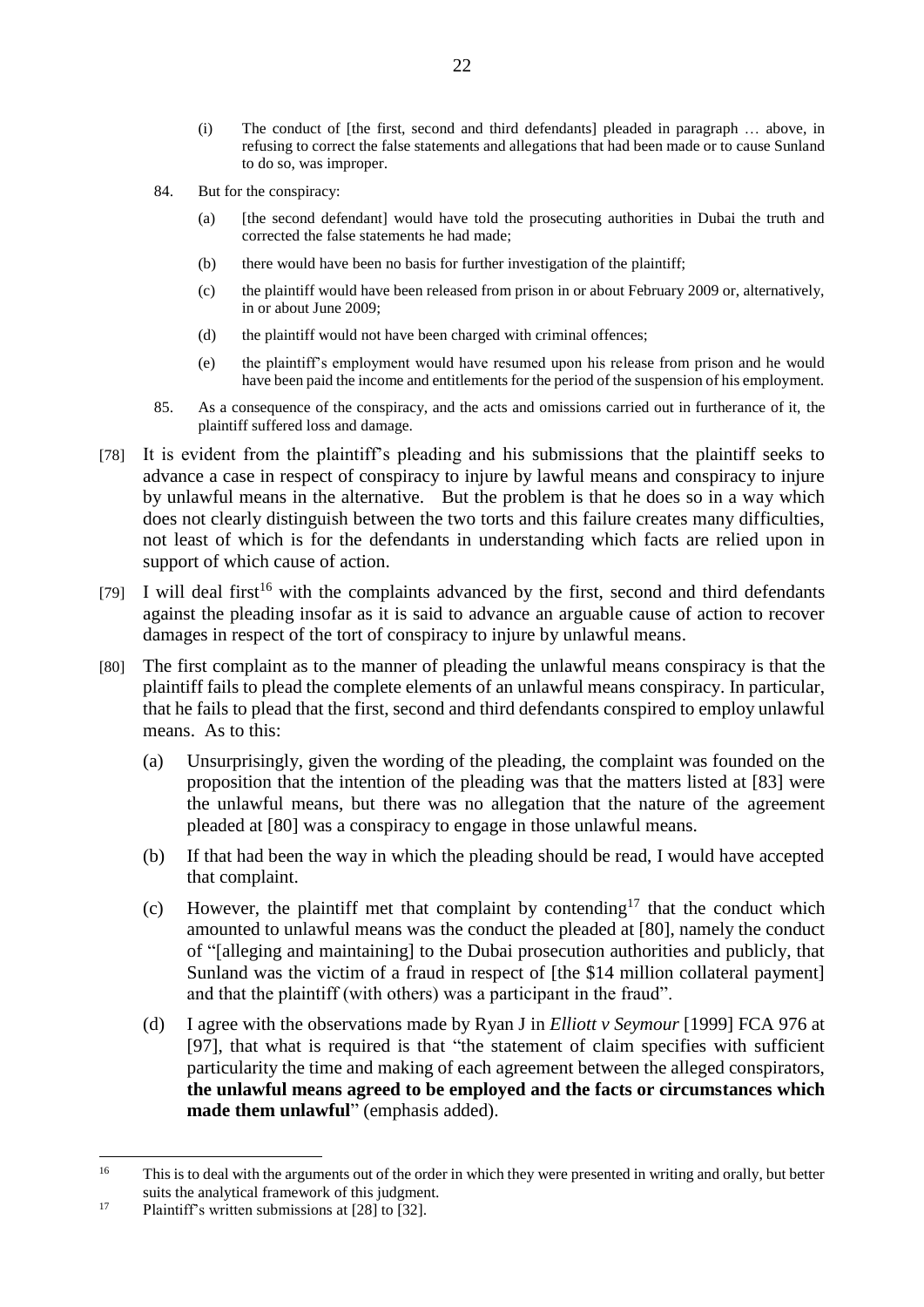(i) The conduct of [the first, second and third defendants] pleaded in paragraph … above, in refusing to correct the false statements and allegations that had been made or to cause Sunland to do so, was improper.

84. But for the conspiracy:

(a) [the second defendant] would have told the prosecuting authorities in Dubai the truth and corrected the false statements he had made;

(b) there would have been no basis for further investigation of the plaintiff;

(c) the plaintiff would have been released from prison in or about February 2009 or, alternatively, in or about June 2009;

(d) the plaintiff would not have been charged with criminal offences;

(e) the plaintiff's employment would have resumed upon his release from prison and he would have been paid the income and entitlements for the period of the suspension of his employment.

85. As a consequence of the conspiracy, and the acts and omissions carried out in furtherance of it, the plaintiff suffered loss and damage.

[78] It is evident from the plaintiff's pleading and his submissions that the plaintiff seeks to advance a case in respect of conspiracy to injure by lawful means and conspiracy to injure by unlawful means in the alternative. But the problem is that he does so in a way which does not clearly distinguish between the two torts and this failure creates many difficulties, not least of which is for the defendants in understanding which facts are relied upon in support of which cause of action.

[79] I will deal first[16] with the complaints advanced by the first, second and third defendants against the pleading insofar as it is said to advance an arguable cause of action to recover damages in respect of the tort of conspiracy to injure by unlawful means.

[80] The first complaint as to the manner of pleading the unlawful means conspiracy is that the plaintiff fails to plead the complete elements of an unlawful means conspiracy. In particular, that he fails to plead that the first, second and third defendants conspired to employ unlawful means. As to this:

(a) Unsurprisingly, given the wording of the pleading, the complaint was founded on the proposition that the intention of the pleading was that the matters listed at [83] were the unlawful means, but there was no allegation that the nature of the agreement pleaded at [80] was a conspiracy to engage in those unlawful means.

(b) If that had been the way in which the pleading should be read, I would have accepted that complaint.

(c) However, the plaintiff met that complaint by contending[17] that the conduct which amounted to unlawful means was the conduct the pleaded at [80], namely the conduct of "[alleging and maintaining] to the Dubai prosecution authorities and publicly, that Sunland was the victim of a fraud in respect of [the $14 million collateral payment] and that the plaintiff (with others) was a participant in the fraud".

(d) I agree with the observations made by Ryan J in *Elliott v Seymour* [1999] FCA 976 at [97], that what is required is that "the statement of claim specifies with sufficient particularity the time and making of each agreement between the alleged conspirators, **the unlawful means agreed to be employed and the facts or circumstances which made them unlawful**" (emphasis added).

---

[16] This is to deal with the arguments out of the order in which they were presented in writing and orally, but better suits the analytical framework of this judgment.

[17] Plaintiff's written submissions at [28] to [32].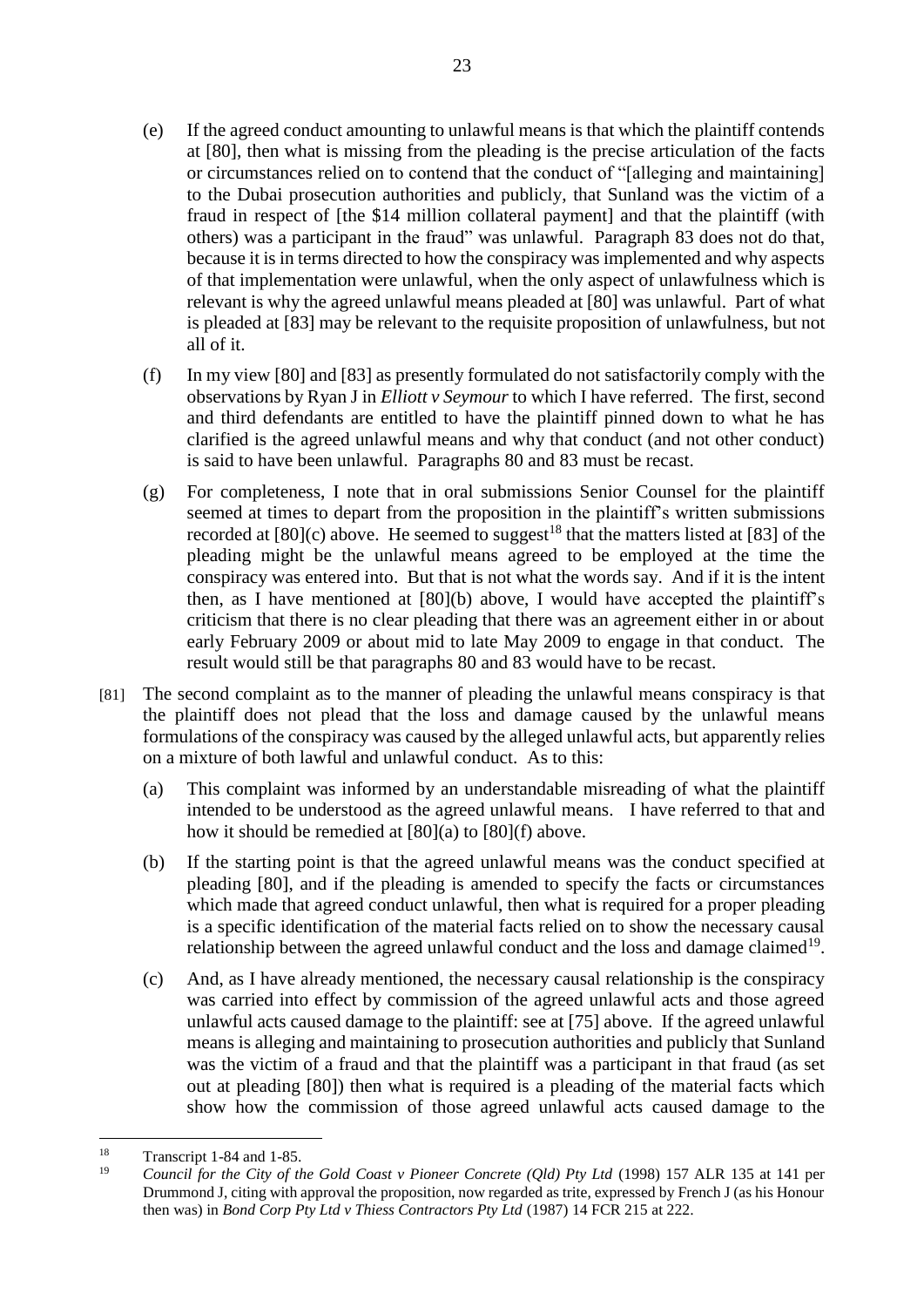(e) If the agreed conduct amounting to unlawful means is that which the plaintiff contends at [80], then what is missing from the pleading is the precise articulation of the facts or circumstances relied on to contend that the conduct of "[alleging and maintaining] to the Dubai prosecution authorities and publicly, that Sunland was the victim of a fraud in respect of [the $14 million collateral payment] and that the plaintiff (with others) was a participant in the fraud" was unlawful. Paragraph 83 does not do that, because it is in terms directed to how the conspiracy was implemented and why aspects of that implementation were unlawful, when the only aspect of unlawfulness which is relevant is why the agreed unlawful means pleaded at [80] was unlawful. Part of what is pleaded at [83] may be relevant to the requisite proposition of unlawfulness, but not all of it.

(f) In my view [80] and [83] as presently formulated do not satisfactorily comply with the observations by Ryan J in *Elliott v Seymour* to which I have referred. The first, second and third defendants are entitled to have the plaintiff pinned down to what he has clarified is the agreed unlawful means and why that conduct (and not other conduct) is said to have been unlawful. Paragraphs 80 and 83 must be recast.

(g) For completeness, I note that in oral submissions Senior Counsel for the plaintiff seemed at times to depart from the proposition in the plaintiff's written submissions recorded at [80](c) above. He seemed to suggest[18] that the matters listed at [83] of the pleading might be the unlawful means agreed to be employed at the time the conspiracy was entered into. But that is not what the words say. And if it is the intent then, as I have mentioned at [80](b) above, I would have accepted the plaintiff's criticism that there is no clear pleading that there was an agreement either in or about early February 2009 or about mid to late May 2009 to engage in that conduct. The result would still be that paragraphs 80 and 83 would have to be recast.

[81] The second complaint as to the manner of pleading the unlawful means conspiracy is that the plaintiff does not plead that the loss and damage caused by the unlawful means formulations of the conspiracy was caused by the alleged unlawful acts, but apparently relies on a mixture of both lawful and unlawful conduct. As to this:

(a) This complaint was informed by an understandable misreading of what the plaintiff intended to be understood as the agreed unlawful means. I have referred to that and how it should be remedied at [80](a) to [80](f) above.

(b) If the starting point is that the agreed unlawful means was the conduct specified at pleading [80], and if the pleading is amended to specify the facts or circumstances which made that agreed conduct unlawful, then what is required for a proper pleading is a specific identification of the material facts relied on to show the necessary causal relationship between the agreed unlawful conduct and the loss and damage claimed[19].

(c) And, as I have already mentioned, the necessary causal relationship is the conspiracy was carried into effect by commission of the agreed unlawful acts and those agreed unlawful acts caused damage to the plaintiff: see at [75] above. If the agreed unlawful means is alleging and maintaining to prosecution authorities and publicly that Sunland was the victim of a fraud and that the plaintiff was a participant in that fraud (as set out at pleading [80]) then what is required is a pleading of the material facts which show how the commission of those agreed unlawful acts caused damage to the

---

[18] Transcript 1-84 and 1-85.

[19] *Council for the City of the Gold Coast v Pioneer Concrete (Qld) Pty Ltd* (1998) 157 ALR 135 at 141 per Drummond J, citing with approval the proposition, now regarded as trite, expressed by French J (as his Honour then was) in *Bond Corp Pty Ltd v Thiess Contractors Pty Ltd* (1987) 14 FCR 215 at 222.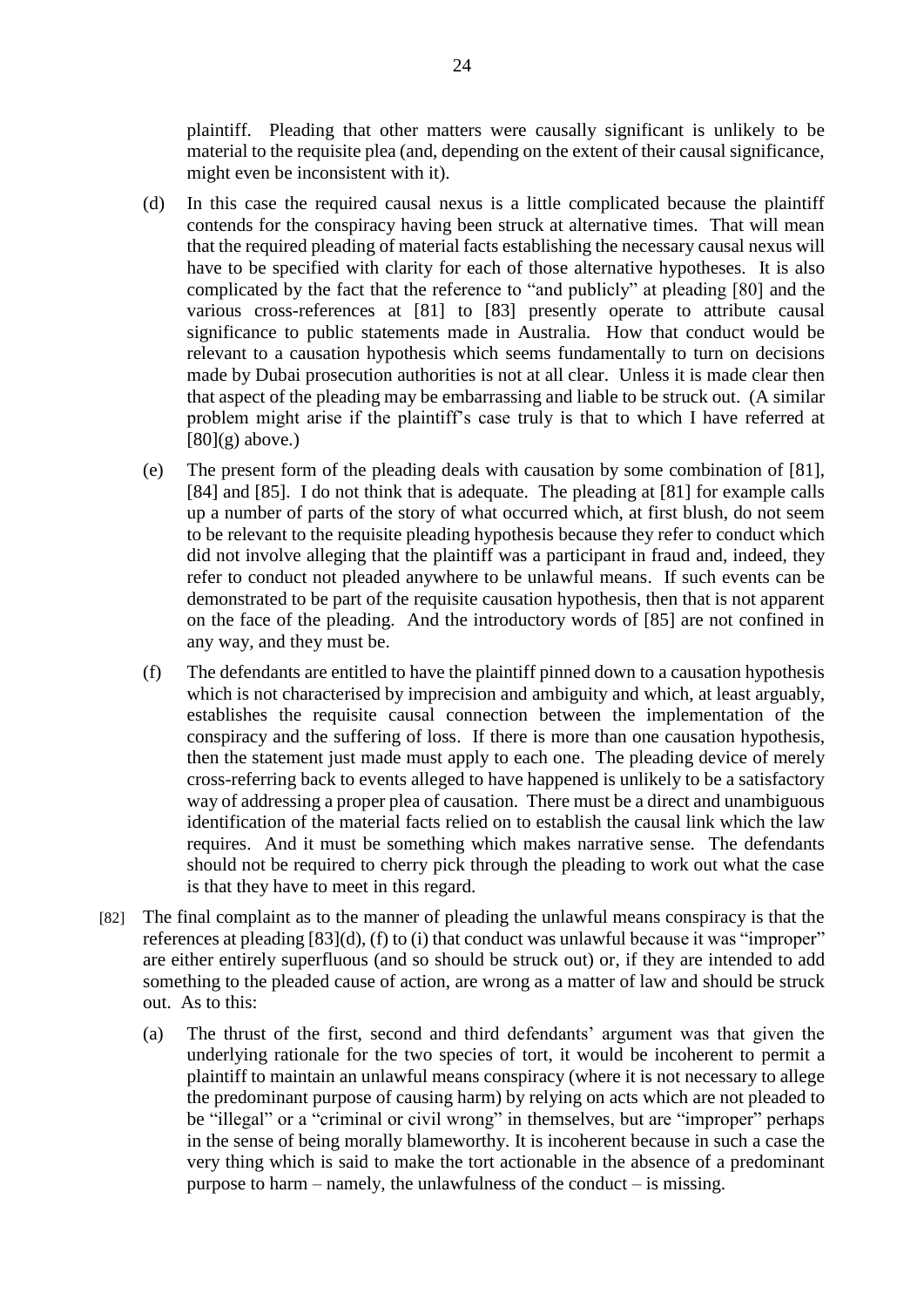plaintiff. Pleading that other matters were causally significant is unlikely to be material to the requisite plea (and, depending on the extent of their causal significance, might even be inconsistent with it).

(d) In this case the required causal nexus is a little complicated because the plaintiff contends for the conspiracy having been struck at alternative times. That will mean that the required pleading of material facts establishing the necessary causal nexus will have to be specified with clarity for each of those alternative hypotheses. It is also complicated by the fact that the reference to "and publicly" at pleading [80] and the various cross-references at [81] to [83] presently operate to attribute causal significance to public statements made in Australia. How that conduct would be relevant to a causation hypothesis which seems fundamentally to turn on decisions made by Dubai prosecution authorities is not at all clear. Unless it is made clear then that aspect of the pleading may be embarrassing and liable to be struck out. (A similar problem might arise if the plaintiff's case truly is that to which I have referred at [80](g) above.)

(e) The present form of the pleading deals with causation by some combination of [81], [84] and [85]. I do not think that is adequate. The pleading at [81] for example calls up a number of parts of the story of what occurred which, at first blush, do not seem to be relevant to the requisite pleading hypothesis because they refer to conduct which did not involve alleging that the plaintiff was a participant in fraud and, indeed, they refer to conduct not pleaded anywhere to be unlawful means. If such events can be demonstrated to be part of the requisite causation hypothesis, then that is not apparent on the face of the pleading. And the introductory words of [85] are not confined in any way, and they must be.

(f) The defendants are entitled to have the plaintiff pinned down to a causation hypothesis which is not characterised by imprecision and ambiguity and which, at least arguably, establishes the requisite causal connection between the implementation of the conspiracy and the suffering of loss. If there is more than one causation hypothesis, then the statement just made must apply to each one. The pleading device of merely cross-referring back to events alleged to have happened is unlikely to be a satisfactory way of addressing a proper plea of causation. There must be a direct and unambiguous identification of the material facts relied on to establish the causal link which the law requires. And it must be something which makes narrative sense. The defendants should not be required to cherry pick through the pleading to work out what the case is that they have to meet in this regard.

[82] The final complaint as to the manner of pleading the unlawful means conspiracy is that the references at pleading [83](d), (f) to (i) that conduct was unlawful because it was "improper" are either entirely superfluous (and so should be struck out) or, if they are intended to add something to the pleaded cause of action, are wrong as a matter of law and should be struck out. As to this:

(a) The thrust of the first, second and third defendants' argument was that given the underlying rationale for the two species of tort, it would be incoherent to permit a plaintiff to maintain an unlawful means conspiracy (where it is not necessary to allege the predominant purpose of causing harm) by relying on acts which are not pleaded to be "illegal" or a "criminal or civil wrong" in themselves, but are "improper" perhaps in the sense of being morally blameworthy. It is incoherent because in such a case the very thing which is said to make the tort actionable in the absence of a predominant purpose to harm – namely, the unlawfulness of the conduct – is missing.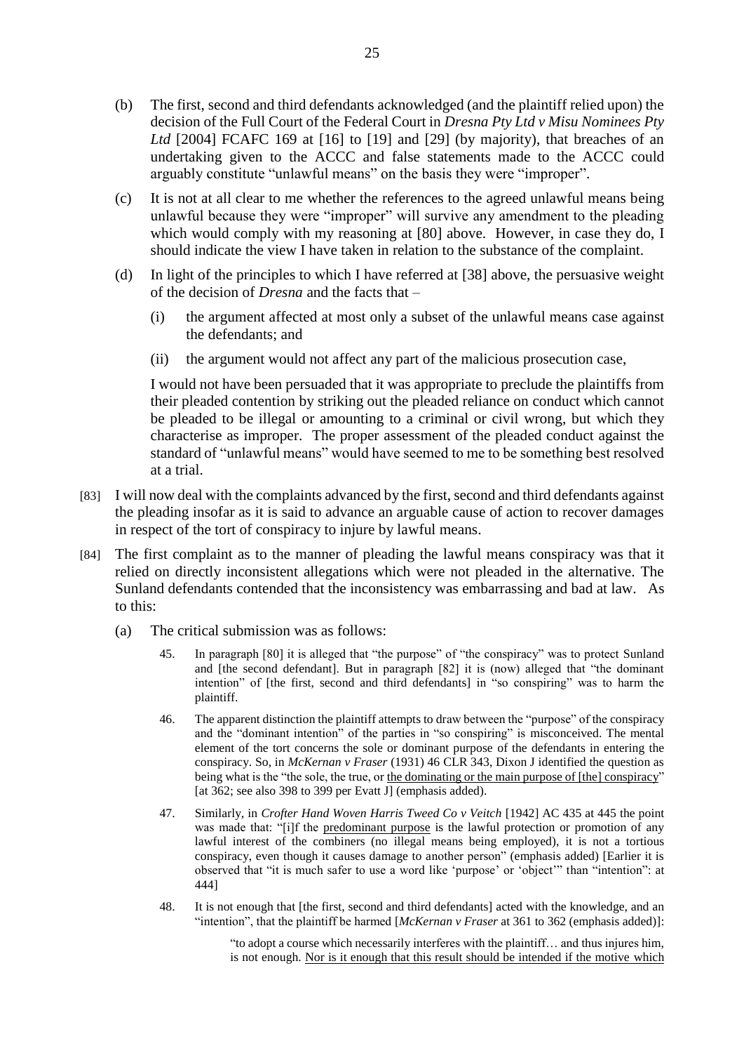(b) The first, second and third defendants acknowledged (and the plaintiff relied upon) the decision of the Full Court of the Federal Court in *Dresna Pty Ltd v Misu Nominees Pty Ltd* [2004] FCAFC 169 at [16] to [19] and [29] (by majority), that breaches of an undertaking given to the ACCC and false statements made to the ACCC could arguably constitute "unlawful means" on the basis they were "improper".

(c) It is not at all clear to me whether the references to the agreed unlawful means being unlawful because they were "improper" will survive any amendment to the pleading which would comply with my reasoning at [80] above. However, in case they do, I should indicate the view I have taken in relation to the substance of the complaint.

(d) In light of the principles to which I have referred at [38] above, the persuasive weight of the decision of *Dresna* and the facts that –

  (i) the argument affected at most only a subset of the unlawful means case against the defendants; and

  (ii) the argument would not affect any part of the malicious prosecution case,

  I would not have been persuaded that it was appropriate to preclude the plaintiffs from their pleaded contention by striking out the pleaded reliance on conduct which cannot be pleaded to be illegal or amounting to a criminal or civil wrong, but which they characterise as improper. The proper assessment of the pleaded conduct against the standard of "unlawful means" would have seemed to me to be something best resolved at a trial.

[83] I will now deal with the complaints advanced by the first, second and third defendants against the pleading insofar as it is said to advance an arguable cause of action to recover damages in respect of the tort of conspiracy to injure by lawful means.

[84] The first complaint as to the manner of pleading the lawful means conspiracy was that it relied on directly inconsistent allegations which were not pleaded in the alternative. The Sunland defendants contended that the inconsistency was embarrassing and bad at law. As to this:

(a) The critical submission was as follows:

> 45. In paragraph [80] it is alleged that "the purpose" of "the conspiracy" was to protect Sunland and [the second defendant]. But in paragraph [82] it is (now) alleged that "the dominant intention" of [the first, second and third defendants] in "so conspiring" was to harm the plaintiff.
>
> 46. The apparent distinction the plaintiff attempts to draw between the "purpose" of the conspiracy and the "dominant intention" of the parties in "so conspiring" is misconceived. The mental element of the tort concerns the sole or dominant purpose of the defendants in entering the conspiracy. So, in *McKernan v Fraser* (1931) 46 CLR 343, Dixon J identified the question as being what is the "the sole, the true, or <u>the dominating or the main purpose of [the] conspiracy</u>" [at 362; see also 398 to 399 per Evatt J] (emphasis added).
>
> 47. Similarly, in *Crofter Hand Woven Harris Tweed Co v Veitch* [1942] AC 435 at 445 the point was made that: "[i]f the <u>predominant purpose</u> is the lawful protection or promotion of any lawful interest of the combiners (no illegal means being employed), it is not a tortious conspiracy, even though it causes damage to another person" (emphasis added) [Earlier it is observed that "it is much safer to use a word like 'purpose' or 'object'" than "intention": at 444]
>
> 48. It is not enough that [the first, second and third defendants] acted with the knowledge, and an "intention", that the plaintiff be harmed [*McKernan v Fraser* at 361 to 362 (emphasis added)]:
>
> > "to adopt a course which necessarily interferes with the plaintiff… and thus injures him, is not enough. <u>Nor is it enough that this result should be intended if the motive which</u>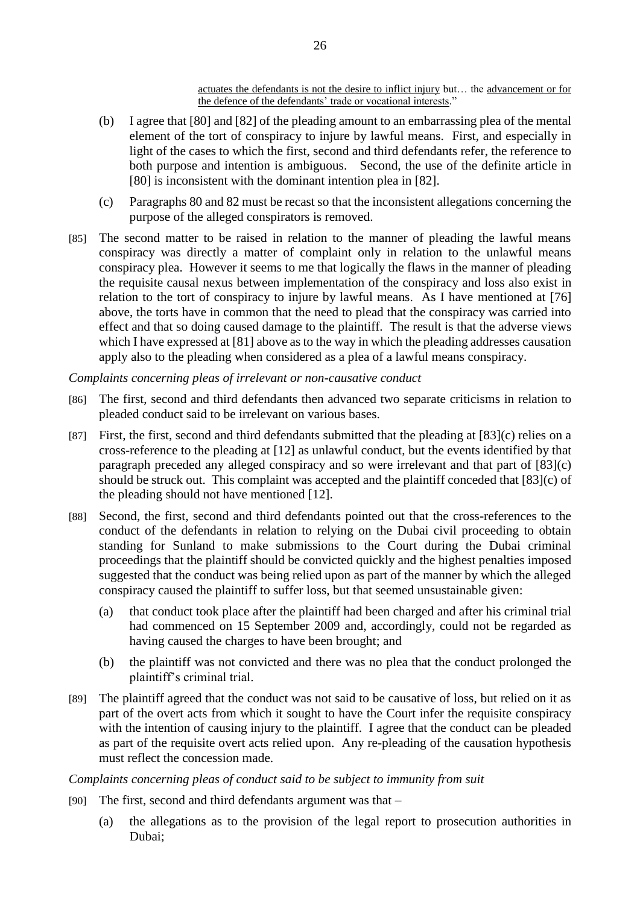actuates the defendants is not the desire to inflict injury but… the advancement or for the defence of the defendants' trade or vocational interests."

(b) I agree that [80] and [82] of the pleading amount to an embarrassing plea of the mental element of the tort of conspiracy to injure by lawful means. First, and especially in light of the cases to which the first, second and third defendants refer, the reference to both purpose and intention is ambiguous. Second, the use of the definite article in [80] is inconsistent with the dominant intention plea in [82].

(c) Paragraphs 80 and 82 must be recast so that the inconsistent allegations concerning the purpose of the alleged conspirators is removed.

[85] The second matter to be raised in relation to the manner of pleading the lawful means conspiracy was directly a matter of complaint only in relation to the unlawful means conspiracy plea. However it seems to me that logically the flaws in the manner of pleading the requisite causal nexus between implementation of the conspiracy and loss also exist in relation to the tort of conspiracy to injure by lawful means. As I have mentioned at [76] above, the torts have in common that the need to plead that the conspiracy was carried into effect and that so doing caused damage to the plaintiff. The result is that the adverse views which I have expressed at [81] above as to the way in which the pleading addresses causation apply also to the pleading when considered as a plea of a lawful means conspiracy.

*Complaints concerning pleas of irrelevant or non-causative conduct*

[86] The first, second and third defendants then advanced two separate criticisms in relation to pleaded conduct said to be irrelevant on various bases.

[87] First, the first, second and third defendants submitted that the pleading at [83](c) relies on a cross-reference to the pleading at [12] as unlawful conduct, but the events identified by that paragraph preceded any alleged conspiracy and so were irrelevant and that part of [83](c) should be struck out. This complaint was accepted and the plaintiff conceded that [83](c) of the pleading should not have mentioned [12].

[88] Second, the first, second and third defendants pointed out that the cross-references to the conduct of the defendants in relation to relying on the Dubai civil proceeding to obtain standing for Sunland to make submissions to the Court during the Dubai criminal proceedings that the plaintiff should be convicted quickly and the highest penalties imposed suggested that the conduct was being relied upon as part of the manner by which the alleged conspiracy caused the plaintiff to suffer loss, but that seemed unsustainable given:

(a) that conduct took place after the plaintiff had been charged and after his criminal trial had commenced on 15 September 2009 and, accordingly, could not be regarded as having caused the charges to have been brought; and

(b) the plaintiff was not convicted and there was no plea that the conduct prolonged the plaintiff's criminal trial.

[89] The plaintiff agreed that the conduct was not said to be causative of loss, but relied on it as part of the overt acts from which it sought to have the Court infer the requisite conspiracy with the intention of causing injury to the plaintiff. I agree that the conduct can be pleaded as part of the requisite overt acts relied upon. Any re-pleading of the causation hypothesis must reflect the concession made.

*Complaints concerning pleas of conduct said to be subject to immunity from suit*

[90] The first, second and third defendants argument was that –

(a) the allegations as to the provision of the legal report to prosecution authorities in Dubai;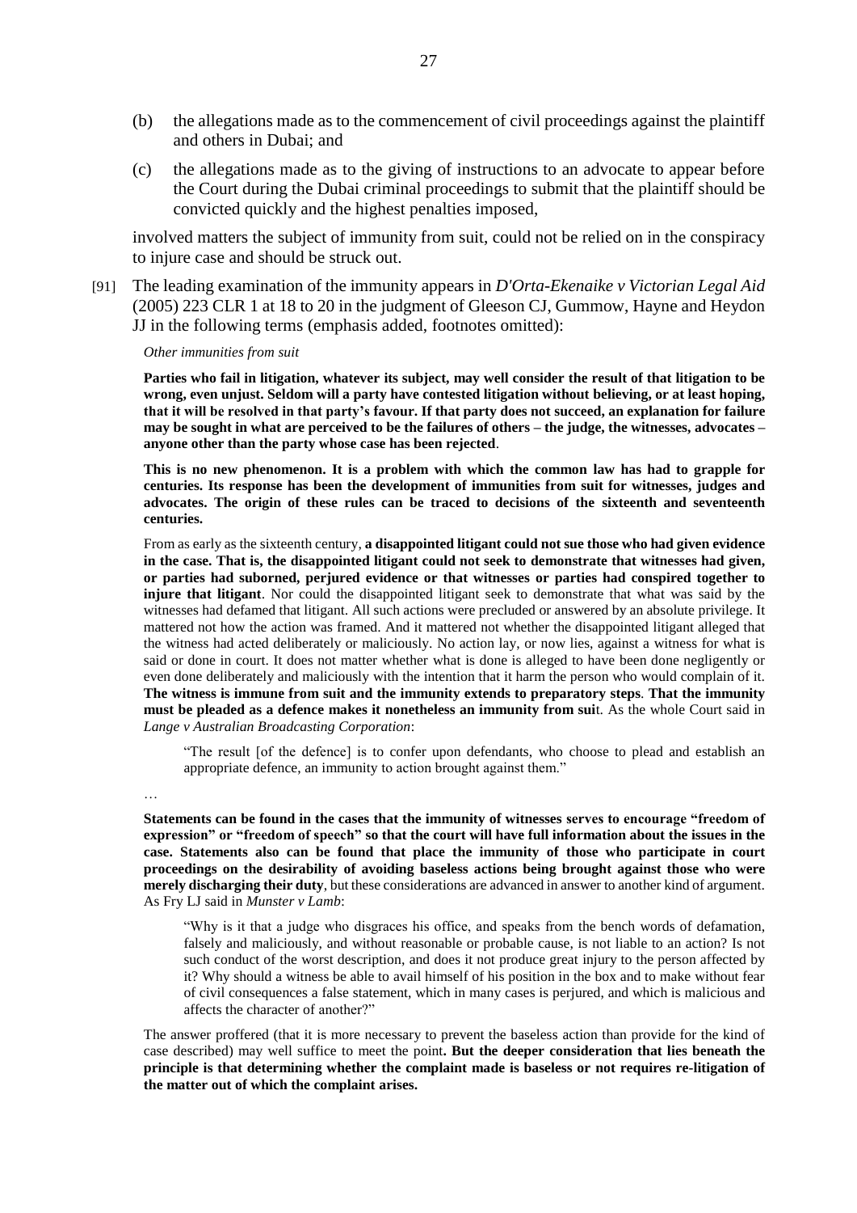(b) the allegations made as to the commencement of civil proceedings against the plaintiff and others in Dubai; and

(c) the allegations made as to the giving of instructions to an advocate to appear before the Court during the Dubai criminal proceedings to submit that the plaintiff should be convicted quickly and the highest penalties imposed,

involved matters the subject of immunity from suit, could not be relied on in the conspiracy to injure case and should be struck out.

[91] The leading examination of the immunity appears in *D'Orta-Ekenaike v Victorian Legal Aid* (2005) 223 CLR 1 at 18 to 20 in the judgment of Gleeson CJ, Gummow, Hayne and Heydon JJ in the following terms (emphasis added, footnotes omitted):

*Other immunities from suit*

**Parties who fail in litigation, whatever its subject, may well consider the result of that litigation to be wrong, even unjust. Seldom will a party have contested litigation without believing, or at least hoping, that it will be resolved in that party's favour. If that party does not succeed, an explanation for failure may be sought in what are perceived to be the failures of others – the judge, the witnesses, advocates – anyone other than the party whose case has been rejected**.

**This is no new phenomenon. It is a problem with which the common law has had to grapple for centuries. Its response has been the development of immunities from suit for witnesses, judges and advocates. The origin of these rules can be traced to decisions of the sixteenth and seventeenth centuries.**

From as early as the sixteenth century, **a disappointed litigant could not sue those who had given evidence in the case. That is, the disappointed litigant could not seek to demonstrate that witnesses had given, or parties had suborned, perjured evidence or that witnesses or parties had conspired together to injure that litigant**. Nor could the disappointed litigant seek to demonstrate that what was said by the witnesses had defamed that litigant. All such actions were precluded or answered by an absolute privilege. It mattered not how the action was framed. And it mattered not whether the disappointed litigant alleged that the witness had acted deliberately or maliciously. No action lay, or now lies, against a witness for what is said or done in court. It does not matter whether what is done is alleged to have been done negligently or even done deliberately and maliciously with the intention that it harm the person who would complain of it. **The witness is immune from suit and the immunity extends to preparatory steps**. **That the immunity must be pleaded as a defence makes it nonetheless an immunity from sui**t. As the whole Court said in *Lange v Australian Broadcasting Corporation*:

> "The result [of the defence] is to confer upon defendants, who choose to plead and establish an appropriate defence, an immunity to action brought against them."

…

**Statements can be found in the cases that the immunity of witnesses serves to encourage "freedom of expression" or "freedom of speech" so that the court will have full information about the issues in the case. Statements also can be found that place the immunity of those who participate in court proceedings on the desirability of avoiding baseless actions being brought against those who were merely discharging their duty**, but these considerations are advanced in answer to another kind of argument. As Fry LJ said in *Munster v Lamb*:

> "Why is it that a judge who disgraces his office, and speaks from the bench words of defamation, falsely and maliciously, and without reasonable or probable cause, is not liable to an action? Is not such conduct of the worst description, and does it not produce great injury to the person affected by it? Why should a witness be able to avail himself of his position in the box and to make without fear of civil consequences a false statement, which in many cases is perjured, and which is malicious and affects the character of another?"

The answer proffered (that it is more necessary to prevent the baseless action than provide for the kind of case described) may well suffice to meet the point**. But the deeper consideration that lies beneath the principle is that determining whether the complaint made is baseless or not requires re-litigation of the matter out of which the complaint arises.**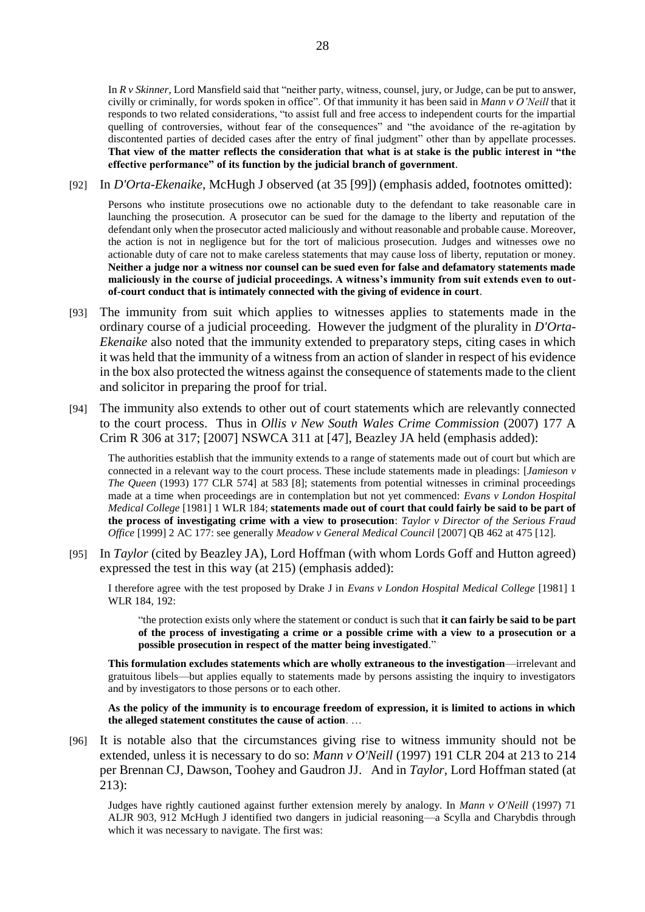> In *R v Skinner*, Lord Mansfield said that "neither party, witness, counsel, jury, or Judge, can be put to answer, civilly or criminally, for words spoken in office". Of that immunity it has been said in *Mann v O'Neill* that it responds to two related considerations, "to assist full and free access to independent courts for the impartial quelling of controversies, without fear of the consequences" and "the avoidance of the re-agitation by discontented parties of decided cases after the entry of final judgment" other than by appellate processes. **That view of the matter reflects the consideration that what is at stake is the public interest in "the effective performance" of its function by the judicial branch of government**.

[92] In *D'Orta-Ekenaike*, McHugh J observed (at 35 [99]) (emphasis added, footnotes omitted):

> Persons who institute prosecutions owe no actionable duty to the defendant to take reasonable care in launching the prosecution. A prosecutor can be sued for the damage to the liberty and reputation of the defendant only when the prosecutor acted maliciously and without reasonable and probable cause. Moreover, the action is not in negligence but for the tort of malicious prosecution. Judges and witnesses owe no actionable duty of care not to make careless statements that may cause loss of liberty, reputation or money. **Neither a judge nor a witness nor counsel can be sued even for false and defamatory statements made maliciously in the course of judicial proceedings. A witness's immunity from suit extends even to out-of-court conduct that is intimately connected with the giving of evidence in court**.

[93] The immunity from suit which applies to witnesses applies to statements made in the ordinary course of a judicial proceeding. However the judgment of the plurality in *D'Orta-Ekenaike* also noted that the immunity extended to preparatory steps, citing cases in which it was held that the immunity of a witness from an action of slander in respect of his evidence in the box also protected the witness against the consequence of statements made to the client and solicitor in preparing the proof for trial.

[94] The immunity also extends to other out of court statements which are relevantly connected to the court process. Thus in *Ollis v New South Wales Crime Commission* (2007) 177 A Crim R 306 at 317; [2007] NSWCA 311 at [47], Beazley JA held (emphasis added):

> The authorities establish that the immunity extends to a range of statements made out of court but which are connected in a relevant way to the court process. These include statements made in pleadings: [*Jamieson v The Queen* (1993) 177 CLR 574] at 583 [8]; statements from potential witnesses in criminal proceedings made at a time when proceedings are in contemplation but not yet commenced: *Evans v London Hospital Medical College* [1981] 1 WLR 184; **statements made out of court that could fairly be said to be part of the process of investigating crime with a view to prosecution**: *Taylor v Director of the Serious Fraud Office* [1999] 2 AC 177: see generally *Meadow v General Medical Council* [2007] QB 462 at 475 [12].

[95] In *Taylor* (cited by Beazley JA), Lord Hoffman (with whom Lords Goff and Hutton agreed) expressed the test in this way (at 215) (emphasis added):

> I therefore agree with the test proposed by Drake J in *Evans v London Hospital Medical College* [1981] 1 WLR 184, 192:
>
> > "the protection exists only where the statement or conduct is such that **it can fairly be said to be part of the process of investigating a crime or a possible crime with a view to a prosecution or a possible prosecution in respect of the matter being investigated**."
>
> **This formulation excludes statements which are wholly extraneous to the investigation**—irrelevant and gratuitous libels—but applies equally to statements made by persons assisting the inquiry to investigators and by investigators to those persons or to each other.
>
> **As the policy of the immunity is to encourage freedom of expression, it is limited to actions in which the alleged statement constitutes the cause of action**. …

[96] It is notable also that the circumstances giving rise to witness immunity should not be extended, unless it is necessary to do so: *Mann v O'Neill* (1997) 191 CLR 204 at 213 to 214 per Brennan CJ, Dawson, Toohey and Gaudron JJ. And in *Taylor*, Lord Hoffman stated (at 213):

> Judges have rightly cautioned against further extension merely by analogy. In *Mann v O'Neill* (1997) 71 ALJR 903, 912 McHugh J identified two dangers in judicial reasoning—a Scylla and Charybdis through which it was necessary to navigate. The first was: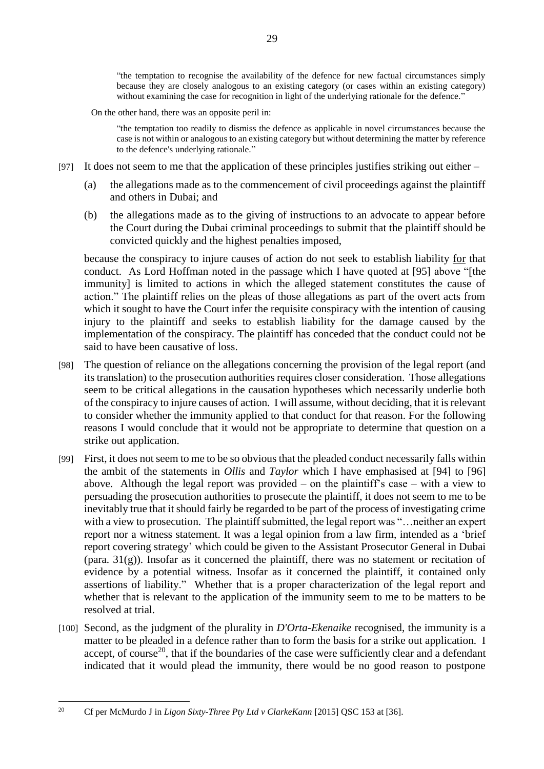> "the temptation to recognise the availability of the defence for new factual circumstances simply because they are closely analogous to an existing category (or cases within an existing category) without examining the case for recognition in light of the underlying rationale for the defence."

On the other hand, there was an opposite peril in:

> "the temptation too readily to dismiss the defence as applicable in novel circumstances because the case is not within or analogous to an existing category but without determining the matter by reference to the defence's underlying rationale."

[97] It does not seem to me that the application of these principles justifies striking out either –

(a) the allegations made as to the commencement of civil proceedings against the plaintiff and others in Dubai; and

(b) the allegations made as to the giving of instructions to an advocate to appear before the Court during the Dubai criminal proceedings to submit that the plaintiff should be convicted quickly and the highest penalties imposed,

because the conspiracy to injure causes of action do not seek to establish liability <u>for</u> that conduct. As Lord Hoffman noted in the passage which I have quoted at [95] above "[the immunity] is limited to actions in which the alleged statement constitutes the cause of action." The plaintiff relies on the pleas of those allegations as part of the overt acts from which it sought to have the Court infer the requisite conspiracy with the intention of causing injury to the plaintiff and seeks to establish liability for the damage caused by the implementation of the conspiracy. The plaintiff has conceded that the conduct could not be said to have been causative of loss.

[98] The question of reliance on the allegations concerning the provision of the legal report (and its translation) to the prosecution authorities requires closer consideration. Those allegations seem to be critical allegations in the causation hypotheses which necessarily underlie both of the conspiracy to injure causes of action. I will assume, without deciding, that it is relevant to consider whether the immunity applied to that conduct for that reason. For the following reasons I would conclude that it would not be appropriate to determine that question on a strike out application.

[99] First, it does not seem to me to be so obvious that the pleaded conduct necessarily falls within the ambit of the statements in *Ollis* and *Taylor* which I have emphasised at [94] to [96] above. Although the legal report was provided – on the plaintiff's case – with a view to persuading the prosecution authorities to prosecute the plaintiff, it does not seem to me to be inevitably true that it should fairly be regarded to be part of the process of investigating crime with a view to prosecution. The plaintiff submitted, the legal report was "…neither an expert report nor a witness statement. It was a legal opinion from a law firm, intended as a 'brief report covering strategy' which could be given to the Assistant Prosecutor General in Dubai (para. 31(g)). Insofar as it concerned the plaintiff, there was no statement or recitation of evidence by a potential witness. Insofar as it concerned the plaintiff, it contained only assertions of liability." Whether that is a proper characterization of the legal report and whether that is relevant to the application of the immunity seem to me to be matters to be resolved at trial.

[100] Second, as the judgment of the plurality in *D'Orta-Ekenaike* recognised, the immunity is a matter to be pleaded in a defence rather than to form the basis for a strike out application. I accept, of course[20], that if the boundaries of the case were sufficiently clear and a defendant indicated that it would plead the immunity, there would be no good reason to postpone

---

[20] Cf per McMurdo J in *Ligon Sixty-Three Pty Ltd v ClarkeKann* [2015] QSC 153 at [36].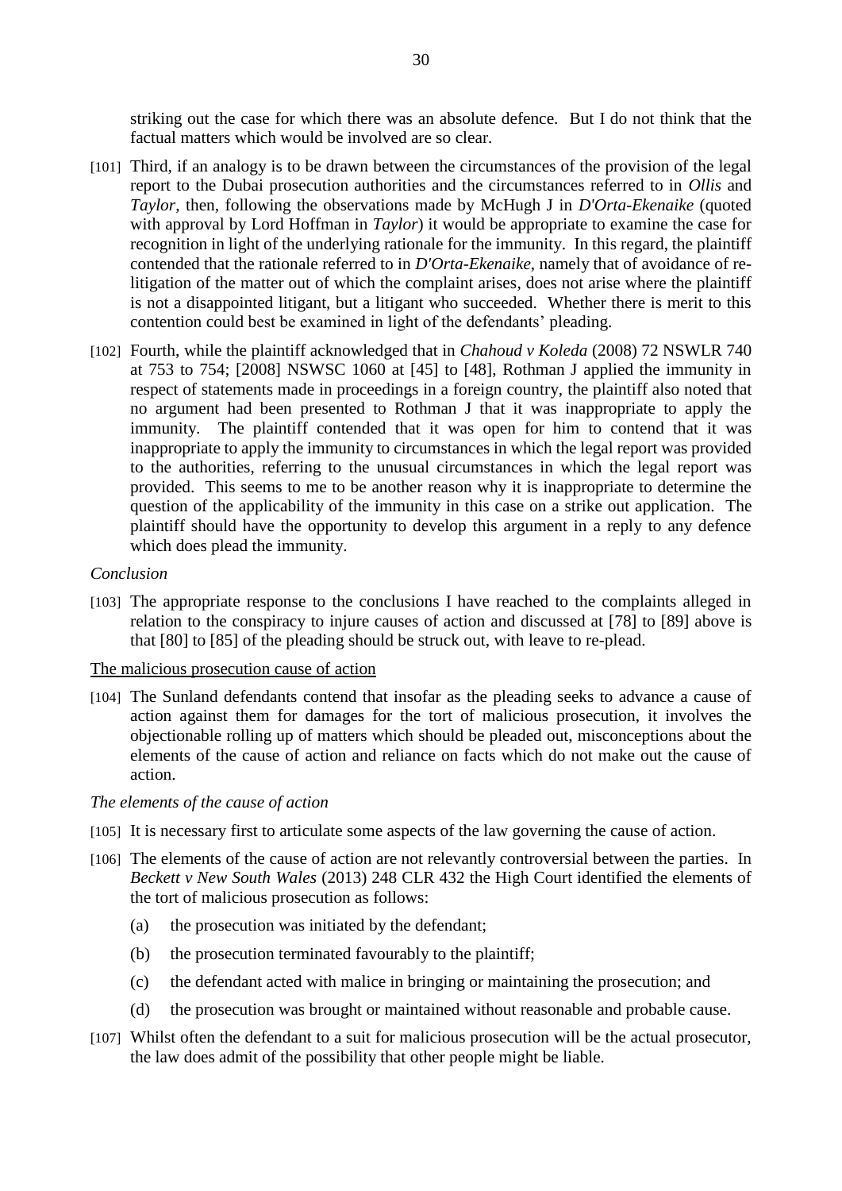striking out the case for which there was an absolute defence. But I do not think that the factual matters which would be involved are so clear.

[101] Third, if an analogy is to be drawn between the circumstances of the provision of the legal report to the Dubai prosecution authorities and the circumstances referred to in *Ollis* and *Taylor*, then, following the observations made by McHugh J in *D'Orta-Ekenaike* (quoted with approval by Lord Hoffman in *Taylor*) it would be appropriate to examine the case for recognition in light of the underlying rationale for the immunity. In this regard, the plaintiff contended that the rationale referred to in *D'Orta-Ekenaike*, namely that of avoidance of re-litigation of the matter out of which the complaint arises, does not arise where the plaintiff is not a disappointed litigant, but a litigant who succeeded. Whether there is merit to this contention could best be examined in light of the defendants' pleading.

[102] Fourth, while the plaintiff acknowledged that in *Chahoud v Koleda* (2008) 72 NSWLR 740 at 753 to 754; [2008] NSWSC 1060 at [45] to [48], Rothman J applied the immunity in respect of statements made in proceedings in a foreign country, the plaintiff also noted that no argument had been presented to Rothman J that it was inappropriate to apply the immunity. The plaintiff contended that it was open for him to contend that it was inappropriate to apply the immunity to circumstances in which the legal report was provided to the authorities, referring to the unusual circumstances in which the legal report was provided. This seems to me to be another reason why it is inappropriate to determine the question of the applicability of the immunity in this case on a strike out application. The plaintiff should have the opportunity to develop this argument in a reply to any defence which does plead the immunity.

*Conclusion*

[103] The appropriate response to the conclusions I have reached to the complaints alleged in relation to the conspiracy to injure causes of action and discussed at [78] to [89] above is that [80] to [85] of the pleading should be struck out, with leave to re-plead.

The malicious prosecution cause of action

[104] The Sunland defendants contend that insofar as the pleading seeks to advance a cause of action against them for damages for the tort of malicious prosecution, it involves the objectionable rolling up of matters which should be pleaded out, misconceptions about the elements of the cause of action and reliance on facts which do not make out the cause of action.

*The elements of the cause of action*

[105] It is necessary first to articulate some aspects of the law governing the cause of action.

[106] The elements of the cause of action are not relevantly controversial between the parties. In *Beckett v New South Wales* (2013) 248 CLR 432 the High Court identified the elements of the tort of malicious prosecution as follows:

(a) the prosecution was initiated by the defendant;

(b) the prosecution terminated favourably to the plaintiff;

(c) the defendant acted with malice in bringing or maintaining the prosecution; and

(d) the prosecution was brought or maintained without reasonable and probable cause.

[107] Whilst often the defendant to a suit for malicious prosecution will be the actual prosecutor, the law does admit of the possibility that other people might be liable.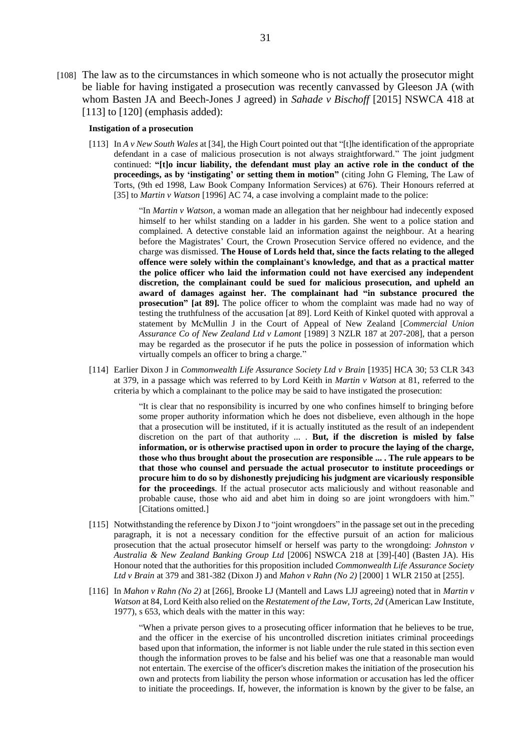[108] The law as to the circumstances in which someone who is not actually the prosecutor might be liable for having instigated a prosecution was recently canvassed by Gleeson JA (with whom Basten JA and Beech-Jones J agreed) in *Sahade v Bischoff* [2015] NSWCA 418 at [113] to [120] (emphasis added):

> **Instigation of a prosecution**
>
> [113] In *A v New South Wales* at [34], the High Court pointed out that "[t]he identification of the appropriate defendant in a case of malicious prosecution is not always straightforward." The joint judgment continued: **"[t]o incur liability, the defendant must play an active role in the conduct of the proceedings, as by 'instigating' or setting them in motion"** (citing John G Fleming, The Law of Torts, (9th ed 1998, Law Book Company Information Services) at 676). Their Honours referred at [35] to *Martin v Watson* [1996] AC 74, a case involving a complaint made to the police:
>
> > "In *Martin v Watson*, a woman made an allegation that her neighbour had indecently exposed himself to her whilst standing on a ladder in his garden. She went to a police station and complained. A detective constable laid an information against the neighbour. At a hearing before the Magistrates' Court, the Crown Prosecution Service offered no evidence, and the charge was dismissed. **The House of Lords held that, since the facts relating to the alleged offence were solely within the complainant's knowledge, and that as a practical matter the police officer who laid the information could not have exercised any independent discretion, the complainant could be sued for malicious prosecution, and upheld an award of damages against her. The complainant had "in substance procured the prosecution" [at 89].** The police officer to whom the complaint was made had no way of testing the truthfulness of the accusation [at 89]. Lord Keith of Kinkel quoted with approval a statement by McMullin J in the Court of Appeal of New Zealand [*Commercial Union Assurance Co of New Zealand Ltd v Lamont* [1989] 3 NZLR 187 at 207-208], that a person may be regarded as the prosecutor if he puts the police in possession of information which virtually compels an officer to bring a charge."
>
> [114] Earlier Dixon J in *Commonwealth Life Assurance Society Ltd v Brain* [1935] HCA 30; 53 CLR 343 at 379, in a passage which was referred to by Lord Keith in *Martin v Watson* at 81, referred to the criteria by which a complainant to the police may be said to have instigated the prosecution:
>
> > "It is clear that no responsibility is incurred by one who confines himself to bringing before some proper authority information which he does not disbelieve, even although in the hope that a prosecution will be instituted, if it is actually instituted as the result of an independent discretion on the part of that authority ... . **But, if the discretion is misled by false information, or is otherwise practised upon in order to procure the laying of the charge, those who thus brought about the prosecution are responsible ... . The rule appears to be that those who counsel and persuade the actual prosecutor to institute proceedings or procure him to do so by dishonestly prejudicing his judgment are vicariously responsible for the proceedings**. If the actual prosecutor acts maliciously and without reasonable and probable cause, those who aid and abet him in doing so are joint wrongdoers with him." [Citations omitted.]
>
> [115] Notwithstanding the reference by Dixon J to "joint wrongdoers" in the passage set out in the preceding paragraph, it is not a necessary condition for the effective pursuit of an action for malicious prosecution that the actual prosecutor himself or herself was party to the wrongdoing: *Johnston v Australia & New Zealand Banking Group Ltd* [2006] NSWCA 218 at [39]-[40] (Basten JA). His Honour noted that the authorities for this proposition included *Commonwealth Life Assurance Society Ltd v Brain* at 379 and 381-382 (Dixon J) and *Mahon v Rahn (No 2)* [2000] 1 WLR 2150 at [255].
>
> [116] In *Mahon v Rahn (No 2)* at [266], Brooke LJ (Mantell and Laws LJJ agreeing) noted that in *Martin v Watson* at 84, Lord Keith also relied on the *Restatement of the Law, Torts, 2d* (American Law Institute, 1977), s 653, which deals with the matter in this way:
>
> > "When a private person gives to a prosecuting officer information that he believes to be true, and the officer in the exercise of his uncontrolled discretion initiates criminal proceedings based upon that information, the informer is not liable under the rule stated in this section even though the information proves to be false and his belief was one that a reasonable man would not entertain. The exercise of the officer's discretion makes the initiation of the prosecution his own and protects from liability the person whose information or accusation has led the officer to initiate the proceedings. If, however, the information is known by the giver to be false, an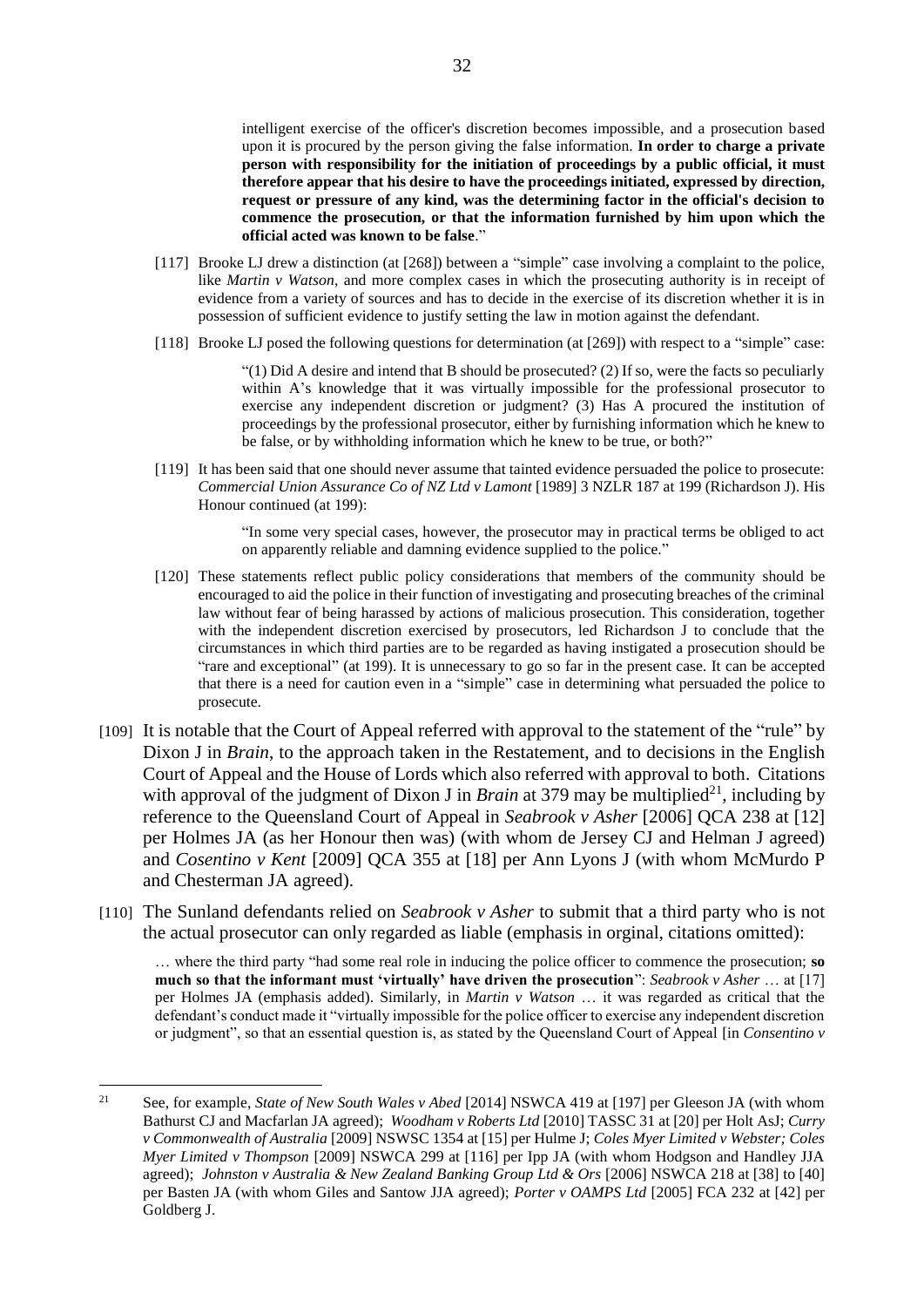intelligent exercise of the officer's discretion becomes impossible, and a prosecution based upon it is procured by the person giving the false information. **In order to charge a private person with responsibility for the initiation of proceedings by a public official, it must therefore appear that his desire to have the proceedings initiated, expressed by direction, request or pressure of any kind, was the determining factor in the official's decision to commence the prosecution, or that the information furnished by him upon which the official acted was known to be false**."

> [117] Brooke LJ drew a distinction (at [268]) between a "simple" case involving a complaint to the police, like *Martin v Watson*, and more complex cases in which the prosecuting authority is in receipt of evidence from a variety of sources and has to decide in the exercise of its discretion whether it is in possession of sufficient evidence to justify setting the law in motion against the defendant.
>
> [118] Brooke LJ posed the following questions for determination (at [269]) with respect to a "simple" case:
>
> > "(1) Did A desire and intend that B should be prosecuted? (2) If so, were the facts so peculiarly within A's knowledge that it was virtually impossible for the professional prosecutor to exercise any independent discretion or judgment? (3) Has A procured the institution of proceedings by the professional prosecutor, either by furnishing information which he knew to be false, or by withholding information which he knew to be true, or both?"
>
> [119] It has been said that one should never assume that tainted evidence persuaded the police to prosecute: *Commercial Union Assurance Co of NZ Ltd v Lamont* [1989] 3 NZLR 187 at 199 (Richardson J). His Honour continued (at 199):
>
> > "In some very special cases, however, the prosecutor may in practical terms be obliged to act on apparently reliable and damning evidence supplied to the police."
>
> [120] These statements reflect public policy considerations that members of the community should be encouraged to aid the police in their function of investigating and prosecuting breaches of the criminal law without fear of being harassed by actions of malicious prosecution. This consideration, together with the independent discretion exercised by prosecutors, led Richardson J to conclude that the circumstances in which third parties are to be regarded as having instigated a prosecution should be "rare and exceptional" (at 199). It is unnecessary to go so far in the present case. It can be accepted that there is a need for caution even in a "simple" case in determining what persuaded the police to prosecute.

[109] It is notable that the Court of Appeal referred with approval to the statement of the "rule" by Dixon J in *Brain*, to the approach taken in the Restatement, and to decisions in the English Court of Appeal and the House of Lords which also referred with approval to both. Citations with approval of the judgment of Dixon J in *Brain* at 379 may be multiplied[21], including by reference to the Queensland Court of Appeal in *Seabrook v Asher* [2006] QCA 238 at [12] per Holmes JA (as her Honour then was) (with whom de Jersey CJ and Helman J agreed) and *Cosentino v Kent* [2009] QCA 355 at [18] per Ann Lyons J (with whom McMurdo P and Chesterman JA agreed).

[110] The Sunland defendants relied on *Seabrook v Asher* to submit that a third party who is not the actual prosecutor can only regarded as liable (emphasis in orginal, citations omitted):

> … where the third party "had some real role in inducing the police officer to commence the prosecution; **so much so that the informant must 'virtually' have driven the prosecution**": *Seabrook v Asher* … at [17] per Holmes JA (emphasis added). Similarly, in *Martin v Watson* … it was regarded as critical that the defendant's conduct made it "virtually impossible for the police officer to exercise any independent discretion or judgment", so that an essential question is, as stated by the Queensland Court of Appeal [in *Consentino v*

---

[21] See, for example, *State of New South Wales v Abed* [2014] NSWCA 419 at [197] per Gleeson JA (with whom Bathurst CJ and Macfarlan JA agreed); *Woodham v Roberts Ltd* [2010] TASSC 31 at [20] per Holt AsJ; *Curry v Commonwealth of Australia* [2009] NSWSC 1354 at [15] per Hulme J; *Coles Myer Limited v Webster; Coles Myer Limited v Thompson* [2009] NSWCA 299 at [116] per Ipp JA (with whom Hodgson and Handley JJA agreed); *Johnston v Australia & New Zealand Banking Group Ltd & Ors* [2006] NSWCA 218 at [38] to [40] per Basten JA (with whom Giles and Santow JJA agreed); *Porter v OAMPS Ltd* [2005] FCA 232 at [42] per Goldberg J.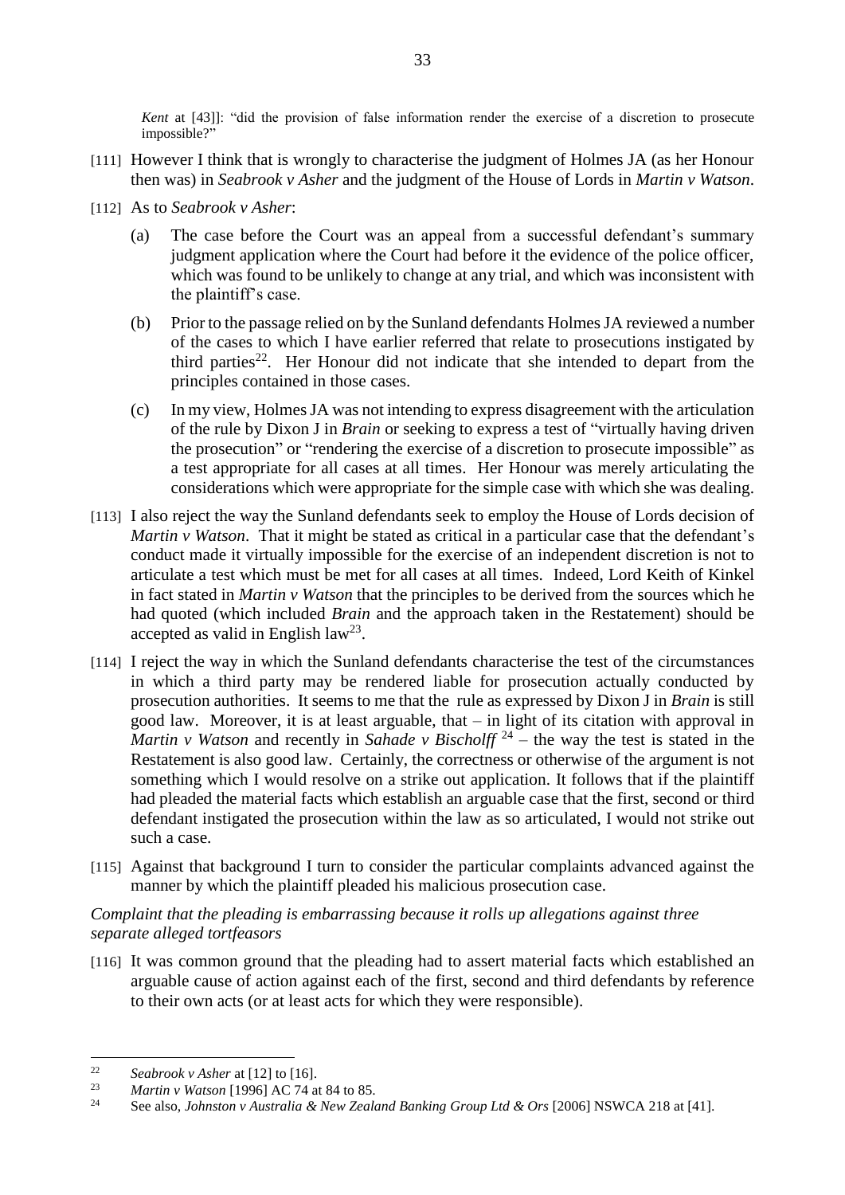*Kent* at [43]]: "did the provision of false information render the exercise of a discretion to prosecute impossible?"

[111] However I think that is wrongly to characterise the judgment of Holmes JA (as her Honour then was) in *Seabrook v Asher* and the judgment of the House of Lords in *Martin v Watson*.

[112] As to *Seabrook v Asher*:

(a) The case before the Court was an appeal from a successful defendant's summary judgment application where the Court had before it the evidence of the police officer, which was found to be unlikely to change at any trial, and which was inconsistent with the plaintiff's case.

(b) Prior to the passage relied on by the Sunland defendants Holmes JA reviewed a number of the cases to which I have earlier referred that relate to prosecutions instigated by third parties[22]. Her Honour did not indicate that she intended to depart from the principles contained in those cases.

(c) In my view, Holmes JA was not intending to express disagreement with the articulation of the rule by Dixon J in *Brain* or seeking to express a test of "virtually having driven the prosecution" or "rendering the exercise of a discretion to prosecute impossible" as a test appropriate for all cases at all times. Her Honour was merely articulating the considerations which were appropriate for the simple case with which she was dealing.

[113] I also reject the way the Sunland defendants seek to employ the House of Lords decision of *Martin v Watson*. That it might be stated as critical in a particular case that the defendant's conduct made it virtually impossible for the exercise of an independent discretion is not to articulate a test which must be met for all cases at all times. Indeed, Lord Keith of Kinkel in fact stated in *Martin v Watson* that the principles to be derived from the sources which he had quoted (which included *Brain* and the approach taken in the Restatement) should be accepted as valid in English law[23].

[114] I reject the way in which the Sunland defendants characterise the test of the circumstances in which a third party may be rendered liable for prosecution actually conducted by prosecution authorities. It seems to me that the rule as expressed by Dixon J in *Brain* is still good law. Moreover, it is at least arguable, that – in light of its citation with approval in *Martin v Watson* and recently in *Sahade v Bischolff* [24] – the way the test is stated in the Restatement is also good law. Certainly, the correctness or otherwise of the argument is not something which I would resolve on a strike out application. It follows that if the plaintiff had pleaded the material facts which establish an arguable case that the first, second or third defendant instigated the prosecution within the law as so articulated, I would not strike out such a case.

[115] Against that background I turn to consider the particular complaints advanced against the manner by which the plaintiff pleaded his malicious prosecution case.

*Complaint that the pleading is embarrassing because it rolls up allegations against three separate alleged tortfeasors*

[116] It was common ground that the pleading had to assert material facts which established an arguable cause of action against each of the first, second and third defendants by reference to their own acts (or at least acts for which they were responsible).

---

[22] *Seabrook v Asher* at [12] to [16].

[23] *Martin v Watson* [1996] AC 74 at 84 to 85.

[24] See also, *Johnston v Australia & New Zealand Banking Group Ltd & Ors* [2006] NSWCA 218 at [41].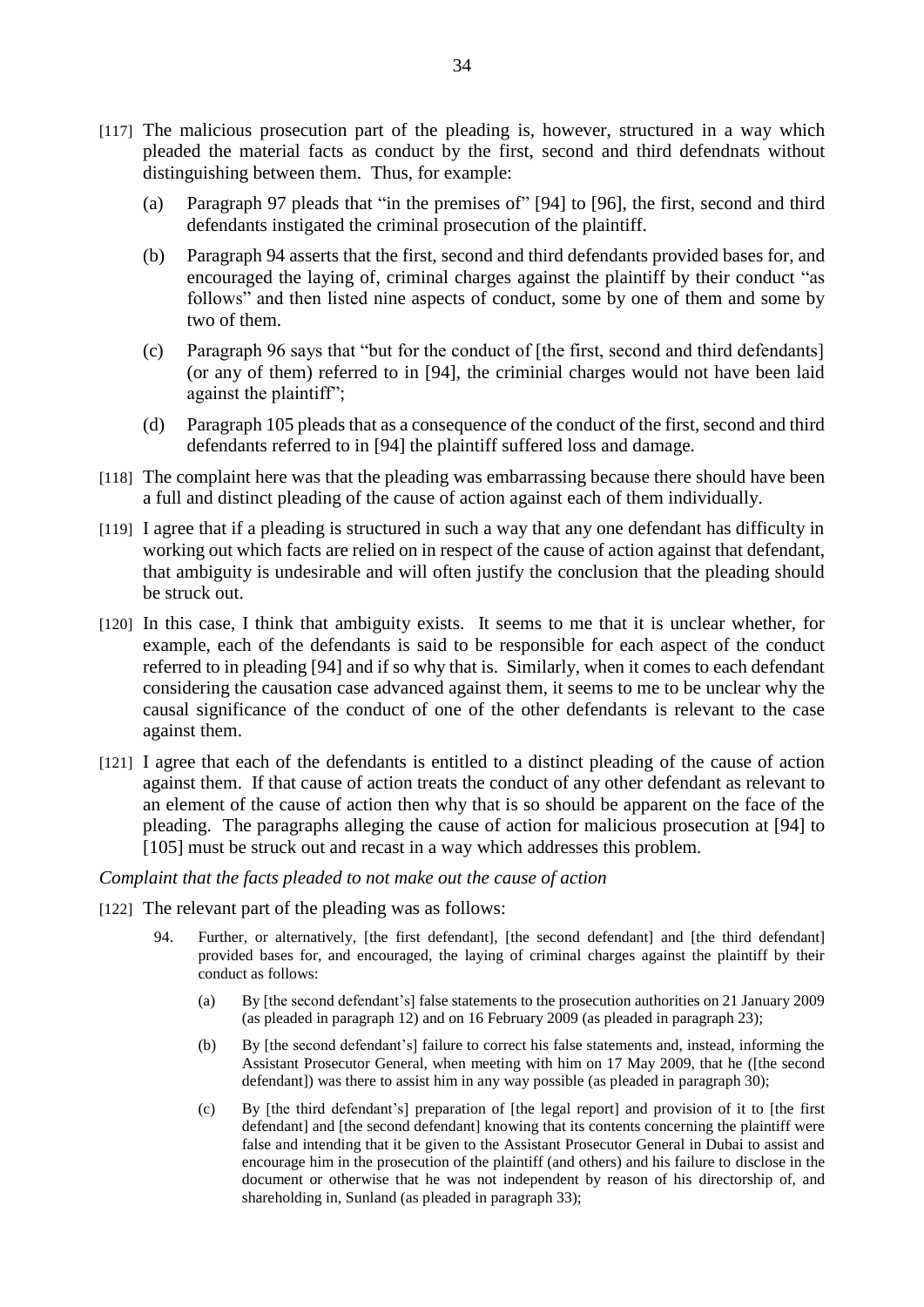[117] The malicious prosecution part of the pleading is, however, structured in a way which pleaded the material facts as conduct by the first, second and third defendnats without distinguishing between them. Thus, for example:

(a) Paragraph 97 pleads that "in the premises of" [94] to [96], the first, second and third defendants instigated the criminal prosecution of the plaintiff.

(b) Paragraph 94 asserts that the first, second and third defendants provided bases for, and encouraged the laying of, criminal charges against the plaintiff by their conduct "as follows" and then listed nine aspects of conduct, some by one of them and some by two of them.

(c) Paragraph 96 says that "but for the conduct of [the first, second and third defendants] (or any of them) referred to in [94], the criminial charges would not have been laid against the plaintiff";

(d) Paragraph 105 pleads that as a consequence of the conduct of the first, second and third defendants referred to in [94] the plaintiff suffered loss and damage.

[118] The complaint here was that the pleading was embarrassing because there should have been a full and distinct pleading of the cause of action against each of them individually.

[119] I agree that if a pleading is structured in such a way that any one defendant has difficulty in working out which facts are relied on in respect of the cause of action against that defendant, that ambiguity is undesirable and will often justify the conclusion that the pleading should be struck out.

[120] In this case, I think that ambiguity exists. It seems to me that it is unclear whether, for example, each of the defendants is said to be responsible for each aspect of the conduct referred to in pleading [94] and if so why that is. Similarly, when it comes to each defendant considering the causation case advanced against them, it seems to me to be unclear why the causal significance of the conduct of one of the other defendants is relevant to the case against them.

[121] I agree that each of the defendants is entitled to a distinct pleading of the cause of action against them. If that cause of action treats the conduct of any other defendant as relevant to an element of the cause of action then why that is so should be apparent on the face of the pleading. The paragraphs alleging the cause of action for malicious prosecution at [94] to [105] must be struck out and recast in a way which addresses this problem.

*Complaint that the facts pleaded to not make out the cause of action*

[122] The relevant part of the pleading was as follows:

> 94. Further, or alternatively, [the first defendant], [the second defendant] and [the third defendant] provided bases for, and encouraged, the laying of criminal charges against the plaintiff by their conduct as follows:
>
> (a) By [the second defendant's] false statements to the prosecution authorities on 21 January 2009 (as pleaded in paragraph 12) and on 16 February 2009 (as pleaded in paragraph 23);
>
> (b) By [the second defendant's] failure to correct his false statements and, instead, informing the Assistant Prosecutor General, when meeting with him on 17 May 2009, that he ([the second defendant]) was there to assist him in any way possible (as pleaded in paragraph 30);
>
> (c) By [the third defendant's] preparation of [the legal report] and provision of it to [the first defendant] and [the second defendant] knowing that its contents concerning the plaintiff were false and intending that it be given to the Assistant Prosecutor General in Dubai to assist and encourage him in the prosecution of the plaintiff (and others) and his failure to disclose in the document or otherwise that he was not independent by reason of his directorship of, and shareholding in, Sunland (as pleaded in paragraph 33);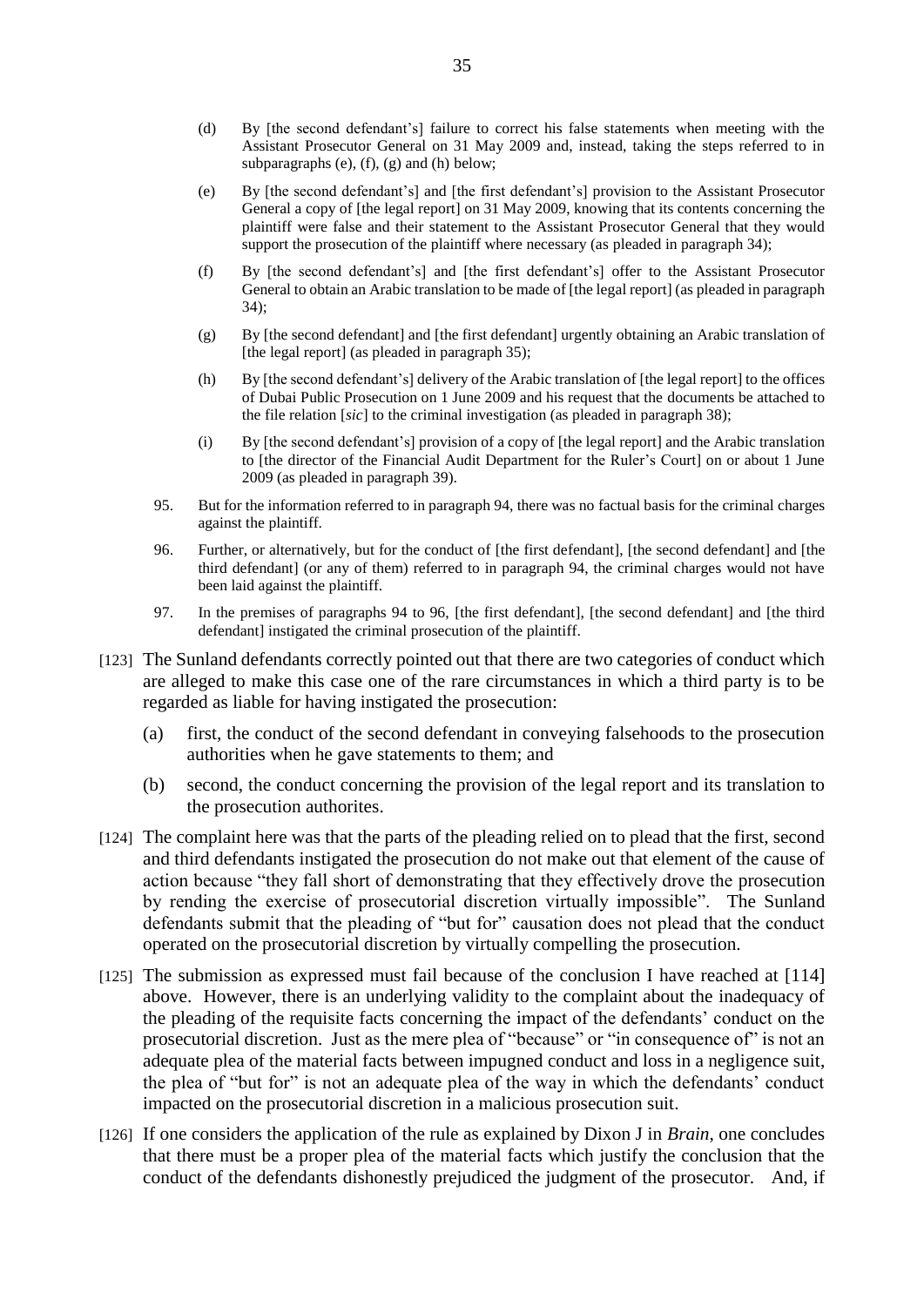(d) By [the second defendant's] failure to correct his false statements when meeting with the Assistant Prosecutor General on 31 May 2009 and, instead, taking the steps referred to in subparagraphs (e), (f), (g) and (h) below;

(e) By [the second defendant's] and [the first defendant's] provision to the Assistant Prosecutor General a copy of [the legal report] on 31 May 2009, knowing that its contents concerning the plaintiff were false and their statement to the Assistant Prosecutor General that they would support the prosecution of the plaintiff where necessary (as pleaded in paragraph 34);

(f) By [the second defendant's] and [the first defendant's] offer to the Assistant Prosecutor General to obtain an Arabic translation to be made of [the legal report] (as pleaded in paragraph 34);

(g) By [the second defendant] and [the first defendant] urgently obtaining an Arabic translation of [the legal report] (as pleaded in paragraph 35);

(h) By [the second defendant's] delivery of the Arabic translation of [the legal report] to the offices of Dubai Public Prosecution on 1 June 2009 and his request that the documents be attached to the file relation [*sic*] to the criminal investigation (as pleaded in paragraph 38);

(i) By [the second defendant's] provision of a copy of [the legal report] and the Arabic translation to [the director of the Financial Audit Department for the Ruler's Court] on or about 1 June 2009 (as pleaded in paragraph 39).

95. But for the information referred to in paragraph 94, there was no factual basis for the criminal charges against the plaintiff.

96. Further, or alternatively, but for the conduct of [the first defendant], [the second defendant] and [the third defendant] (or any of them) referred to in paragraph 94, the criminal charges would not have been laid against the plaintiff.

97. In the premises of paragraphs 94 to 96, [the first defendant], [the second defendant] and [the third defendant] instigated the criminal prosecution of the plaintiff.

[123] The Sunland defendants correctly pointed out that there are two categories of conduct which are alleged to make this case one of the rare circumstances in which a third party is to be regarded as liable for having instigated the prosecution:

(a) first, the conduct of the second defendant in conveying falsehoods to the prosecution authorities when he gave statements to them; and

(b) second, the conduct concerning the provision of the legal report and its translation to the prosecution authorites.

[124] The complaint here was that the parts of the pleading relied on to plead that the first, second and third defendants instigated the prosecution do not make out that element of the cause of action because "they fall short of demonstrating that they effectively drove the prosecution by rending the exercise of prosecutorial discretion virtually impossible". The Sunland defendants submit that the pleading of "but for" causation does not plead that the conduct operated on the prosecutorial discretion by virtually compelling the prosecution.

[125] The submission as expressed must fail because of the conclusion I have reached at [114] above. However, there is an underlying validity to the complaint about the inadequacy of the pleading of the requisite facts concerning the impact of the defendants' conduct on the prosecutorial discretion. Just as the mere plea of "because" or "in consequence of" is not an adequate plea of the material facts between impugned conduct and loss in a negligence suit, the plea of "but for" is not an adequate plea of the way in which the defendants' conduct impacted on the prosecutorial discretion in a malicious prosecution suit.

[126] If one considers the application of the rule as explained by Dixon J in *Brain*, one concludes that there must be a proper plea of the material facts which justify the conclusion that the conduct of the defendants dishonestly prejudiced the judgment of the prosecutor. And, if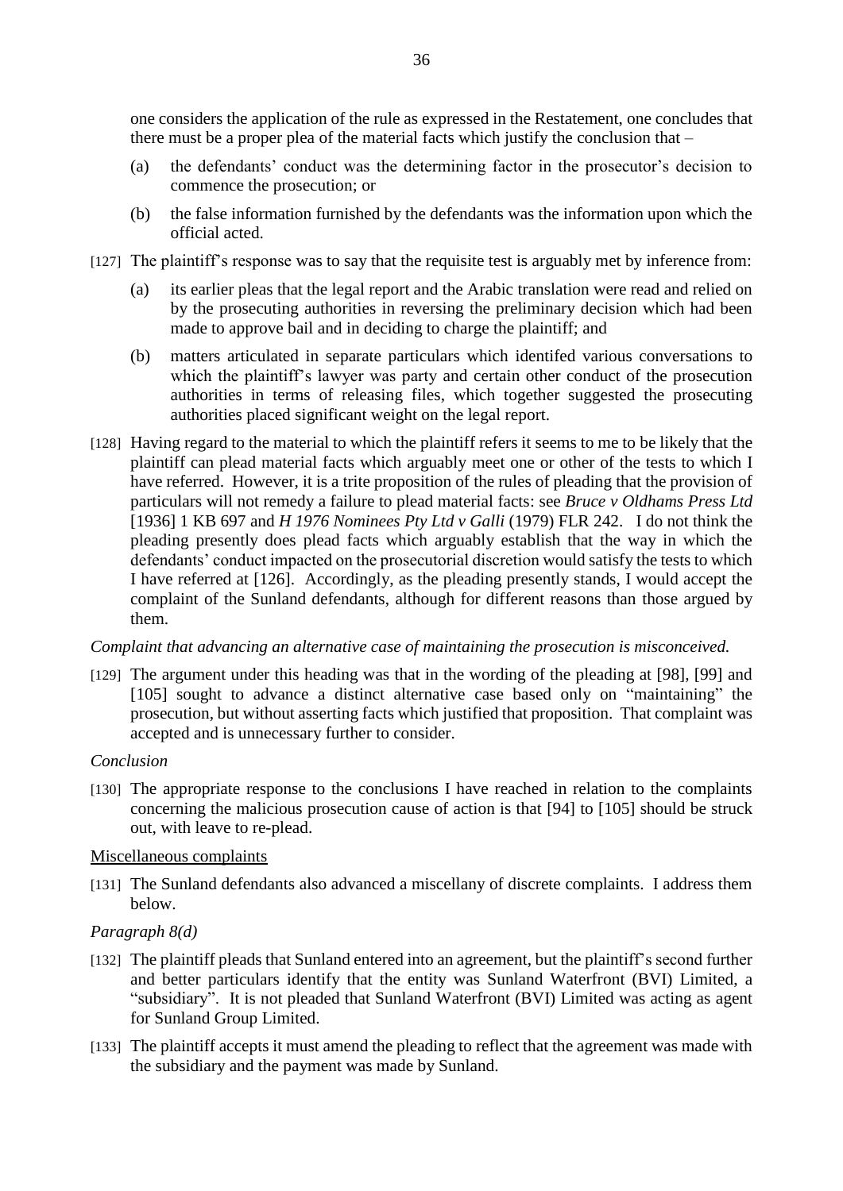one considers the application of the rule as expressed in the Restatement, one concludes that there must be a proper plea of the material facts which justify the conclusion that –

(a) the defendants' conduct was the determining factor in the prosecutor's decision to commence the prosecution; or

(b) the false information furnished by the defendants was the information upon which the official acted.

[127] The plaintiff's response was to say that the requisite test is arguably met by inference from:

(a) its earlier pleas that the legal report and the Arabic translation were read and relied on by the prosecuting authorities in reversing the preliminary decision which had been made to approve bail and in deciding to charge the plaintiff; and

(b) matters articulated in separate particulars which identifed various conversations to which the plaintiff's lawyer was party and certain other conduct of the prosecution authorities in terms of releasing files, which together suggested the prosecuting authorities placed significant weight on the legal report.

[128] Having regard to the material to which the plaintiff refers it seems to me to be likely that the plaintiff can plead material facts which arguably meet one or other of the tests to which I have referred. However, it is a trite proposition of the rules of pleading that the provision of particulars will not remedy a failure to plead material facts: see *Bruce v Oldhams Press Ltd* [1936] 1 KB 697 and *H 1976 Nominees Pty Ltd v Galli* (1979) FLR 242. I do not think the pleading presently does plead facts which arguably establish that the way in which the defendants' conduct impacted on the prosecutorial discretion would satisfy the tests to which I have referred at [126]. Accordingly, as the pleading presently stands, I would accept the complaint of the Sunland defendants, although for different reasons than those argued by them.

*Complaint that advancing an alternative case of maintaining the prosecution is misconceived.*

[129] The argument under this heading was that in the wording of the pleading at [98], [99] and [105] sought to advance a distinct alternative case based only on "maintaining" the prosecution, but without asserting facts which justified that proposition. That complaint was accepted and is unnecessary further to consider.

*Conclusion*

[130] The appropriate response to the conclusions I have reached in relation to the complaints concerning the malicious prosecution cause of action is that [94] to [105] should be struck out, with leave to re-plead.

<u>Miscellaneous complaints</u>

[131] The Sunland defendants also advanced a miscellany of discrete complaints. I address them below.

*Paragraph 8(d)*

[132] The plaintiff pleads that Sunland entered into an agreement, but the plaintiff's second further and better particulars identify that the entity was Sunland Waterfront (BVI) Limited, a "subsidiary". It is not pleaded that Sunland Waterfront (BVI) Limited was acting as agent for Sunland Group Limited.

[133] The plaintiff accepts it must amend the pleading to reflect that the agreement was made with the subsidiary and the payment was made by Sunland.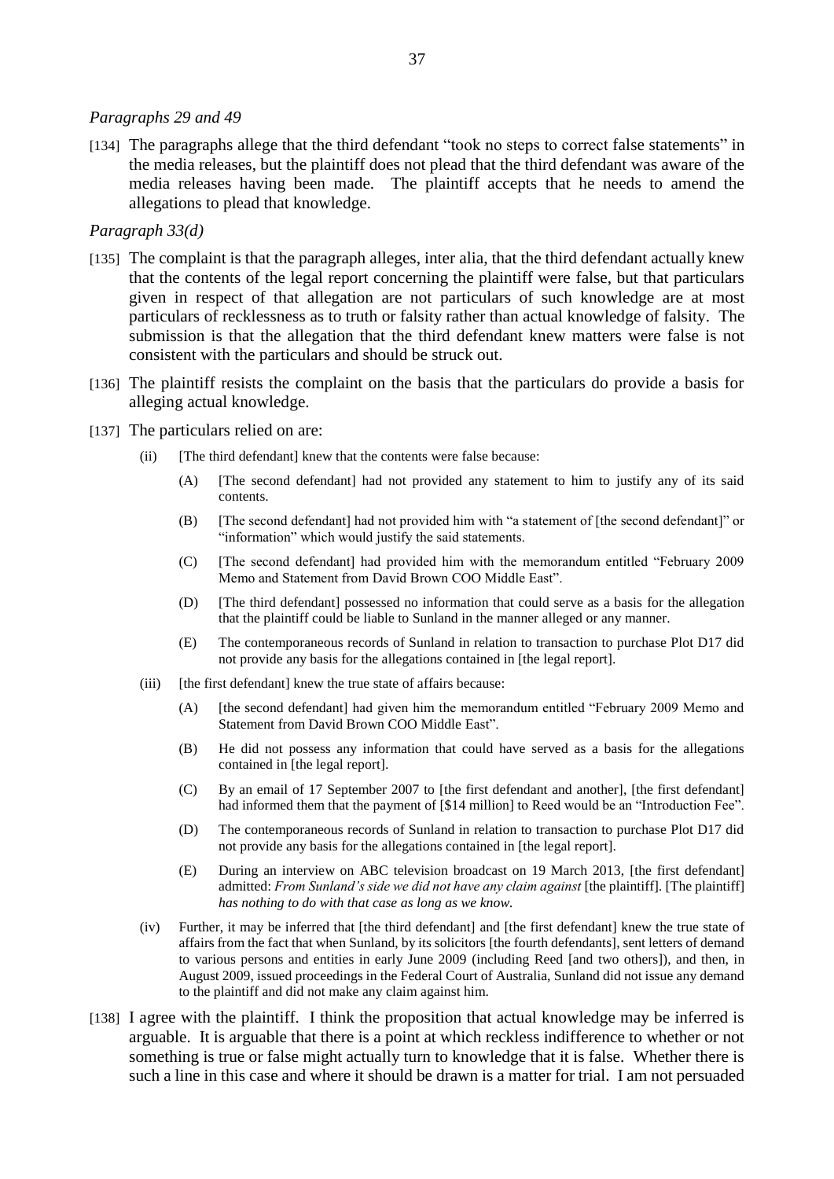*Paragraphs 29 and 49*

[134] The paragraphs allege that the third defendant "took no steps to correct false statements" in the media releases, but the plaintiff does not plead that the third defendant was aware of the media releases having been made. The plaintiff accepts that he needs to amend the allegations to plead that knowledge.

*Paragraph 33(d)*

[135] The complaint is that the paragraph alleges, inter alia, that the third defendant actually knew that the contents of the legal report concerning the plaintiff were false, but that particulars given in respect of that allegation are not particulars of such knowledge are at most particulars of recklessness as to truth or falsity rather than actual knowledge of falsity. The submission is that the allegation that the third defendant knew matters were false is not consistent with the particulars and should be struck out.

[136] The plaintiff resists the complaint on the basis that the particulars do provide a basis for alleging actual knowledge.

[137] The particulars relied on are:

(ii) [The third defendant] knew that the contents were false because:

(A) [The second defendant] had not provided any statement to him to justify any of its said contents.

(B) [The second defendant] had not provided him with "a statement of [the second defendant]" or "information" which would justify the said statements.

(C) [The second defendant] had provided him with the memorandum entitled "February 2009 Memo and Statement from David Brown COO Middle East".

(D) [The third defendant] possessed no information that could serve as a basis for the allegation that the plaintiff could be liable to Sunland in the manner alleged or any manner.

(E) The contemporaneous records of Sunland in relation to transaction to purchase Plot D17 did not provide any basis for the allegations contained in [the legal report].

(iii) [the first defendant] knew the true state of affairs because:

(A) [the second defendant] had given him the memorandum entitled "February 2009 Memo and Statement from David Brown COO Middle East".

(B) He did not possess any information that could have served as a basis for the allegations contained in [the legal report].

(C) By an email of 17 September 2007 to [the first defendant and another], [the first defendant] had informed them that the payment of [$14 million] to Reed would be an "Introduction Fee".

(D) The contemporaneous records of Sunland in relation to transaction to purchase Plot D17 did not provide any basis for the allegations contained in [the legal report].

(E) During an interview on ABC television broadcast on 19 March 2013, [the first defendant] admitted: *From Sunland's side we did not have any claim against* [the plaintiff]. [The plaintiff] *has nothing to do with that case as long as we know.*

(iv) Further, it may be inferred that [the third defendant] and [the first defendant] knew the true state of affairs from the fact that when Sunland, by its solicitors [the fourth defendants], sent letters of demand to various persons and entities in early June 2009 (including Reed [and two others]), and then, in August 2009, issued proceedings in the Federal Court of Australia, Sunland did not issue any demand to the plaintiff and did not make any claim against him.

[138] I agree with the plaintiff. I think the proposition that actual knowledge may be inferred is arguable. It is arguable that there is a point at which reckless indifference to whether or not something is true or false might actually turn to knowledge that it is false. Whether there is such a line in this case and where it should be drawn is a matter for trial. I am not persuaded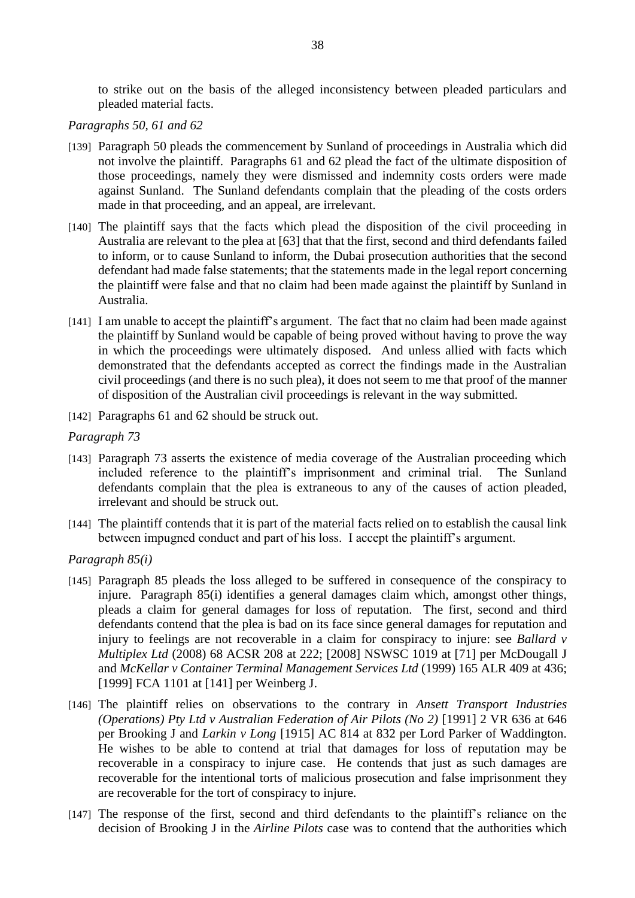to strike out on the basis of the alleged inconsistency between pleaded particulars and pleaded material facts.

*Paragraphs 50, 61 and 62*

[139] Paragraph 50 pleads the commencement by Sunland of proceedings in Australia which did not involve the plaintiff. Paragraphs 61 and 62 plead the fact of the ultimate disposition of those proceedings, namely they were dismissed and indemnity costs orders were made against Sunland. The Sunland defendants complain that the pleading of the costs orders made in that proceeding, and an appeal, are irrelevant.

[140] The plaintiff says that the facts which plead the disposition of the civil proceeding in Australia are relevant to the plea at [63] that that the first, second and third defendants failed to inform, or to cause Sunland to inform, the Dubai prosecution authorities that the second defendant had made false statements; that the statements made in the legal report concerning the plaintiff were false and that no claim had been made against the plaintiff by Sunland in Australia.

[141] I am unable to accept the plaintiff's argument. The fact that no claim had been made against the plaintiff by Sunland would be capable of being proved without having to prove the way in which the proceedings were ultimately disposed. And unless allied with facts which demonstrated that the defendants accepted as correct the findings made in the Australian civil proceedings (and there is no such plea), it does not seem to me that proof of the manner of disposition of the Australian civil proceedings is relevant in the way submitted.

[142] Paragraphs 61 and 62 should be struck out.

*Paragraph 73*

[143] Paragraph 73 asserts the existence of media coverage of the Australian proceeding which included reference to the plaintiff's imprisonment and criminal trial. The Sunland defendants complain that the plea is extraneous to any of the causes of action pleaded, irrelevant and should be struck out.

[144] The plaintiff contends that it is part of the material facts relied on to establish the causal link between impugned conduct and part of his loss. I accept the plaintiff's argument.

*Paragraph 85(i)*

[145] Paragraph 85 pleads the loss alleged to be suffered in consequence of the conspiracy to injure. Paragraph 85(i) identifies a general damages claim which, amongst other things, pleads a claim for general damages for loss of reputation. The first, second and third defendants contend that the plea is bad on its face since general damages for reputation and injury to feelings are not recoverable in a claim for conspiracy to injure: see *Ballard v Multiplex Ltd* (2008) 68 ACSR 208 at 222; [2008] NSWSC 1019 at [71] per McDougall J and *McKellar v Container Terminal Management Services Ltd* (1999) 165 ALR 409 at 436; [1999] FCA 1101 at [141] per Weinberg J.

[146] The plaintiff relies on observations to the contrary in *Ansett Transport Industries (Operations) Pty Ltd v Australian Federation of Air Pilots (No 2)* [1991] 2 VR 636 at 646 per Brooking J and *Larkin v Long* [1915] AC 814 at 832 per Lord Parker of Waddington. He wishes to be able to contend at trial that damages for loss of reputation may be recoverable in a conspiracy to injure case. He contends that just as such damages are recoverable for the intentional torts of malicious prosecution and false imprisonment they are recoverable for the tort of conspiracy to injure.

[147] The response of the first, second and third defendants to the plaintiff's reliance on the decision of Brooking J in the *Airline Pilots* case was to contend that the authorities which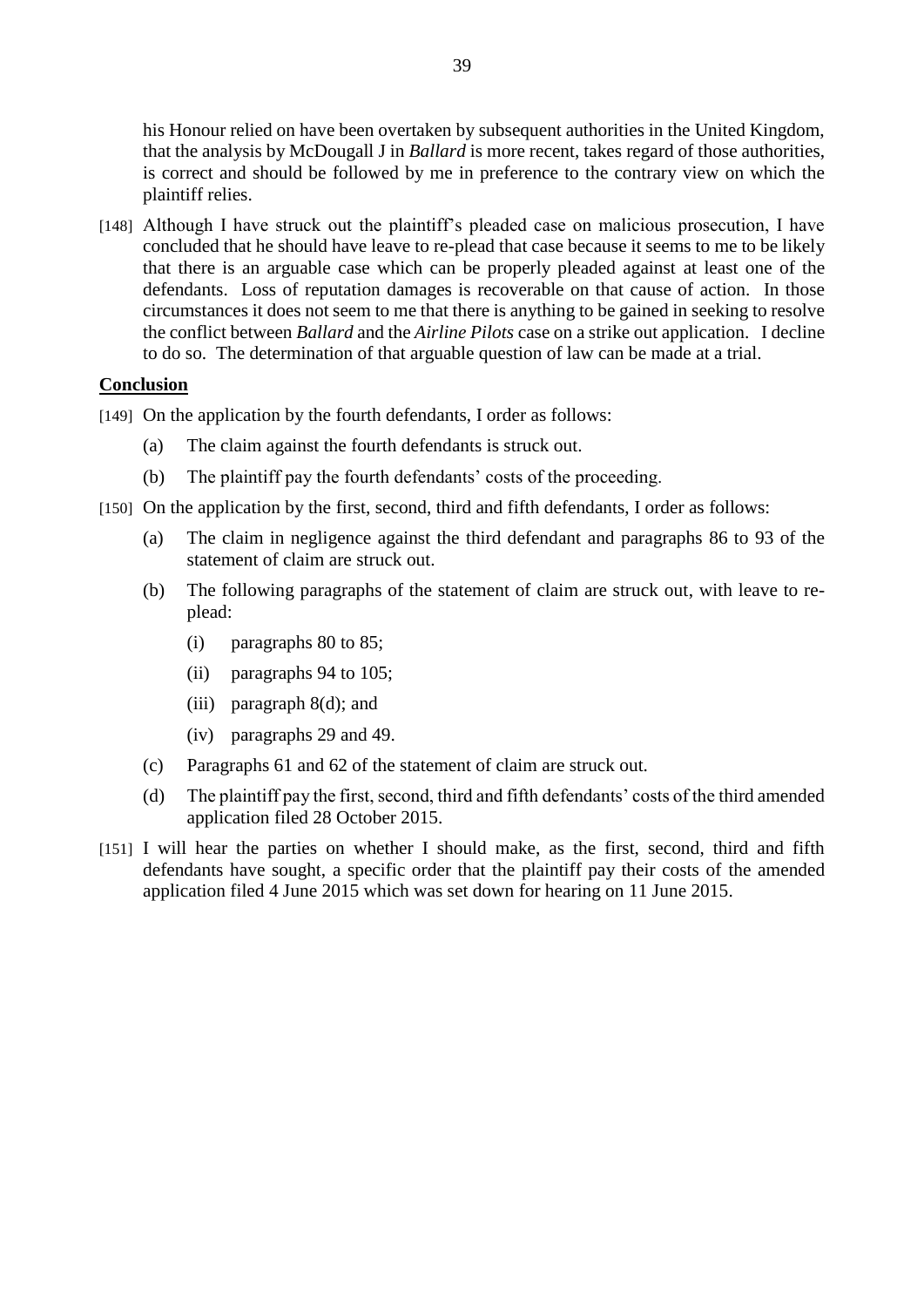his Honour relied on have been overtaken by subsequent authorities in the United Kingdom, that the analysis by McDougall J in *Ballard* is more recent, takes regard of those authorities, is correct and should be followed by me in preference to the contrary view on which the plaintiff relies.

[148] Although I have struck out the plaintiff's pleaded case on malicious prosecution, I have concluded that he should have leave to re-plead that case because it seems to me to be likely that there is an arguable case which can be properly pleaded against at least one of the defendants. Loss of reputation damages is recoverable on that cause of action. In those circumstances it does not seem to me that there is anything to be gained in seeking to resolve the conflict between *Ballard* and the *Airline Pilots* case on a strike out application. I decline to do so. The determination of that arguable question of law can be made at a trial.

## Conclusion

[149] On the application by the fourth defendants, I order as follows:

(a) The claim against the fourth defendants is struck out.

(b) The plaintiff pay the fourth defendants' costs of the proceeding.

[150] On the application by the first, second, third and fifth defendants, I order as follows:

(a) The claim in negligence against the third defendant and paragraphs 86 to 93 of the statement of claim are struck out.

(b) The following paragraphs of the statement of claim are struck out, with leave to re-plead:

(i) paragraphs 80 to 85;

(ii) paragraphs 94 to 105;

(iii) paragraph 8(d); and

(iv) paragraphs 29 and 49.

(c) Paragraphs 61 and 62 of the statement of claim are struck out.

(d) The plaintiff pay the first, second, third and fifth defendants' costs of the third amended application filed 28 October 2015.

[151] I will hear the parties on whether I should make, as the first, second, third and fifth defendants have sought, a specific order that the plaintiff pay their costs of the amended application filed 4 June 2015 which was set down for hearing on 11 June 2015.